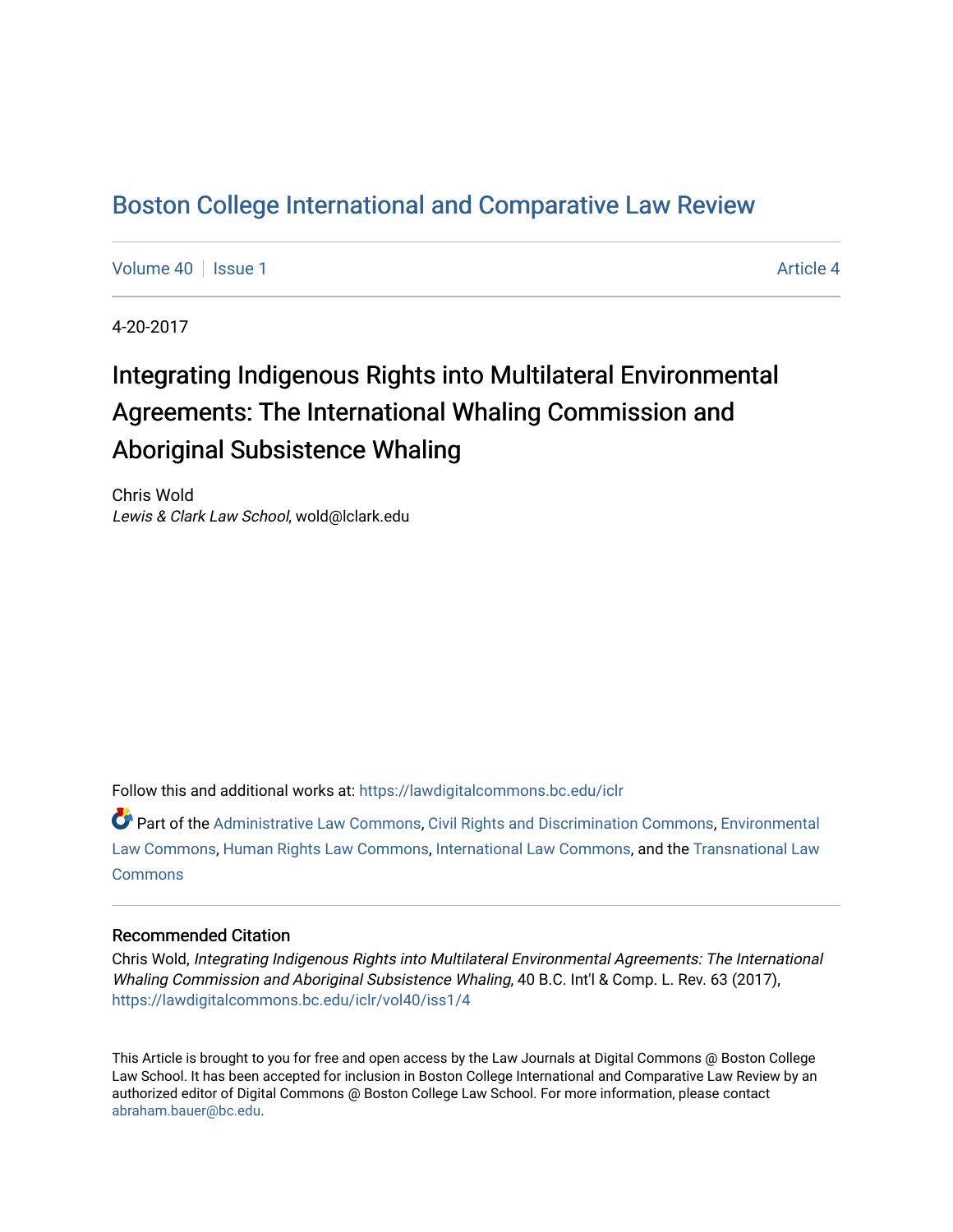# Boston College International and Comparative Law Review

Volume 40 | Issue 1 | Article 4

4-20-2017

## Integrating Indigenous Rights into Multilateral Environmental Agreements: The International Whaling Commission and Aboriginal Subsistence Whaling

Chris Wold
*Lewis & Clark Law School*, wold@lclark.edu

Follow this and additional works at: https://lawdigitalcommons.bc.edu/iclr

Part of the Administrative Law Commons, Civil Rights and Discrimination Commons, Environmental Law Commons, Human Rights Law Commons, International Law Commons, and the Transnational Law Commons

### Recommended Citation

Chris Wold, *Integrating Indigenous Rights into Multilateral Environmental Agreements: The International Whaling Commission and Aboriginal Subsistence Whaling*, 40 B.C. Int'l & Comp. L. Rev. 63 (2017), https://lawdigitalcommons.bc.edu/iclr/vol40/iss1/4

This Article is brought to you for free and open access by the Law Journals at Digital Commons @ Boston College Law School. It has been accepted for inclusion in Boston College International and Comparative Law Review by an authorized editor of Digital Commons @ Boston College Law School. For more information, please contact abraham.bauer@bc.edu.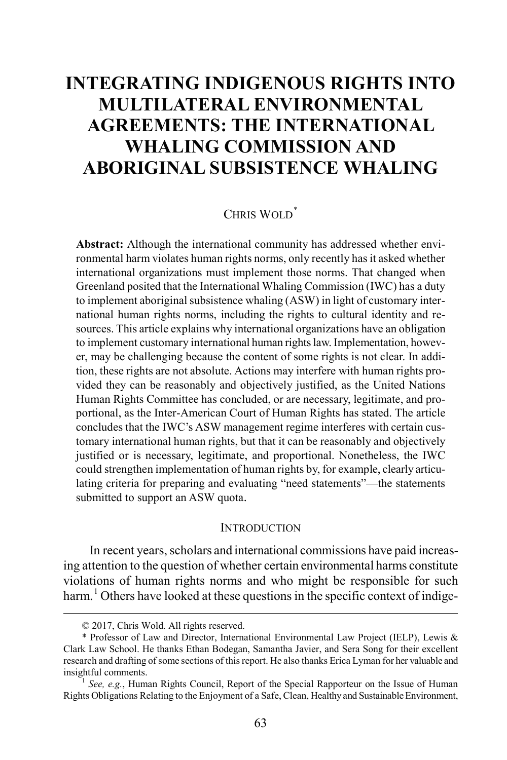# INTEGRATING INDIGENOUS RIGHTS INTO MULTILATERAL ENVIRONMENTAL AGREEMENTS: THE INTERNATIONAL WHALING COMMISSION AND ABORIGINAL SUBSISTENCE WHALING

CHRIS WOLD[*]

**Abstract:** Although the international community has addressed whether environmental harm violates human rights norms, only recently has it asked whether international organizations must implement those norms. That changed when Greenland posited that the International Whaling Commission (IWC) has a duty to implement aboriginal subsistence whaling (ASW) in light of customary international human rights norms, including the rights to cultural identity and resources. This article explains why international organizations have an obligation to implement customary international human rights law. Implementation, however, may be challenging because the content of some rights is not clear. In addition, these rights are not absolute. Actions may interfere with human rights provided they can be reasonably and objectively justified, as the United Nations Human Rights Committee has concluded, or are necessary, legitimate, and proportional, as the Inter-American Court of Human Rights has stated. The article concludes that the IWC's ASW management regime interferes with certain customary international human rights, but that it can be reasonably and objectively justified or is necessary, legitimate, and proportional. Nonetheless, the IWC could strengthen implementation of human rights by, for example, clearly articulating criteria for preparing and evaluating "need statements"—the statements submitted to support an ASW quota.

## INTRODUCTION

In recent years, scholars and international commissions have paid increasing attention to the question of whether certain environmental harms constitute violations of human rights norms and who might be responsible for such harm.[1] Others have looked at these questions in the specific context of indige-

---

© 2017, Chris Wold. All rights reserved.

[*] Professor of Law and Director, International Environmental Law Project (IELP), Lewis & Clark Law School. He thanks Ethan Bodegan, Samantha Javier, and Sera Song for their excellent research and drafting of some sections of this report. He also thanks Erica Lyman for her valuable and insightful comments.

[1] *See, e.g.*, Human Rights Council, Report of the Special Rapporteur on the Issue of Human Rights Obligations Relating to the Enjoyment of a Safe, Clean, Healthy and Sustainable Environment,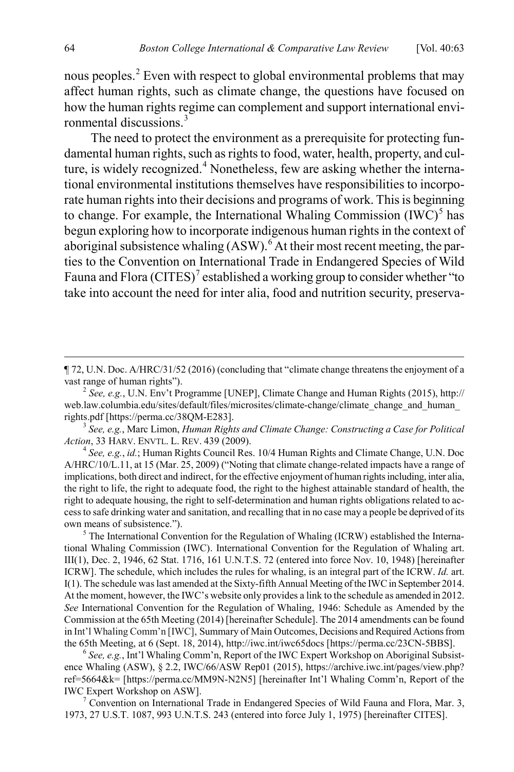nous peoples.[2] Even with respect to global environmental problems that may affect human rights, such as climate change, the questions have focused on how the human rights regime can complement and support international environmental discussions.[3]

The need to protect the environment as a prerequisite for protecting fundamental human rights, such as rights to food, water, health, property, and culture, is widely recognized.[4] Nonetheless, few are asking whether the international environmental institutions themselves have responsibilities to incorporate human rights into their decisions and programs of work. This is beginning to change. For example, the International Whaling Commission (IWC)[5] has begun exploring how to incorporate indigenous human rights in the context of aboriginal subsistence whaling (ASW).[6] At their most recent meeting, the parties to the Convention on International Trade in Endangered Species of Wild Fauna and Flora (CITES)[7] established a working group to consider whether "to take into account the need for inter alia, food and nutrition security, preserva-

---

¶ 72, U.N. Doc. A/HRC/31/52 (2016) (concluding that "climate change threatens the enjoyment of a vast range of human rights").

[2] *See, e.g.*, U.N. Env't Programme [UNEP], Climate Change and Human Rights (2015), http://web.law.columbia.edu/sites/default/files/microsites/climate-change/climate_change_and_human_rights.pdf [https://perma.cc/38QM-E283].

[3] *See, e.g.*, Marc Limon, *Human Rights and Climate Change: Constructing a Case for Political Action*, 33 HARV. ENVTL. L. REV. 439 (2009).

[4] *See, e.g.*, *id.*; Human Rights Council Res. 10/4 Human Rights and Climate Change, U.N. Doc A/HRC/10/L.11, at 15 (Mar. 25, 2009) ("Noting that climate change-related impacts have a range of implications, both direct and indirect, for the effective enjoyment of human rights including, inter alia, the right to life, the right to adequate food, the right to the highest attainable standard of health, the right to adequate housing, the right to self-determination and human rights obligations related to access to safe drinking water and sanitation, and recalling that in no case may a people be deprived of its own means of subsistence.").

[5] The International Convention for the Regulation of Whaling (ICRW) established the International Whaling Commission (IWC). International Convention for the Regulation of Whaling art. III(1), Dec. 2, 1946, 62 Stat. 1716, 161 U.N.T.S. 72 (entered into force Nov. 10, 1948) [hereinafter ICRW]. The schedule, which includes the rules for whaling, is an integral part of the ICRW. *Id.* art. I(1). The schedule was last amended at the Sixty-fifth Annual Meeting of the IWC in September 2014. At the moment, however, the IWC's website only provides a link to the schedule as amended in 2012. *See* International Convention for the Regulation of Whaling, 1946: Schedule as Amended by the Commission at the 65th Meeting (2014) [hereinafter Schedule]. The 2014 amendments can be found in Int'l Whaling Comm'n [IWC], Summary of Main Outcomes, Decisions and Required Actions from the 65th Meeting, at 6 (Sept. 18, 2014), http://iwc.int/iwc65docs [https://perma.cc/23CN-5BBS].

[6] *See, e.g.*, Int'l Whaling Comm'n, Report of the IWC Expert Workshop on Aboriginal Subsistence Whaling (ASW), § 2.2, IWC/66/ASW Rep01 (2015), https://archive.iwc.int/pages/view.php?ref=5664&k= [https://perma.cc/MM9N-N2N5] [hereinafter Int'l Whaling Comm'n, Report of the IWC Expert Workshop on ASW].

[7] Convention on International Trade in Endangered Species of Wild Fauna and Flora, Mar. 3, 1973, 27 U.S.T. 1087, 993 U.N.T.S. 243 (entered into force July 1, 1975) [hereinafter CITES].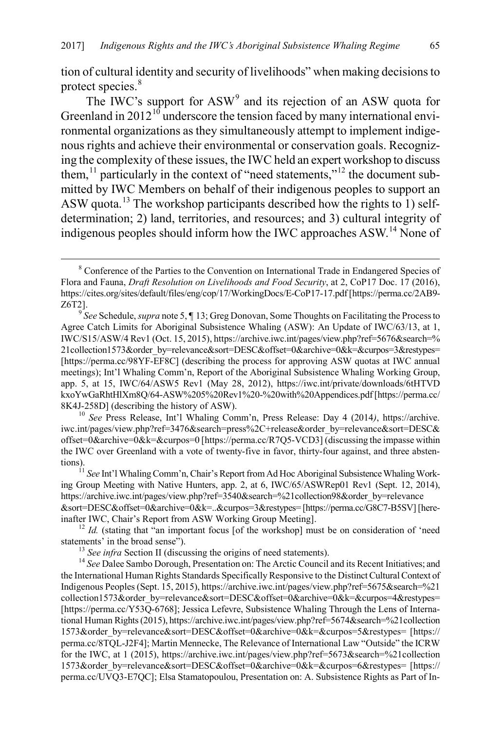tion of cultural identity and security of livelihoods" when making decisions to protect species.[8]

The IWC's support for ASW[9] and its rejection of an ASW quota for Greenland in 2012[10] underscore the tension faced by many international environmental organizations as they simultaneously attempt to implement indigenous rights and achieve their environmental or conservation goals. Recognizing the complexity of these issues, the IWC held an expert workshop to discuss them,[11] particularly in the context of "need statements,"[12] the document submitted by IWC Members on behalf of their indigenous peoples to support an ASW quota.[13] The workshop participants described how the rights to 1) self-determination; 2) land, territories, and resources; and 3) cultural integrity of indigenous peoples should inform how the IWC approaches ASW.[14] None of

---

[8] Conference of the Parties to the Convention on International Trade in Endangered Species of Flora and Fauna, *Draft Resolution on Livelihoods and Food Security*, at 2, CoP17 Doc. 17 (2016), https://cites.org/sites/default/files/eng/cop/17/WorkingDocs/E-CoP17-17.pdf [https://perma.cc/2AB9-Z6T2].

[9] *See* Schedule, *supra* note 5, ¶ 13; Greg Donovan, Some Thoughts on Facilitating the Process to Agree Catch Limits for Aboriginal Subsistence Whaling (ASW): An Update of IWC/63/13, at 1, IWC/S15/ASW/4 Rev1 (Oct. 15, 2015), https://archive.iwc.int/pages/view.php?ref=5676&search=%21collection1573&order_by=relevance&sort=DESC&offset=0&archive=0&k=&curpos=3&restypes= [https://perma.cc/98YF-EF8C] (describing the process for approving ASW quotas at IWC annual meetings); Int'l Whaling Comm'n, Report of the Aboriginal Subsistence Whaling Working Group, app. 5, at 15, IWC/64/ASW5 Rev1 (May 28, 2012), https://iwc.int/private/downloads/6tHTVDkxoYwGaRhtHlXm8Q/64-ASW%205%20Rev1%20-%20with%20Appendices.pdf [https://perma.cc/8K4J-258D] (describing the history of ASW).

[10] *See* Press Release, Int'l Whaling Comm'n, Press Release: Day 4 (2014*)*, https://archive.iwc.int/pages/view.php?ref=3476&search=press%2C+release&order_by=relevance&sort=DESC&offset=0&archive=0&k=&curpos=0 [https://perma.cc/R7Q5-VCD3] (discussing the impasse within the IWC over Greenland with a vote of twenty-five in favor, thirty-four against, and three abstentions).

[11] *See* Int'l Whaling Comm'n, Chair's Report from Ad Hoc Aboriginal Subsistence Whaling Working Group Meeting with Native Hunters, app. 2, at 6, IWC/65/ASWRep01 Rev1 (Sept. 12, 2014), https://archive.iwc.int/pages/view.php?ref=3540&search=%21collection98&order_by=relevance&sort=DESC&offset=0&archive=0&k=..&curpos=3&restypes= [https://perma.cc/G8C7-B5SV] [hereinafter IWC, Chair's Report from ASW Working Group Meeting].

[12] *Id.* (stating that "an important focus [of the workshop] must be on consideration of 'need statements' in the broad sense").

[13] *See infra* Section II (discussing the origins of need statements).

[14] *See* Dalee Sambo Dorough, Presentation on: The Arctic Council and its Recent Initiatives; and the International Human Rights Standards Specifically Responsive to the Distinct Cultural Context of Indigenous Peoples (Sept. 15, 2015), https://archive.iwc.int/pages/view.php?ref=5675&search=%21collection1573&order_by=relevance&sort=DESC&offset=0&archive=0&k=&curpos=4&restypes= [https://perma.cc/Y53Q-6768]; Jessica Lefevre, Subsistence Whaling Through the Lens of International Human Rights (2015), https://archive.iwc.int/pages/view.php?ref=5674&search=%21collection1573&order_by=relevance&sort=DESC&offset=0&archive=0&k=&curpos=5&restypes= [https://perma.cc/8TQL-J2F4]; Martin Mennecke, The Relevance of International Law "Outside" the ICRW for the IWC, at 1 (2015), https://archive.iwc.int/pages/view.php?ref=5673&search=%21collection1573&order_by=relevance&sort=DESC&offset=0&archive=0&k=&curpos=6&restypes= [https://perma.cc/UVQ3-E7QC]; Elsa Stamatopoulou, Presentation on: A. Subsistence Rights as Part of In-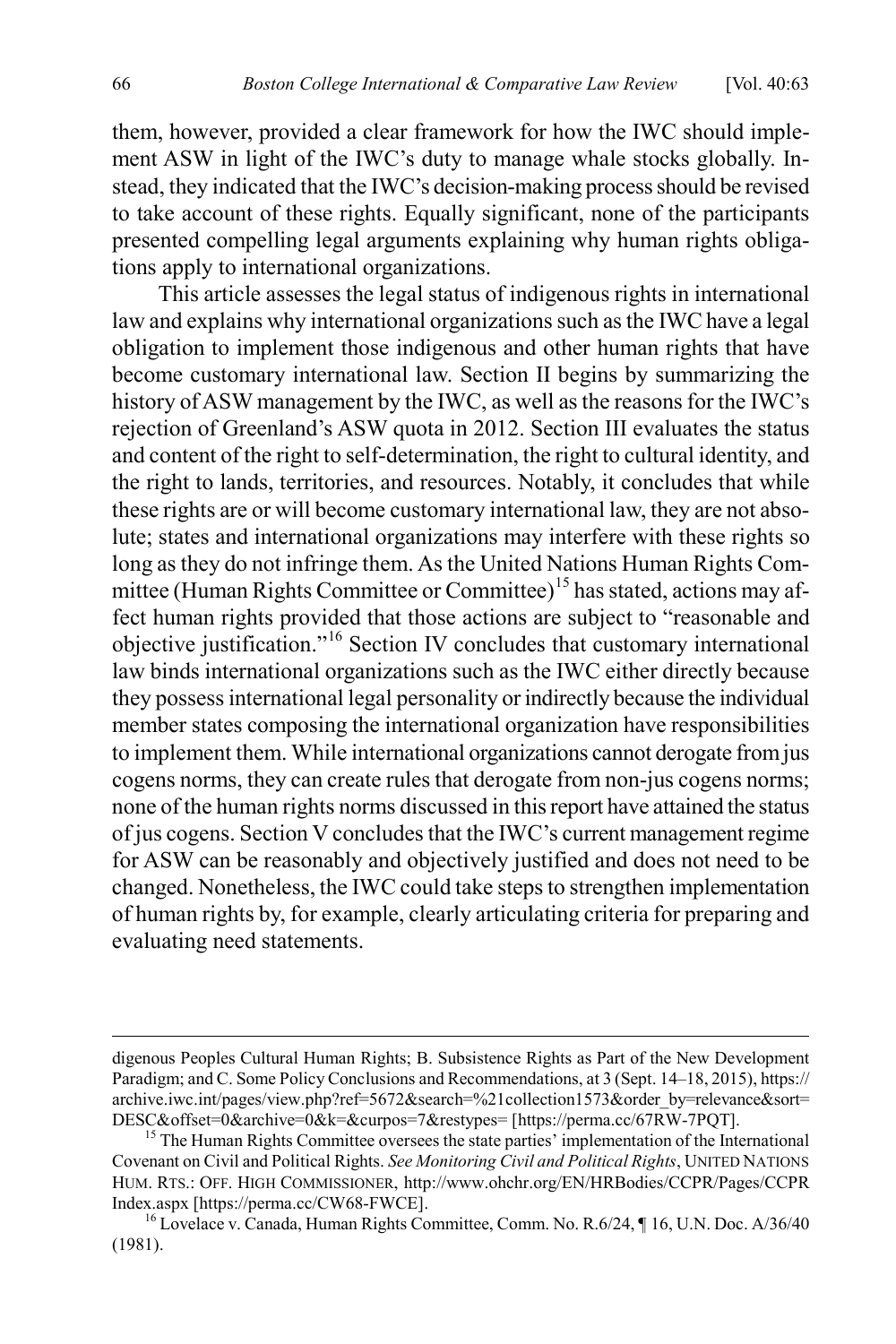them, however, provided a clear framework for how the IWC should implement ASW in light of the IWC's duty to manage whale stocks globally. Instead, they indicated that the IWC's decision-making process should be revised to take account of these rights. Equally significant, none of the participants presented compelling legal arguments explaining why human rights obligations apply to international organizations.

This article assesses the legal status of indigenous rights in international law and explains why international organizations such as the IWC have a legal obligation to implement those indigenous and other human rights that have become customary international law. Section II begins by summarizing the history of ASW management by the IWC, as well as the reasons for the IWC's rejection of Greenland's ASW quota in 2012. Section III evaluates the status and content of the right to self-determination, the right to cultural identity, and the right to lands, territories, and resources. Notably, it concludes that while these rights are or will become customary international law, they are not absolute; states and international organizations may interfere with these rights so long as they do not infringe them. As the United Nations Human Rights Committee (Human Rights Committee or Committee)[15] has stated, actions may affect human rights provided that those actions are subject to "reasonable and objective justification."[16] Section IV concludes that customary international law binds international organizations such as the IWC either directly because they possess international legal personality or indirectly because the individual member states composing the international organization have responsibilities to implement them. While international organizations cannot derogate from jus cogens norms, they can create rules that derogate from non-jus cogens norms; none of the human rights norms discussed in this report have attained the status of jus cogens. Section V concludes that the IWC's current management regime for ASW can be reasonably and objectively justified and does not need to be changed. Nonetheless, the IWC could take steps to strengthen implementation of human rights by, for example, clearly articulating criteria for preparing and evaluating need statements.

digenous Peoples Cultural Human Rights; B. Subsistence Rights as Part of the New Development Paradigm; and C. Some Policy Conclusions and Recommendations, at 3 (Sept. 14–18, 2015), https://archive.iwc.int/pages/view.php?ref=5672&search=%21collection1573&order_by=relevance&sort=DESC&offset=0&archive=0&k=&curpos=7&restypes= [https://perma.cc/67RW-7PQT].

[15] The Human Rights Committee oversees the state parties' implementation of the International Covenant on Civil and Political Rights. *See Monitoring Civil and Political Rights*, UNITED NATIONS HUM. RTS.: OFF. HIGH COMMISSIONER, http://www.ohchr.org/EN/HRBodies/CCPR/Pages/CCPRIndex.aspx [https://perma.cc/CW68-FWCE].

[16] Lovelace v. Canada, Human Rights Committee, Comm. No. R.6/24, ¶ 16, U.N. Doc. A/36/40 (1981).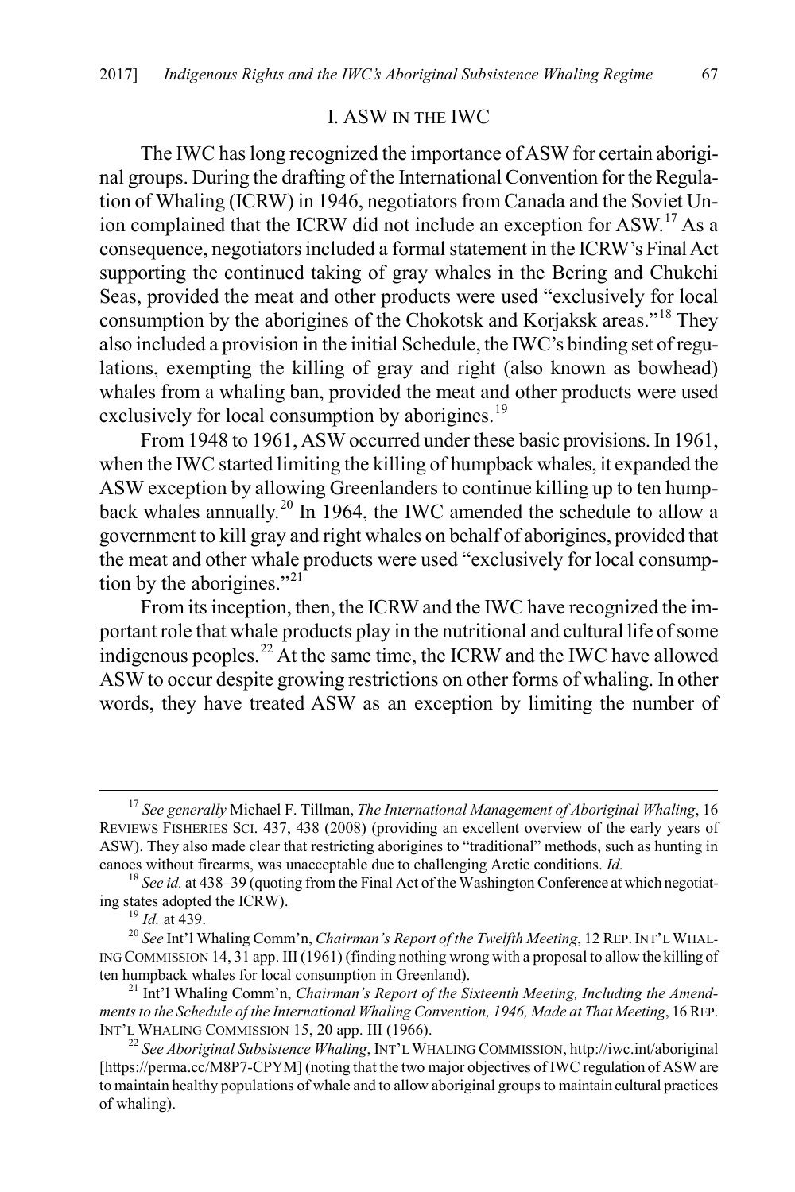## I. ASW IN THE IWC

The IWC has long recognized the importance of ASW for certain aboriginal groups. During the drafting of the International Convention for the Regulation of Whaling (ICRW) in 1946, negotiators from Canada and the Soviet Union complained that the ICRW did not include an exception for ASW.[17] As a consequence, negotiators included a formal statement in the ICRW's Final Act supporting the continued taking of gray whales in the Bering and Chukchi Seas, provided the meat and other products were used "exclusively for local consumption by the aborigines of the Chokotsk and Korjaksk areas."[18] They also included a provision in the initial Schedule, the IWC's binding set of regulations, exempting the killing of gray and right (also known as bowhead) whales from a whaling ban, provided the meat and other products were used exclusively for local consumption by aborigines.[19]

From 1948 to 1961, ASW occurred under these basic provisions. In 1961, when the IWC started limiting the killing of humpback whales, it expanded the ASW exception by allowing Greenlanders to continue killing up to ten humpback whales annually.[20] In 1964, the IWC amended the schedule to allow a government to kill gray and right whales on behalf of aborigines, provided that the meat and other whale products were used "exclusively for local consumption by the aborigines."[21]

From its inception, then, the ICRW and the IWC have recognized the important role that whale products play in the nutritional and cultural life of some indigenous peoples.[22] At the same time, the ICRW and the IWC have allowed ASW to occur despite growing restrictions on other forms of whaling. In other words, they have treated ASW as an exception by limiting the number of

---

[17] *See generally* Michael F. Tillman, *The International Management of Aboriginal Whaling*, 16 REVIEWS FISHERIES SCI. 437, 438 (2008) (providing an excellent overview of the early years of ASW). They also made clear that restricting aborigines to "traditional" methods, such as hunting in canoes without firearms, was unacceptable due to challenging Arctic conditions. *Id.*

[18] *See id.* at 438–39 (quoting from the Final Act of the Washington Conference at which negotiating states adopted the ICRW).

[19] *Id.* at 439.

[20] *See* Int'l Whaling Comm'n, *Chairman's Report of the Twelfth Meeting*, 12 REP. INT'L WHALING COMMISSION 14, 31 app. III (1961) (finding nothing wrong with a proposal to allow the killing of ten humpback whales for local consumption in Greenland).

[21] Int'l Whaling Comm'n, *Chairman's Report of the Sixteenth Meeting, Including the Amendments to the Schedule of the International Whaling Convention, 1946, Made at That Meeting*, 16 REP. INT'L WHALING COMMISSION 15, 20 app. III (1966).

[22] *See Aboriginal Subsistence Whaling*, INT'L WHALING COMMISSION, http://iwc.int/aboriginal [https://perma.cc/M8P7-CPYM] (noting that the two major objectives of IWC regulation of ASW are to maintain healthy populations of whale and to allow aboriginal groups to maintain cultural practices of whaling).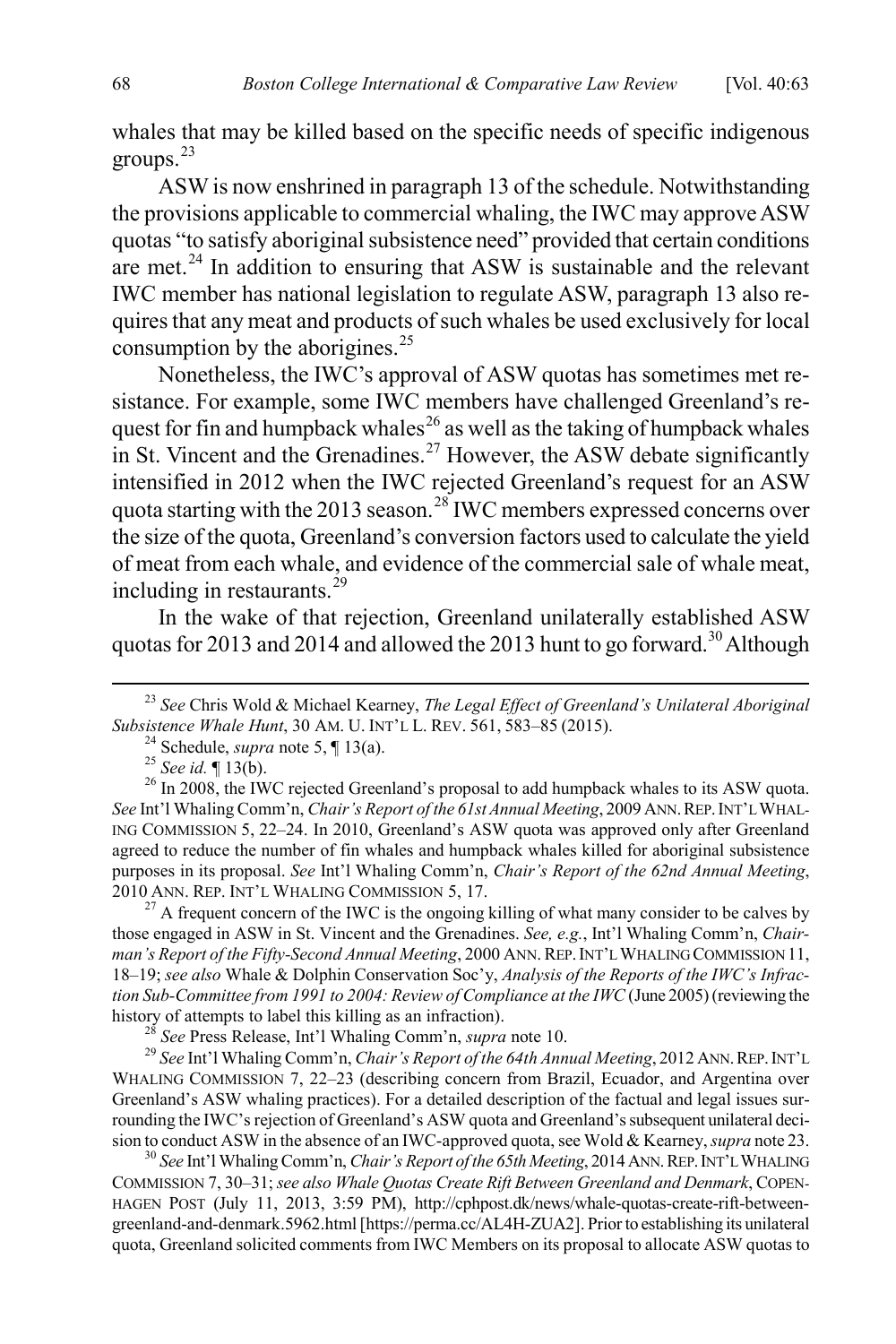whales that may be killed based on the specific needs of specific indigenous groups.[23]

ASW is now enshrined in paragraph 13 of the schedule. Notwithstanding the provisions applicable to commercial whaling, the IWC may approve ASW quotas "to satisfy aboriginal subsistence need" provided that certain conditions are met.[24] In addition to ensuring that ASW is sustainable and the relevant IWC member has national legislation to regulate ASW, paragraph 13 also requires that any meat and products of such whales be used exclusively for local consumption by the aborigines.[25]

Nonetheless, the IWC's approval of ASW quotas has sometimes met resistance. For example, some IWC members have challenged Greenland's request for fin and humpback whales[26] as well as the taking of humpback whales in St. Vincent and the Grenadines.[27] However, the ASW debate significantly intensified in 2012 when the IWC rejected Greenland's request for an ASW quota starting with the 2013 season.[28] IWC members expressed concerns over the size of the quota, Greenland's conversion factors used to calculate the yield of meat from each whale, and evidence of the commercial sale of whale meat, including in restaurants.[29]

In the wake of that rejection, Greenland unilaterally established ASW quotas for 2013 and 2014 and allowed the 2013 hunt to go forward.[30] Although

---

[23] *See* Chris Wold & Michael Kearney, *The Legal Effect of Greenland's Unilateral Aboriginal Subsistence Whale Hunt*, 30 AM. U. INT'L L. REV. 561, 583–85 (2015).

[24] Schedule, *supra* note 5, ¶ 13(a).

[25] *See id.* ¶ 13(b).

[26] In 2008, the IWC rejected Greenland's proposal to add humpback whales to its ASW quota. *See* Int'l Whaling Comm'n, *Chair's Report of the 61st Annual Meeting*, 2009 ANN. REP. INT'L WHALING COMMISSION 5, 22–24. In 2010, Greenland's ASW quota was approved only after Greenland agreed to reduce the number of fin whales and humpback whales killed for aboriginal subsistence purposes in its proposal. *See* Int'l Whaling Comm'n, *Chair's Report of the 62nd Annual Meeting*, 2010 ANN. REP. INT'L WHALING COMMISSION 5, 17.

[27] A frequent concern of the IWC is the ongoing killing of what many consider to be calves by those engaged in ASW in St. Vincent and the Grenadines. *See, e.g.*, Int'l Whaling Comm'n, *Chairman's Report of the Fifty-Second Annual Meeting*, 2000 ANN. REP. INT'L WHALING COMMISSION 11, 18–19; *see also* Whale & Dolphin Conservation Soc'y, *Analysis of the Reports of the IWC's Infraction Sub-Committee from 1991 to 2004: Review of Compliance at the IWC* (June 2005) (reviewing the history of attempts to label this killing as an infraction).

[28] *See* Press Release, Int'l Whaling Comm'n, *supra* note 10.

[29] *See* Int'l Whaling Comm'n, *Chair's Report of the 64th Annual Meeting*, 2012 ANN. REP. INT'L WHALING COMMISSION 7, 22–23 (describing concern from Brazil, Ecuador, and Argentina over Greenland's ASW whaling practices). For a detailed description of the factual and legal issues surrounding the IWC's rejection of Greenland's ASW quota and Greenland's subsequent unilateral decision to conduct ASW in the absence of an IWC-approved quota, see Wold & Kearney, *supra* note 23.

[30] *See* Int'l Whaling Comm'n, *Chair's Report of the 65th Meeting*, 2014 ANN. REP. INT'L WHALING COMMISSION 7, 30–31; *see also Whale Quotas Create Rift Between Greenland and Denmark*, COPENHAGEN POST (July 11, 2013, 3:59 PM), http://cphpost.dk/news/whale-quotas-create-rift-between-greenland-and-denmark.5962.html [https://perma.cc/AL4H-ZUA2]. Prior to establishing its unilateral quota, Greenland solicited comments from IWC Members on its proposal to allocate ASW quotas to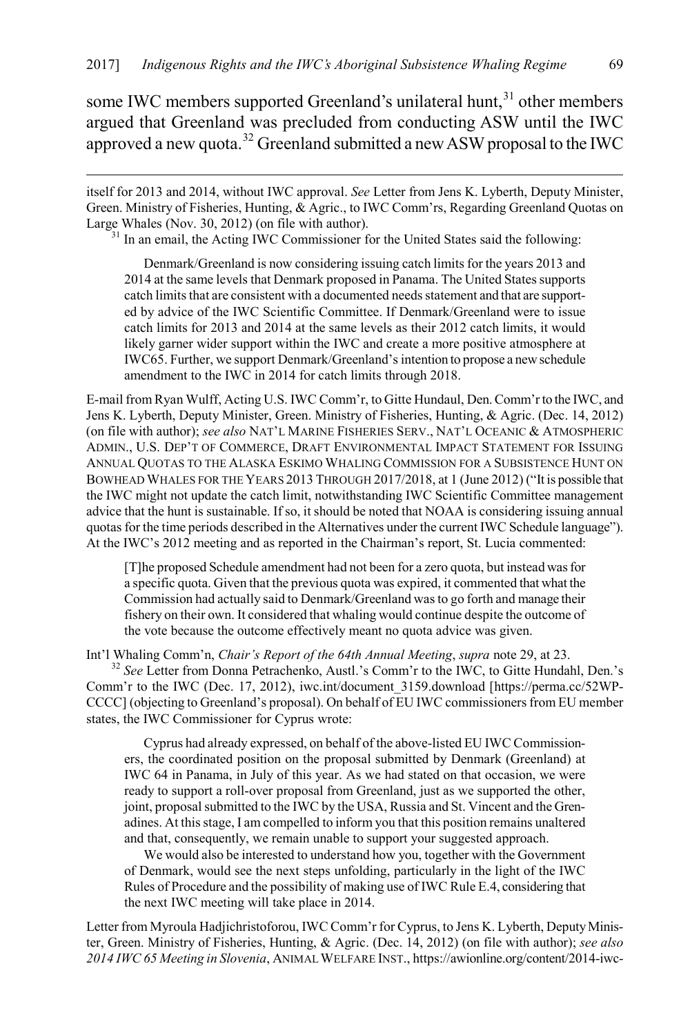some IWC members supported Greenland's unilateral hunt,[31] other members argued that Greenland was precluded from conducting ASW until the IWC approved a new quota.[32] Greenland submitted a new ASW proposal to the IWC

---

itself for 2013 and 2014, without IWC approval. *See* Letter from Jens K. Lyberth, Deputy Minister, Green. Ministry of Fisheries, Hunting, & Agric., to IWC Comm'rs, Regarding Greenland Quotas on Large Whales (Nov. 30, 2012) (on file with author).

[31] In an email, the Acting IWC Commissioner for the United States said the following:

> Denmark/Greenland is now considering issuing catch limits for the years 2013 and 2014 at the same levels that Denmark proposed in Panama. The United States supports catch limits that are consistent with a documented needs statement and that are supported by advice of the IWC Scientific Committee. If Denmark/Greenland were to issue catch limits for 2013 and 2014 at the same levels as their 2012 catch limits, it would likely garner wider support within the IWC and create a more positive atmosphere at IWC65. Further, we support Denmark/Greenland's intention to propose a new schedule amendment to the IWC in 2014 for catch limits through 2018.

E-mail from Ryan Wulff, Acting U.S. IWC Comm'r, to Gitte Hundaul, Den. Comm'r to the IWC, and Jens K. Lyberth, Deputy Minister, Green. Ministry of Fisheries, Hunting, & Agric. (Dec. 14, 2012) (on file with author); *see also* NAT'L MARINE FISHERIES SERV., NAT'L OCEANIC & ATMOSPHERIC ADMIN., U.S. DEP'T OF COMMERCE, DRAFT ENVIRONMENTAL IMPACT STATEMENT FOR ISSUING ANNUAL QUOTAS TO THE ALASKA ESKIMO WHALING COMMISSION FOR A SUBSISTENCE HUNT ON BOWHEAD WHALES FOR THE YEARS 2013 THROUGH 2017/2018, at 1 (June 2012) ("It is possible that the IWC might not update the catch limit, notwithstanding IWC Scientific Committee management advice that the hunt is sustainable. If so, it should be noted that NOAA is considering issuing annual quotas for the time periods described in the Alternatives under the current IWC Schedule language"). At the IWC's 2012 meeting and as reported in the Chairman's report, St. Lucia commented:

> [T]he proposed Schedule amendment had not been for a zero quota, but instead was for a specific quota. Given that the previous quota was expired, it commented that what the Commission had actually said to Denmark/Greenland was to go forth and manage their fishery on their own. It considered that whaling would continue despite the outcome of the vote because the outcome effectively meant no quota advice was given.

Int'l Whaling Comm'n, *Chair's Report of the 64th Annual Meeting*, *supra* note 29, at 23.

[32] *See* Letter from Donna Petrachenko, Austl.'s Comm'r to the IWC, to Gitte Hundahl, Den.'s Comm'r to the IWC (Dec. 17, 2012), iwc.int/document_3159.download [https://perma.cc/52WP-CCCC] (objecting to Greenland's proposal). On behalf of EU IWC commissioners from EU member states, the IWC Commissioner for Cyprus wrote:

> Cyprus had already expressed, on behalf of the above-listed EU IWC Commissioners, the coordinated position on the proposal submitted by Denmark (Greenland) at IWC 64 in Panama, in July of this year. As we had stated on that occasion, we were ready to support a roll-over proposal from Greenland, just as we supported the other, joint, proposal submitted to the IWC by the USA, Russia and St. Vincent and the Grenadines. At this stage, I am compelled to inform you that this position remains unaltered and that, consequently, we remain unable to support your suggested approach.
>
> We would also be interested to understand how you, together with the Government of Denmark, would see the next steps unfolding, particularly in the light of the IWC Rules of Procedure and the possibility of making use of IWC Rule E.4, considering that the next IWC meeting will take place in 2014.

Letter from Myroula Hadjichristoforou, IWC Comm'r for Cyprus, to Jens K. Lyberth, Deputy Minister, Green. Ministry of Fisheries, Hunting, & Agric. (Dec. 14, 2012) (on file with author); *see also* *2014 IWC 65 Meeting in Slovenia*, ANIMAL WELFARE INST., https://awionline.org/content/2014-iwc-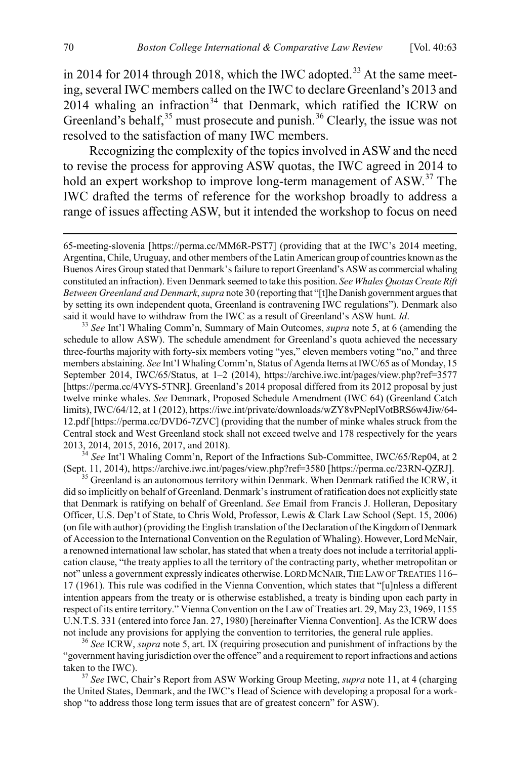in 2014 for 2014 through 2018, which the IWC adopted.[33] At the same meeting, several IWC members called on the IWC to declare Greenland's 2013 and 2014 whaling an infraction[34] that Denmark, which ratified the ICRW on Greenland's behalf,[35] must prosecute and punish.[36] Clearly, the issue was not resolved to the satisfaction of many IWC members.

Recognizing the complexity of the topics involved in ASW and the need to revise the process for approving ASW quotas, the IWC agreed in 2014 to hold an expert workshop to improve long-term management of ASW.[37] The IWC drafted the terms of reference for the workshop broadly to address a range of issues affecting ASW, but it intended the workshop to focus on need

65-meeting-slovenia [https://perma.cc/MM6R-PST7] (providing that at the IWC's 2014 meeting, Argentina, Chile, Uruguay, and other members of the Latin American group of countries known as the Buenos Aires Group stated that Denmark's failure to report Greenland's ASW as commercial whaling constituted an infraction). Even Denmark seemed to take this position. *See Whales Quotas Create Rift Between Greenland and Denmark*, *supra* note 30 (reporting that "[t]he Danish government argues that by setting its own independent quota, Greenland is contravening IWC regulations"). Denmark also said it would have to withdraw from the IWC as a result of Greenland's ASW hunt. *Id*.

[33] *See* Int'l Whaling Comm'n, Summary of Main Outcomes, *supra* note 5, at 6 (amending the schedule to allow ASW). The schedule amendment for Greenland's quota achieved the necessary three-fourths majority with forty-six members voting "yes," eleven members voting "no," and three members abstaining. *See* Int'l Whaling Comm'n, Status of Agenda Items at IWC/65 as of Monday, 15 September 2014, IWC/65/Status, at 1–2 (2014), https://archive.iwc.int/pages/view.php?ref=3577 [https://perma.cc/4VYS-5TNR]. Greenland's 2014 proposal differed from its 2012 proposal by just twelve minke whales. *See* Denmark, Proposed Schedule Amendment (IWC 64) (Greenland Catch limits), IWC/64/12, at 1 (2012), https://iwc.int/private/downloads/wZY8vPNeplVotBRS6w4Jiw/64-12.pdf [https://perma.cc/DVD6-7ZVC] (providing that the number of minke whales struck from the Central stock and West Greenland stock shall not exceed twelve and 178 respectively for the years 2013, 2014, 2015, 2016, 2017, and 2018).

[34] *See* Int'l Whaling Comm'n, Report of the Infractions Sub-Committee, IWC/65/Rep04, at 2 (Sept. 11, 2014), https://archive.iwc.int/pages/view.php?ref=3580 [https://perma.cc/23RN-QZRJ].

[35] Greenland is an autonomous territory within Denmark. When Denmark ratified the ICRW, it did so implicitly on behalf of Greenland. Denmark's instrument of ratification does not explicitly state that Denmark is ratifying on behalf of Greenland. *See* Email from Francis J. Holleran, Depositary Officer, U.S. Dep't of State, to Chris Wold, Professor, Lewis & Clark Law School (Sept. 15, 2006) (on file with author) (providing the English translation of the Declaration of the Kingdom of Denmark of Accession to the International Convention on the Regulation of Whaling). However, Lord McNair, a renowned international law scholar, has stated that when a treaty does not include a territorial application clause, "the treaty applies to all the territory of the contracting party, whether metropolitan or not" unless a government expressly indicates otherwise. LORD MCNAIR, THE LAW OF TREATIES 116–17 (1961). This rule was codified in the Vienna Convention, which states that "[u]nless a different intention appears from the treaty or is otherwise established, a treaty is binding upon each party in respect of its entire territory." Vienna Convention on the Law of Treaties art. 29, May 23, 1969, 1155 U.N.T.S. 331 (entered into force Jan. 27, 1980) [hereinafter Vienna Convention]. As the ICRW does not include any provisions for applying the convention to territories, the general rule applies.

[36] *See* ICRW, *supra* note 5, art. IX (requiring prosecution and punishment of infractions by the "government having jurisdiction over the offence" and a requirement to report infractions and actions taken to the IWC).

[37] *See* IWC, Chair's Report from ASW Working Group Meeting, *supra* note 11, at 4 (charging the United States, Denmark, and the IWC's Head of Science with developing a proposal for a workshop "to address those long term issues that are of greatest concern" for ASW).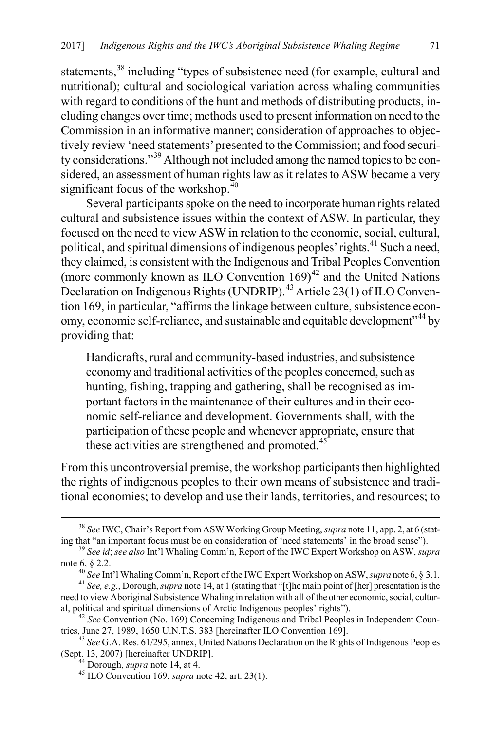statements,[38] including "types of subsistence need (for example, cultural and nutritional); cultural and sociological variation across whaling communities with regard to conditions of the hunt and methods of distributing products, including changes over time; methods used to present information on need to the Commission in an informative manner; consideration of approaches to objectively review 'need statements' presented to the Commission; and food security considerations."[39] Although not included among the named topics to be considered, an assessment of human rights law as it relates to ASW became a very significant focus of the workshop.[40]

Several participants spoke on the need to incorporate human rights related cultural and subsistence issues within the context of ASW. In particular, they focused on the need to view ASW in relation to the economic, social, cultural, political, and spiritual dimensions of indigenous peoples' rights.[41] Such a need, they claimed, is consistent with the Indigenous and Tribal Peoples Convention (more commonly known as ILO Convention 169)[42] and the United Nations Declaration on Indigenous Rights (UNDRIP).[43] Article 23(1) of ILO Convention 169, in particular, "affirms the linkage between culture, subsistence economy, economic self-reliance, and sustainable and equitable development"[44] by providing that:

> Handicrafts, rural and community-based industries, and subsistence economy and traditional activities of the peoples concerned, such as hunting, fishing, trapping and gathering, shall be recognised as important factors in the maintenance of their cultures and in their economic self-reliance and development. Governments shall, with the participation of these people and whenever appropriate, ensure that these activities are strengthened and promoted.[45]

From this uncontroversial premise, the workshop participants then highlighted the rights of indigenous peoples to their own means of subsistence and traditional economies; to develop and use their lands, territories, and resources; to

---

[38] *See* IWC, Chair's Report from ASW Working Group Meeting, *supra* note 11, app. 2, at 6 (stating that "an important focus must be on consideration of 'need statements' in the broad sense").

[39] *See id*; *see also* Int'l Whaling Comm'n, Report of the IWC Expert Workshop on ASW, *supra* note 6, § 2.2.

[40] *See* Int'l Whaling Comm'n, Report of the IWC Expert Workshop on ASW, *supra* note 6, § 3.1.

[41] *See, e.g.*, Dorough, *supra* note 14, at 1 (stating that "[t]he main point of [her] presentation is the need to view Aboriginal Subsistence Whaling in relation with all of the other economic, social, cultural, political and spiritual dimensions of Arctic Indigenous peoples' rights").

[42] *See* Convention (No. 169) Concerning Indigenous and Tribal Peoples in Independent Countries, June 27, 1989, 1650 U.N.T.S. 383 [hereinafter ILO Convention 169].

[43] *See* G.A. Res. 61/295, annex, United Nations Declaration on the Rights of Indigenous Peoples (Sept. 13, 2007) [hereinafter UNDRIP].

[44] Dorough, *supra* note 14, at 4.

[45] ILO Convention 169, *supra* note 42, art. 23(1).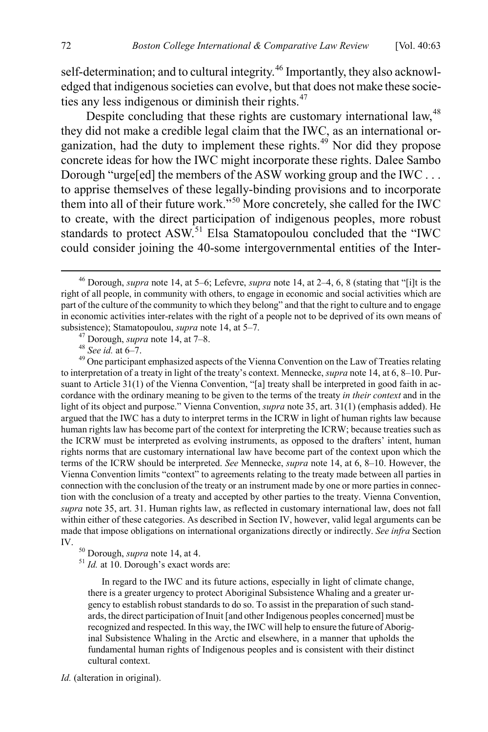self-determination; and to cultural integrity.[46] Importantly, they also acknowledged that indigenous societies can evolve, but that does not make these societies any less indigenous or diminish their rights.[47]

Despite concluding that these rights are customary international law,[48] they did not make a credible legal claim that the IWC, as an international organization, had the duty to implement these rights.[49] Nor did they propose concrete ideas for how the IWC might incorporate these rights. Dalee Sambo Dorough "urge[ed] the members of the ASW working group and the IWC . . . to apprise themselves of these legally-binding provisions and to incorporate them into all of their future work."[50] More concretely, she called for the IWC to create, with the direct participation of indigenous peoples, more robust standards to protect ASW.[51] Elsa Stamatopoulou concluded that the "IWC could consider joining the 40-some intergovernmental entities of the Inter-

---

[46] Dorough, *supra* note 14, at 5–6; Lefevre, *supra* note 14, at 2–4, 6, 8 (stating that "[i]t is the right of all people, in community with others, to engage in economic and social activities which are part of the culture of the community to which they belong" and that the right to culture and to engage in economic activities inter-relates with the right of a people not to be deprived of its own means of subsistence); Stamatopoulou, *supra* note 14, at 5–7.

[47] Dorough, *supra* note 14, at 7–8.

[48] *See id.* at 6–7.

[49] One participant emphasized aspects of the Vienna Convention on the Law of Treaties relating to interpretation of a treaty in light of the treaty's context. Mennecke, *supra* note 14, at 6, 8–10. Pursuant to Article 31(1) of the Vienna Convention, "[a] treaty shall be interpreted in good faith in accordance with the ordinary meaning to be given to the terms of the treaty *in their context* and in the light of its object and purpose." Vienna Convention, *supra* note 35, art. 31(1) (emphasis added). He argued that the IWC has a duty to interpret terms in the ICRW in light of human rights law because human rights law has become part of the context for interpreting the ICRW; because treaties such as the ICRW must be interpreted as evolving instruments, as opposed to the drafters' intent, human rights norms that are customary international law have become part of the context upon which the terms of the ICRW should be interpreted. *See* Mennecke, *supra* note 14, at 6, 8–10. However, the Vienna Convention limits "context" to agreements relating to the treaty made between all parties in connection with the conclusion of the treaty or an instrument made by one or more parties in connection with the conclusion of a treaty and accepted by other parties to the treaty. Vienna Convention, *supra* note 35, art. 31. Human rights law, as reflected in customary international law, does not fall within either of these categories. As described in Section IV, however, valid legal arguments can be made that impose obligations on international organizations directly or indirectly. *See infra* Section IV.

[50] Dorough, *supra* note 14, at 4.

[51] *Id.* at 10. Dorough's exact words are:

> In regard to the IWC and its future actions, especially in light of climate change, there is a greater urgency to protect Aboriginal Subsistence Whaling and a greater urgency to establish robust standards to do so. To assist in the preparation of such standards, the direct participation of Inuit [and other Indigenous peoples concerned] must be recognized and respected. In this way, the IWC will help to ensure the future of Aboriginal Subsistence Whaling in the Arctic and elsewhere, in a manner that upholds the fundamental human rights of Indigenous peoples and is consistent with their distinct cultural context.

*Id.* (alteration in original).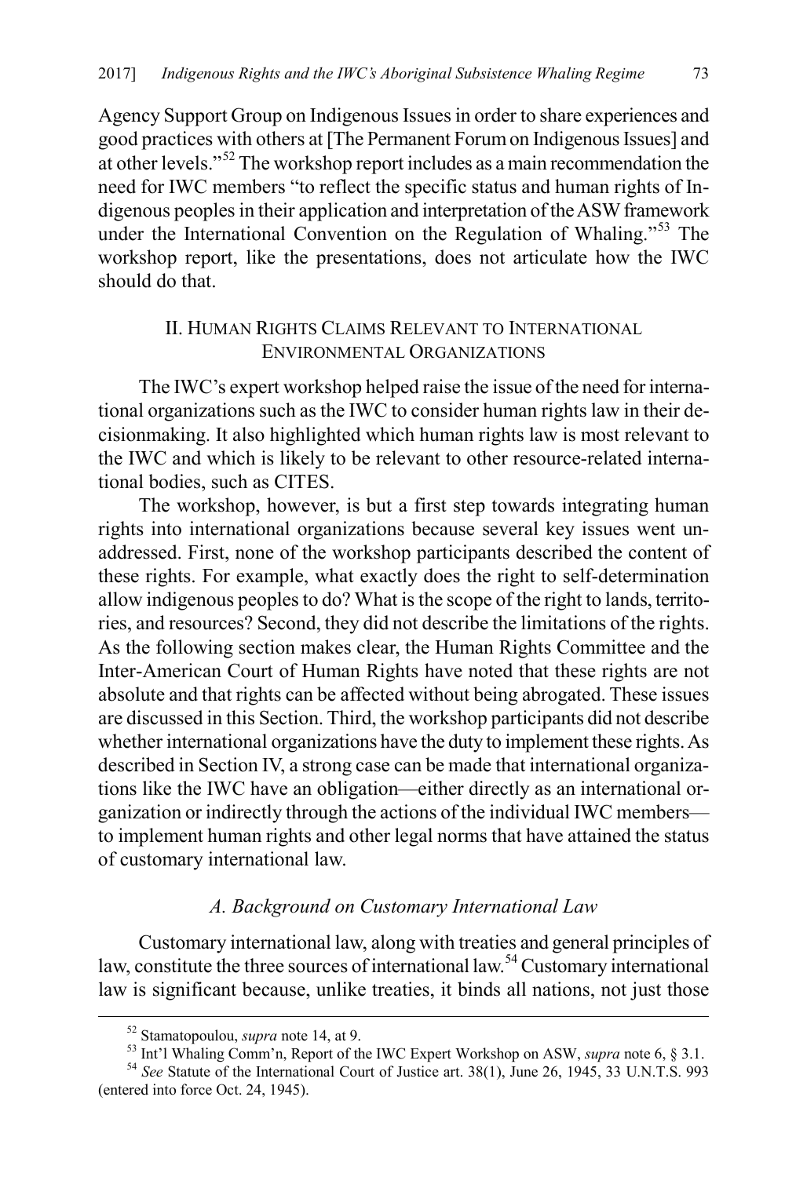Agency Support Group on Indigenous Issues in order to share experiences and good practices with others at [The Permanent Forum on Indigenous Issues] and at other levels."[52] The workshop report includes as a main recommendation the need for IWC members "to reflect the specific status and human rights of Indigenous peoples in their application and interpretation of the ASW framework under the International Convention on the Regulation of Whaling."[53] The workshop report, like the presentations, does not articulate how the IWC should do that.

## II. Human Rights Claims Relevant to International Environmental Organizations

The IWC's expert workshop helped raise the issue of the need for international organizations such as the IWC to consider human rights law in their decisionmaking. It also highlighted which human rights law is most relevant to the IWC and which is likely to be relevant to other resource-related international bodies, such as CITES.

The workshop, however, is but a first step towards integrating human rights into international organizations because several key issues went unaddressed. First, none of the workshop participants described the content of these rights. For example, what exactly does the right to self-determination allow indigenous peoples to do? What is the scope of the right to lands, territories, and resources? Second, they did not describe the limitations of the rights. As the following section makes clear, the Human Rights Committee and the Inter-American Court of Human Rights have noted that these rights are not absolute and that rights can be affected without being abrogated. These issues are discussed in this Section. Third, the workshop participants did not describe whether international organizations have the duty to implement these rights. As described in Section IV, a strong case can be made that international organizations like the IWC have an obligation—either directly as an international organization or indirectly through the actions of the individual IWC members—to implement human rights and other legal norms that have attained the status of customary international law.

### *A. Background on Customary International Law*

Customary international law, along with treaties and general principles of law, constitute the three sources of international law.[54] Customary international law is significant because, unlike treaties, it binds all nations, not just those

[52] Stamatopoulou, *supra* note 14, at 9.

[53] Int'l Whaling Comm'n, Report of the IWC Expert Workshop on ASW, *supra* note 6, § 3.1.

[54] *See* Statute of the International Court of Justice art. 38(1), June 26, 1945, 33 U.N.T.S. 993 (entered into force Oct. 24, 1945).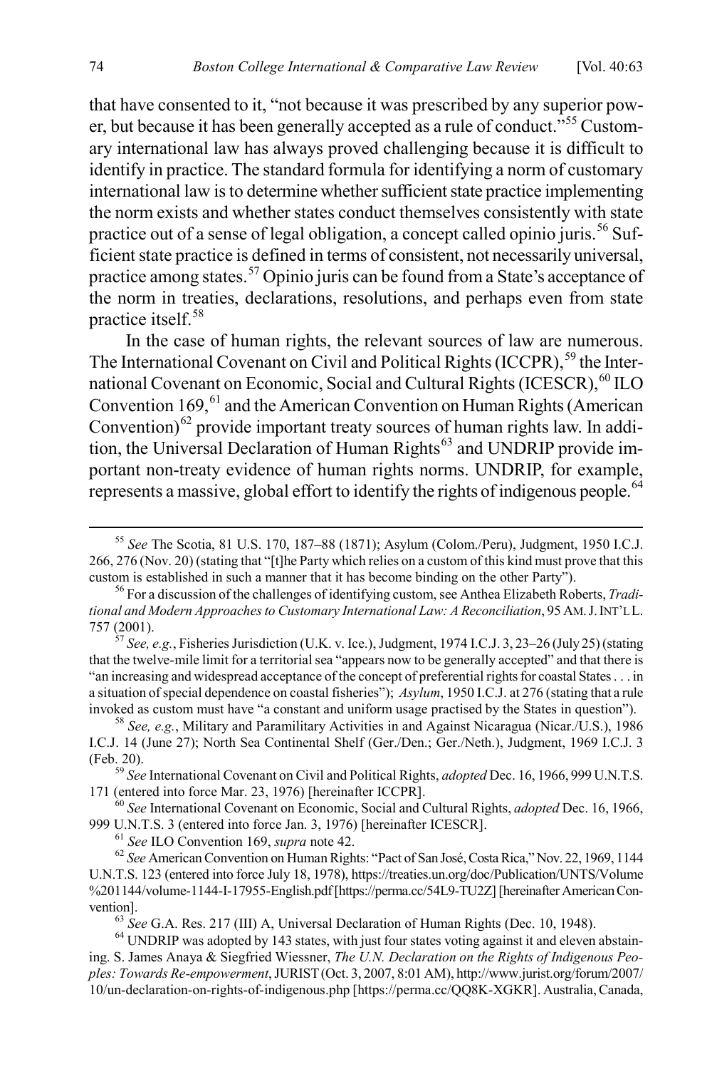that have consented to it, "not because it was prescribed by any superior power, but because it has been generally accepted as a rule of conduct."[55] Customary international law has always proved challenging because it is difficult to identify in practice. The standard formula for identifying a norm of customary international law is to determine whether sufficient state practice implementing the norm exists and whether states conduct themselves consistently with state practice out of a sense of legal obligation, a concept called opinio juris.[56] Sufficient state practice is defined in terms of consistent, not necessarily universal, practice among states.[57] Opinio juris can be found from a State's acceptance of the norm in treaties, declarations, resolutions, and perhaps even from state practice itself.[58]

In the case of human rights, the relevant sources of law are numerous. The International Covenant on Civil and Political Rights (ICCPR),[59] the International Covenant on Economic, Social and Cultural Rights (ICESCR),[60] ILO Convention 169,[61] and the American Convention on Human Rights (American Convention)[62] provide important treaty sources of human rights law. In addition, the Universal Declaration of Human Rights[63] and UNDRIP provide important non-treaty evidence of human rights norms. UNDRIP, for example, represents a massive, global effort to identify the rights of indigenous people.[64]

---

[55] *See* The Scotia, 81 U.S. 170, 187–88 (1871); Asylum (Colom./Peru), Judgment, 1950 I.C.J. 266, 276 (Nov. 20) (stating that "[t]he Party which relies on a custom of this kind must prove that this custom is established in such a manner that it has become binding on the other Party").

[56] For a discussion of the challenges of identifying custom, see Anthea Elizabeth Roberts, *Traditional and Modern Approaches to Customary International Law: A Reconciliation*, 95 AM. J. INT'L L. 757 (2001).

[57] *See, e.g.*, Fisheries Jurisdiction (U.K. v. Ice.), Judgment, 1974 I.C.J. 3, 23–26 (July 25) (stating that the twelve-mile limit for a territorial sea "appears now to be generally accepted" and that there is "an increasing and widespread acceptance of the concept of preferential rights for coastal States . . . in a situation of special dependence on coastal fisheries"); *Asylum*, 1950 I.C.J. at 276 (stating that a rule invoked as custom must have "a constant and uniform usage practised by the States in question").

[58] *See, e.g.*, Military and Paramilitary Activities in and Against Nicaragua (Nicar./U.S.), 1986 I.C.J. 14 (June 27); North Sea Continental Shelf (Ger./Den.; Ger./Neth.), Judgment, 1969 I.C.J. 3 (Feb. 20).

[59] *See* International Covenant on Civil and Political Rights, *adopted* Dec. 16, 1966, 999 U.N.T.S. 171 (entered into force Mar. 23, 1976) [hereinafter ICCPR].

[60] *See* International Covenant on Economic, Social and Cultural Rights, *adopted* Dec. 16, 1966, 999 U.N.T.S. 3 (entered into force Jan. 3, 1976) [hereinafter ICESCR].

[61] *See* ILO Convention 169, *supra* note 42.

[62] *See* American Convention on Human Rights: "Pact of San José, Costa Rica," Nov. 22, 1969, 1144 U.N.T.S. 123 (entered into force July 18, 1978), https://treaties.un.org/doc/Publication/UNTS/Volume%201144/volume-1144-I-17955-English.pdf [https://perma.cc/54L9-TU2Z] [hereinafter American Convention].

[63] *See* G.A. Res. 217 (III) A, Universal Declaration of Human Rights (Dec. 10, 1948).

[64] UNDRIP was adopted by 143 states, with just four states voting against it and eleven abstaining. S. James Anaya & Siegfried Wiessner, *The U.N. Declaration on the Rights of Indigenous Peoples: Towards Re-empowerment*, JURIST (Oct. 3, 2007, 8:01 AM), http://www.jurist.org/forum/2007/10/un-declaration-on-rights-of-indigenous.php [https://perma.cc/QQ8K-XGKR]. Australia, Canada,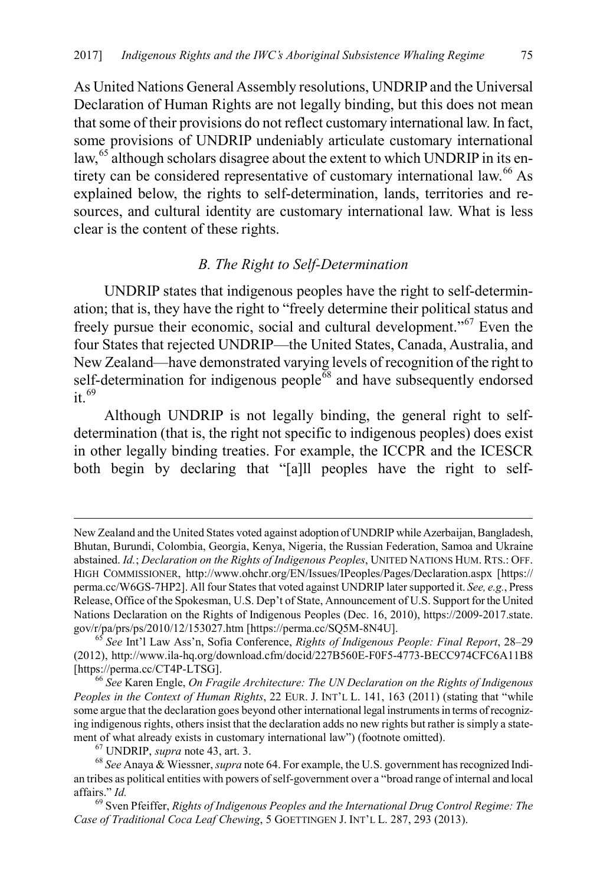As United Nations General Assembly resolutions, UNDRIP and the Universal Declaration of Human Rights are not legally binding, but this does not mean that some of their provisions do not reflect customary international law. In fact, some provisions of UNDRIP undeniably articulate customary international law,[65] although scholars disagree about the extent to which UNDRIP in its entirety can be considered representative of customary international law.[66] As explained below, the rights to self-determination, lands, territories and resources, and cultural identity are customary international law. What is less clear is the content of these rights.

### *B. The Right to Self-Determination*

UNDRIP states that indigenous peoples have the right to self-determination; that is, they have the right to "freely determine their political status and freely pursue their economic, social and cultural development."[67] Even the four States that rejected UNDRIP—the United States, Canada, Australia, and New Zealand—have demonstrated varying levels of recognition of the right to self-determination for indigenous people[68] and have subsequently endorsed it.[69]

Although UNDRIP is not legally binding, the general right to self-determination (that is, the right not specific to indigenous peoples) does exist in other legally binding treaties. For example, the ICCPR and the ICESCR both begin by declaring that "[a]ll peoples have the right to self-

---

New Zealand and the United States voted against adoption of UNDRIP while Azerbaijan, Bangladesh, Bhutan, Burundi, Colombia, Georgia, Kenya, Nigeria, the Russian Federation, Samoa and Ukraine abstained. *Id.*; *Declaration on the Rights of Indigenous Peoples*, UNITED NATIONS HUM. RTS.: OFF. HIGH COMMISSIONER, http://www.ohchr.org/EN/Issues/IPeoples/Pages/Declaration.aspx [https://perma.cc/W6GS-7HP2]. All four States that voted against UNDRIP later supported it. *See, e.g.*, Press Release, Office of the Spokesman, U.S. Dep't of State, Announcement of U.S. Support for the United Nations Declaration on the Rights of Indigenous Peoples (Dec. 16, 2010), https://2009-2017.state.gov/r/pa/prs/ps/2010/12/153027.htm [https://perma.cc/SQ5M-8N4U].

[65] *See* Int'l Law Ass'n, Sofia Conference, *Rights of Indigenous People: Final Report*, 28–29 (2012), http://www.ila-hq.org/download.cfm/docid/227B560E-F0F5-4773-BECC974CFC6A11B8 [https://perma.cc/CT4P-LTSG].

[66] *See* Karen Engle, *On Fragile Architecture: The UN Declaration on the Rights of Indigenous Peoples in the Context of Human Rights*, 22 EUR. J. INT'L L. 141, 163 (2011) (stating that "while some argue that the declaration goes beyond other international legal instruments in terms of recognizing indigenous rights, others insist that the declaration adds no new rights but rather is simply a statement of what already exists in customary international law") (footnote omitted).

[67] UNDRIP, *supra* note 43, art. 3.

[68] *See* Anaya & Wiessner, *supra* note 64. For example, the U.S. government has recognized Indian tribes as political entities with powers of self-government over a "broad range of internal and local affairs." *Id.*

[69] Sven Pfeiffer, *Rights of Indigenous Peoples and the International Drug Control Regime: The Case of Traditional Coca Leaf Chewing*, 5 GOETTINGEN J. INT'L L. 287, 293 (2013).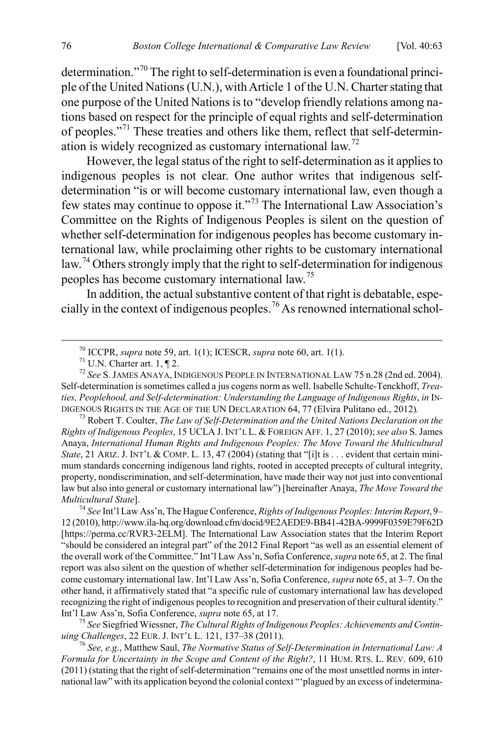determination."[70] The right to self-determination is even a foundational principle of the United Nations (U.N.), with Article 1 of the U.N. Charter stating that one purpose of the United Nations is to "develop friendly relations among nations based on respect for the principle of equal rights and self-determination of peoples."[71] These treaties and others like them, reflect that self-determination is widely recognized as customary international law.[72]

However, the legal status of the right to self-determination as it applies to indigenous peoples is not clear. One author writes that indigenous self-determination "is or will become customary international law, even though a few states may continue to oppose it."[73] The International Law Association's Committee on the Rights of Indigenous Peoples is silent on the question of whether self-determination for indigenous peoples has become customary international law, while proclaiming other rights to be customary international law.[74] Others strongly imply that the right to self-determination for indigenous peoples has become customary international law.[75]

In addition, the actual substantive content of that right is debatable, especially in the context of indigenous peoples.[76] As renowned international schol-

---

[70] ICCPR, *supra* note 59, art. 1(1); ICESCR, *supra* note 60, art. 1(1).

[71] U.N. Charter art. 1, ¶ 2.

[72] *See* S. JAMES ANAYA, INDIGENOUS PEOPLE IN INTERNATIONAL LAW 75 n.28 (2nd ed. 2004). Self-determination is sometimes called a jus cogens norm as well. Isabelle Schulte-Tenckhoff, *Treaties, Peoplehood, and Self-determination: Understanding the Language of Indigenous Rights*, *in* INDIGENOUS RIGHTS IN THE AGE OF THE UN DECLARATION 64, 77 (Elvira Pulitano ed., 2012).

[73] Robert T. Coulter, *The Law of Self-Determination and the United Nations Declaration on the Rights of Indigenous Peoples*, 15 UCLA J. INT'L L. & FOREIGN AFF. 1, 27 (2010); *see also* S. James Anaya, *International Human Rights and Indigenous Peoples: The Move Toward the Multicultural State*, 21 ARIZ. J. INT'L & COMP. L. 13, 47 (2004) (stating that "[i]t is . . . evident that certain minimum standards concerning indigenous land rights, rooted in accepted precepts of cultural integrity, property, nondiscrimination, and self-determination, have made their way not just into conventional law but also into general or customary international law") [hereinafter Anaya, *The Move Toward the Multicultural State*].

[74] *See* Int'l Law Ass'n, The Hague Conference, *Rights of Indigenous Peoples: Interim Report*, 9–12 (2010), http://www.ila-hq.org/download.cfm/docid/9E2AEDE9-BB41-42BA-9999F0359E79F62D [https://perma.cc/RVR3-2ELM]. The International Law Association states that the Interim Report "should be considered an integral part" of the 2012 Final Report "as well as an essential element of the overall work of the Committee." Int'l Law Ass'n, Sofia Conference, *supra* note 65, at 2. The final report was also silent on the question of whether self-determination for indigenous peoples had become customary international law. Int'l Law Ass'n, Sofia Conference, *supra* note 65, at 3–7. On the other hand, it affirmatively stated that "a specific rule of customary international law has developed recognizing the right of indigenous peoples to recognition and preservation of their cultural identity." Int'l Law Ass'n, Sofia Conference, *supra* note 65, at 17.

[75] *See* Siegfried Wiessner, *The Cultural Rights of Indigenous Peoples: Achievements and Continuing Challenges*, 22 EUR. J. INT'L L. 121, 137–38 (2011).

[76] *See, e.g.*, Matthew Saul, *The Normative Status of Self-Determination in International Law: A Formula for Uncertainty in the Scope and Content of the Right?*, 11 HUM. RTS. L. REV. 609, 610 (2011) (stating that the right of self-determination "remains one of the most unsettled norms in international law" with its application beyond the colonial context "'plagued by an excess of indetermina-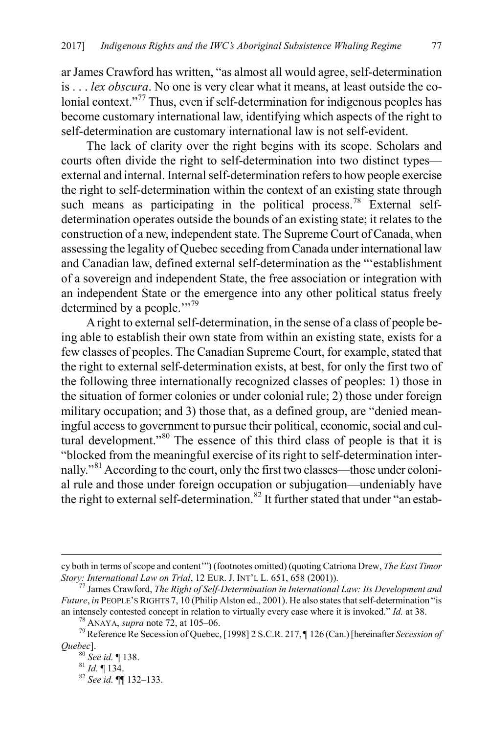ar James Crawford has written, "as almost all would agree, self-determination is . . . *lex obscura*. No one is very clear what it means, at least outside the colonial context."[77] Thus, even if self-determination for indigenous peoples has become customary international law, identifying which aspects of the right to self-determination are customary international law is not self-evident.

The lack of clarity over the right begins with its scope. Scholars and courts often divide the right to self-determination into two distinct types—external and internal. Internal self-determination refers to how people exercise the right to self-determination within the context of an existing state through such means as participating in the political process.[78] External self-determination operates outside the bounds of an existing state; it relates to the construction of a new, independent state. The Supreme Court of Canada, when assessing the legality of Quebec seceding from Canada under international law and Canadian law, defined external self-determination as the "'establishment of a sovereign and independent State, the free association or integration with an independent State or the emergence into any other political status freely determined by a people.'"[79]

A right to external self-determination, in the sense of a class of people being able to establish their own state from within an existing state, exists for a few classes of peoples. The Canadian Supreme Court, for example, stated that the right to external self-determination exists, at best, for only the first two of the following three internationally recognized classes of peoples: 1) those in the situation of former colonies or under colonial rule; 2) those under foreign military occupation; and 3) those that, as a defined group, are "denied meaningful access to government to pursue their political, economic, social and cultural development."[80] The essence of this third class of people is that it is "blocked from the meaningful exercise of its right to self-determination internally."[81] According to the court, only the first two classes—those under colonial rule and those under foreign occupation or subjugation—undeniably have the right to external self-determination.[82] It further stated that under "an estab-

---

cy both in terms of scope and content'") (footnotes omitted) (quoting Catriona Drew, *The East Timor Story: International Law on Trial*, 12 EUR. J. INT'L L. 651, 658 (2001)).

[77] James Crawford, *The Right of Self-Determination in International Law: Its Development and Future*, *in* PEOPLE'S RIGHTS 7, 10 (Philip Alston ed., 2001). He also states that self-determination "is an intensely contested concept in relation to virtually every case where it is invoked." *Id.* at 38.

[78] ANAYA, *supra* note 72, at 105–06.

[79] Reference Re Secession of Quebec, [1998] 2 S.C.R. 217, ¶ 126 (Can.) [hereinafter *Secession of Quebec*].

[80] *See id.* ¶ 138.

[81] *Id.* ¶ 134.

[82] *See id.* ¶¶ 132–133.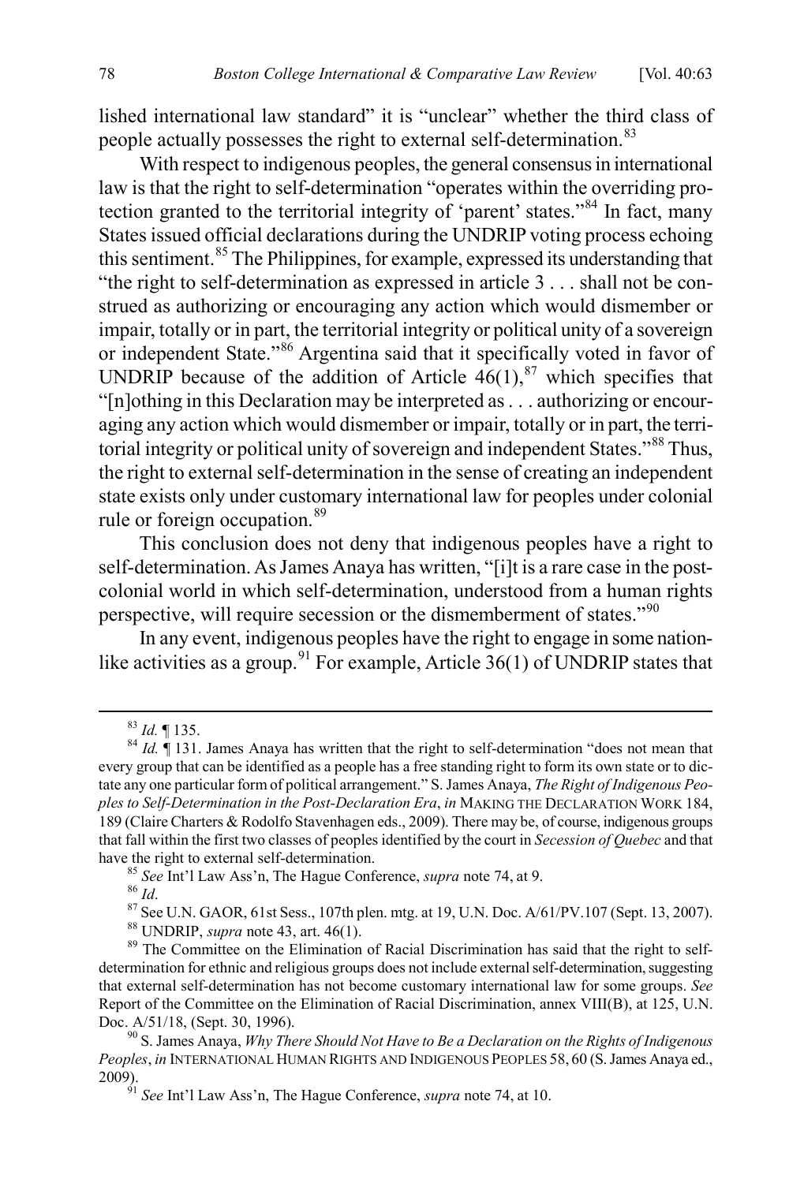lished international law standard" it is "unclear" whether the third class of people actually possesses the right to external self-determination.[83]

With respect to indigenous peoples, the general consensus in international law is that the right to self-determination "operates within the overriding protection granted to the territorial integrity of 'parent' states."[84] In fact, many States issued official declarations during the UNDRIP voting process echoing this sentiment.[85] The Philippines, for example, expressed its understanding that "the right to self-determination as expressed in article 3 . . . shall not be construed as authorizing or encouraging any action which would dismember or impair, totally or in part, the territorial integrity or political unity of a sovereign or independent State."[86] Argentina said that it specifically voted in favor of UNDRIP because of the addition of Article 46(1),[87] which specifies that "[n]othing in this Declaration may be interpreted as . . . authorizing or encouraging any action which would dismember or impair, totally or in part, the territorial integrity or political unity of sovereign and independent States."[88] Thus, the right to external self-determination in the sense of creating an independent state exists only under customary international law for peoples under colonial rule or foreign occupation.[89]

This conclusion does not deny that indigenous peoples have a right to self-determination. As James Anaya has written, "[i]t is a rare case in the post-colonial world in which self-determination, understood from a human rights perspective, will require secession or the dismemberment of states."[90]

In any event, indigenous peoples have the right to engage in some nation-like activities as a group.[91] For example, Article 36(1) of UNDRIP states that

---

[83] *Id.* ¶ 135.

[84] *Id.* ¶ 131. James Anaya has written that the right to self-determination "does not mean that every group that can be identified as a people has a free standing right to form its own state or to dictate any one particular form of political arrangement." S. James Anaya, *The Right of Indigenous Peoples to Self-Determination in the Post-Declaration Era*, *in* MAKING THE DECLARATION WORK 184, 189 (Claire Charters & Rodolfo Stavenhagen eds., 2009). There may be, of course, indigenous groups that fall within the first two classes of peoples identified by the court in *Secession of Quebec* and that have the right to external self-determination.

[85] *See* Int'l Law Ass'n, The Hague Conference, *supra* note 74, at 9.

[86] *Id*.

[87] See U.N. GAOR, 61st Sess., 107th plen. mtg. at 19, U.N. Doc. A/61/PV.107 (Sept. 13, 2007).

[88] UNDRIP, *supra* note 43, art. 46(1).

[89] The Committee on the Elimination of Racial Discrimination has said that the right to self-determination for ethnic and religious groups does not include external self-determination, suggesting that external self-determination has not become customary international law for some groups. *See* Report of the Committee on the Elimination of Racial Discrimination, annex VIII(B), at 125, U.N. Doc. A/51/18, (Sept. 30, 1996).

[90] S. James Anaya, *Why There Should Not Have to Be a Declaration on the Rights of Indigenous Peoples*, *in* INTERNATIONAL HUMAN RIGHTS AND INDIGENOUS PEOPLES 58, 60 (S. James Anaya ed., 2009).

[91] *See* Int'l Law Ass'n, The Hague Conference, *supra* note 74, at 10.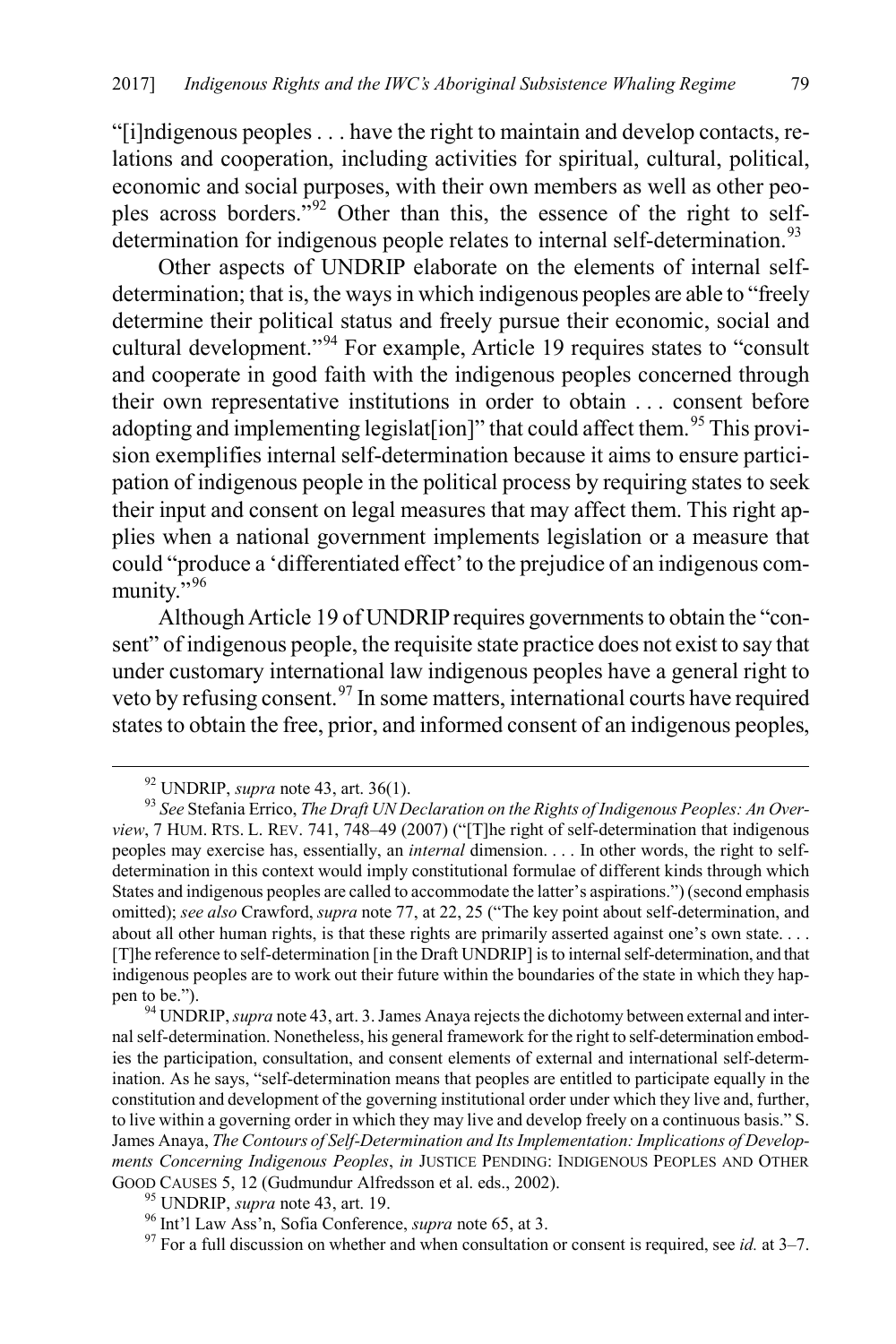"[i]ndigenous peoples . . . have the right to maintain and develop contacts, relations and cooperation, including activities for spiritual, cultural, political, economic and social purposes, with their own members as well as other peoples across borders."[92] Other than this, the essence of the right to self-determination for indigenous people relates to internal self-determination.[93]

Other aspects of UNDRIP elaborate on the elements of internal self-determination; that is, the ways in which indigenous peoples are able to "freely determine their political status and freely pursue their economic, social and cultural development."[94] For example, Article 19 requires states to "consult and cooperate in good faith with the indigenous peoples concerned through their own representative institutions in order to obtain . . . consent before adopting and implementing legislat[ion]" that could affect them.[95] This provision exemplifies internal self-determination because it aims to ensure participation of indigenous people in the political process by requiring states to seek their input and consent on legal measures that may affect them. This right applies when a national government implements legislation or a measure that could "produce a 'differentiated effect' to the prejudice of an indigenous community."[96]

Although Article 19 of UNDRIP requires governments to obtain the "consent" of indigenous people, the requisite state practice does not exist to say that under customary international law indigenous peoples have a general right to veto by refusing consent.[97] In some matters, international courts have required states to obtain the free, prior, and informed consent of an indigenous peoples,

---

[92] UNDRIP, *supra* note 43, art. 36(1).

[93] *See* Stefania Errico, *The Draft UN Declaration on the Rights of Indigenous Peoples: An Overview*, 7 HUM. RTS. L. REV. 741, 748–49 (2007) ("[T]he right of self-determination that indigenous peoples may exercise has, essentially, an *internal* dimension. . . . In other words, the right to self-determination in this context would imply constitutional formulae of different kinds through which States and indigenous peoples are called to accommodate the latter's aspirations.") (second emphasis omitted); *see also* Crawford, *supra* note 77, at 22, 25 ("The key point about self-determination, and about all other human rights, is that these rights are primarily asserted against one's own state. . . . [T]he reference to self-determination [in the Draft UNDRIP] is to internal self-determination, and that indigenous peoples are to work out their future within the boundaries of the state in which they happen to be.").

[94] UNDRIP, *supra* note 43, art. 3. James Anaya rejects the dichotomy between external and internal self-determination. Nonetheless, his general framework for the right to self-determination embodies the participation, consultation, and consent elements of external and international self-determination. As he says, "self-determination means that peoples are entitled to participate equally in the constitution and development of the governing institutional order under which they live and, further, to live within a governing order in which they may live and develop freely on a continuous basis." S. James Anaya, *The Contours of Self-Determination and Its Implementation: Implications of Developments Concerning Indigenous Peoples*, *in* JUSTICE PENDING: INDIGENOUS PEOPLES AND OTHER GOOD CAUSES 5, 12 (Gudmundur Alfredsson et al. eds., 2002).

[95] UNDRIP, *supra* note 43, art. 19.

[96] Int'l Law Ass'n, Sofia Conference, *supra* note 65, at 3.

[97] For a full discussion on whether and when consultation or consent is required, see *id.* at 3–7.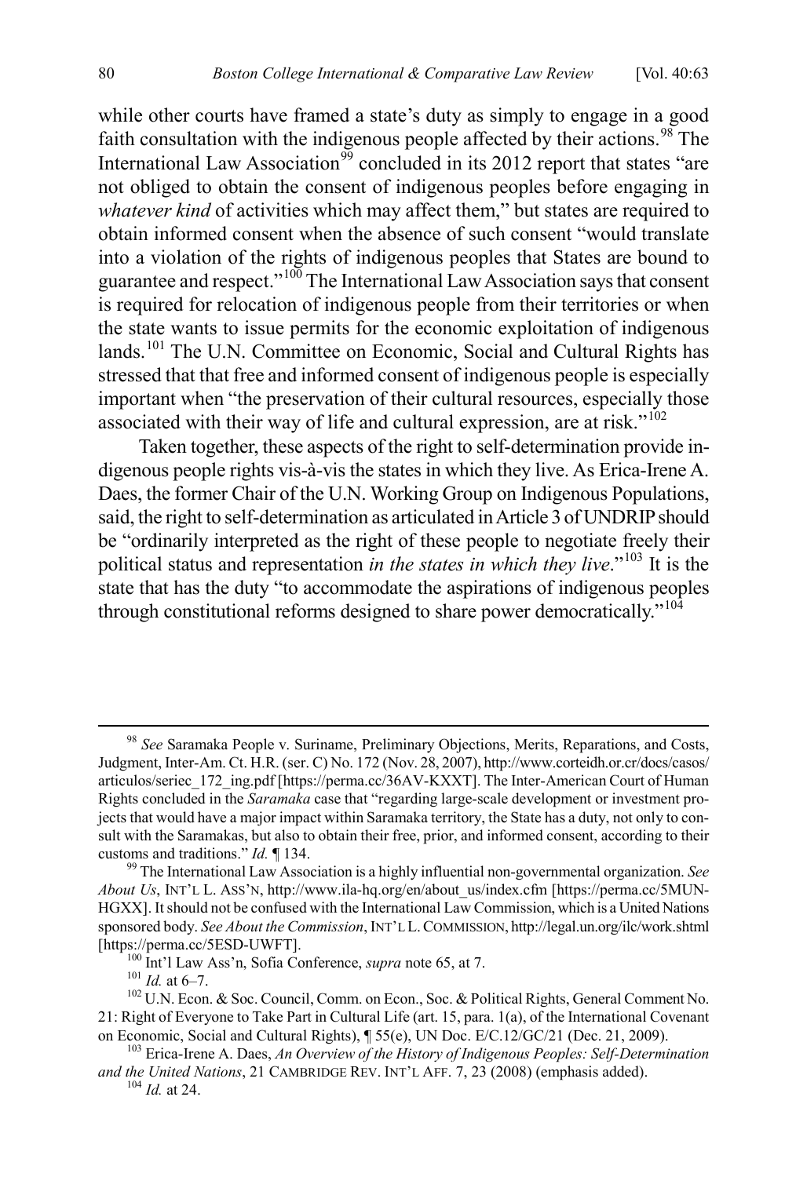while other courts have framed a state's duty as simply to engage in a good faith consultation with the indigenous people affected by their actions.[98] The International Law Association[99] concluded in its 2012 report that states "are not obliged to obtain the consent of indigenous peoples before engaging in *whatever kind* of activities which may affect them," but states are required to obtain informed consent when the absence of such consent "would translate into a violation of the rights of indigenous peoples that States are bound to guarantee and respect."[100] The International Law Association says that consent is required for relocation of indigenous people from their territories or when the state wants to issue permits for the economic exploitation of indigenous lands.[101] The U.N. Committee on Economic, Social and Cultural Rights has stressed that that free and informed consent of indigenous people is especially important when "the preservation of their cultural resources, especially those associated with their way of life and cultural expression, are at risk."[102]

Taken together, these aspects of the right to self-determination provide indigenous people rights vis-à-vis the states in which they live. As Erica-Irene A. Daes, the former Chair of the U.N. Working Group on Indigenous Populations, said, the right to self-determination as articulated in Article 3 of UNDRIP should be "ordinarily interpreted as the right of these people to negotiate freely their political status and representation *in the states in which they live*."[103] It is the state that has the duty "to accommodate the aspirations of indigenous peoples through constitutional reforms designed to share power democratically."[104]

---

[98] *See* Saramaka People v. Suriname, Preliminary Objections, Merits, Reparations, and Costs, Judgment, Inter-Am. Ct. H.R. (ser. C) No. 172 (Nov. 28, 2007), http://www.corteidh.or.cr/docs/casos/articulos/seriec_172_ing.pdf [https://perma.cc/36AV-KXXT]. The Inter-American Court of Human Rights concluded in the *Saramaka* case that "regarding large-scale development or investment projects that would have a major impact within Saramaka territory, the State has a duty, not only to consult with the Saramakas, but also to obtain their free, prior, and informed consent, according to their customs and traditions." *Id.* ¶ 134.

[99] The International Law Association is a highly influential non-governmental organization. *See About Us*, INT'L L. ASS'N, http://www.ila-hq.org/en/about_us/index.cfm [https://perma.cc/5MUN-HGXX]. It should not be confused with the International Law Commission, which is a United Nations sponsored body. *See About the Commission*, INT'L L. COMMISSION, http://legal.un.org/ilc/work.shtml [https://perma.cc/5ESD-UWFT].

[100] Int'l Law Ass'n, Sofia Conference, *supra* note 65, at 7.

[101] *Id.* at 6–7.

[102] U.N. Econ. & Soc. Council, Comm. on Econ., Soc. & Political Rights, General Comment No. 21: Right of Everyone to Take Part in Cultural Life (art. 15, para. 1(a), of the International Covenant on Economic, Social and Cultural Rights), ¶ 55(e), UN Doc. E/C.12/GC/21 (Dec. 21, 2009).

[103] Erica-Irene A. Daes, *An Overview of the History of Indigenous Peoples: Self-Determination and the United Nations*, 21 CAMBRIDGE REV. INT'L AFF. 7, 23 (2008) (emphasis added).

[104] *Id.* at 24.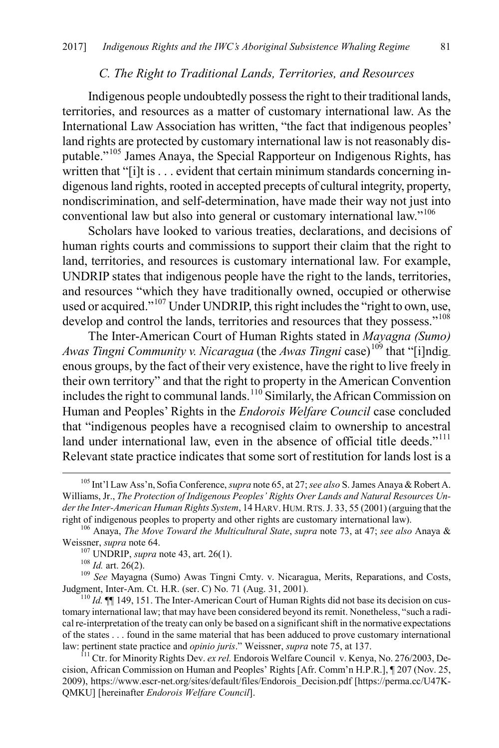### *C. The Right to Traditional Lands, Territories, and Resources*

Indigenous people undoubtedly possess the right to their traditional lands, territories, and resources as a matter of customary international law. As the International Law Association has written, "the fact that indigenous peoples' land rights are protected by customary international law is not reasonably disputable."[105] James Anaya, the Special Rapporteur on Indigenous Rights, has written that "[i]t is . . . evident that certain minimum standards concerning indigenous land rights, rooted in accepted precepts of cultural integrity, property, nondiscrimination, and self-determination, have made their way not just into conventional law but also into general or customary international law."[106]

Scholars have looked to various treaties, declarations, and decisions of human rights courts and commissions to support their claim that the right to land, territories, and resources is customary international law. For example, UNDRIP states that indigenous people have the right to the lands, territories, and resources "which they have traditionally owned, occupied or otherwise used or acquired."[107] Under UNDRIP, this right includes the "right to own, use, develop and control the lands, territories and resources that they possess."[108]

The Inter-American Court of Human Rights stated in *Mayagna (Sumo) Awas Tingni Community v. Nicaragua* (the *Awas Tingni* case)[109] that "[i]ndigenous groups, by the fact of their very existence, have the right to live freely in their own territory" and that the right to property in the American Convention includes the right to communal lands.[110] Similarly, the African Commission on Human and Peoples' Rights in the *Endorois Welfare Council* case concluded that "indigenous peoples have a recognised claim to ownership to ancestral land under international law, even in the absence of official title deeds."[111] Relevant state practice indicates that some sort of restitution for lands lost is a

---

[105] Int'l Law Ass'n, Sofia Conference, *supra* note 65, at 27; *see also* S. James Anaya & Robert A. Williams, Jr., *The Protection of Indigenous Peoples' Rights Over Lands and Natural Resources Under the Inter-American Human Rights System*, 14 HARV. HUM. RTS. J. 33, 55 (2001) (arguing that the right of indigenous peoples to property and other rights are customary international law).

[106] Anaya, *The Move Toward the Multicultural State*, *supra* note 73, at 47; *see also* Anaya & Weissner, *supra* note 64.

[107] UNDRIP, *supra* note 43, art. 26(1).

[108] *Id.* art. 26(2).

[109] *See* Mayagna (Sumo) Awas Tingni Cmty. v. Nicaragua, Merits, Reparations, and Costs, Judgment, Inter-Am. Ct. H.R. (ser. C) No. 71 (Aug. 31, 2001).

[110] *Id.* ¶¶ 149, 151. The Inter-American Court of Human Rights did not base its decision on customary international law; that may have been considered beyond its remit. Nonetheless, "such a radical re-interpretation of the treaty can only be based on a significant shift in the normative expectations of the states . . . found in the same material that has been adduced to prove customary international law: pertinent state practice and *opinio juris*." Weissner, *supra* note 75, at 137.

[111] Ctr. for Minority Rights Dev. *ex rel.* Endorois Welfare Council v. Kenya, No. 276/2003, Decision, African Commission on Human and Peoples' Rights [Afr. Comm'n H.P.R.], ¶ 207 (Nov. 25, 2009), https://www.escr-net.org/sites/default/files/Endorois_Decision.pdf [https://perma.cc/U47K-QMKU] [hereinafter *Endorois Welfare Council*].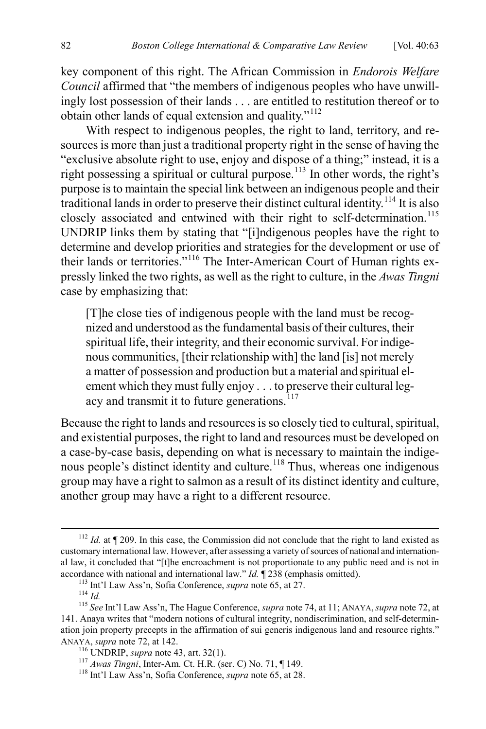key component of this right. The African Commission in *Endorois Welfare Council* affirmed that "the members of indigenous peoples who have unwillingly lost possession of their lands . . . are entitled to restitution thereof or to obtain other lands of equal extension and quality."[112]

With respect to indigenous peoples, the right to land, territory, and resources is more than just a traditional property right in the sense of having the "exclusive absolute right to use, enjoy and dispose of a thing;" instead, it is a right possessing a spiritual or cultural purpose.[113] In other words, the right's purpose is to maintain the special link between an indigenous people and their traditional lands in order to preserve their distinct cultural identity.[114] It is also closely associated and entwined with their right to self-determination.[115] UNDRIP links them by stating that "[i]ndigenous peoples have the right to determine and develop priorities and strategies for the development or use of their lands or territories."[116] The Inter-American Court of Human rights expressly linked the two rights, as well as the right to culture, in the *Awas Tingni* case by emphasizing that:

> [T]he close ties of indigenous people with the land must be recognized and understood as the fundamental basis of their cultures, their spiritual life, their integrity, and their economic survival. For indigenous communities, [their relationship with] the land [is] not merely a matter of possession and production but a material and spiritual element which they must fully enjoy . . . to preserve their cultural legacy and transmit it to future generations.[117]

Because the right to lands and resources is so closely tied to cultural, spiritual, and existential purposes, the right to land and resources must be developed on a case-by-case basis, depending on what is necessary to maintain the indigenous people's distinct identity and culture.[118] Thus, whereas one indigenous group may have a right to salmon as a result of its distinct identity and culture, another group may have a right to a different resource.

---

[112] *Id.* at ¶ 209. In this case, the Commission did not conclude that the right to land existed as customary international law. However, after assessing a variety of sources of national and international law, it concluded that "[t]he encroachment is not proportionate to any public need and is not in accordance with national and international law." *Id.* ¶ 238 (emphasis omitted).

[113] Int'l Law Ass'n, Sofia Conference, *supra* note 65, at 27.

[114] *Id.*

[115] *See* Int'l Law Ass'n, The Hague Conference, *supra* note 74, at 11; ANAYA, *supra* note 72, at 141. Anaya writes that "modern notions of cultural integrity, nondiscrimination, and self-determination join property precepts in the affirmation of sui generis indigenous land and resource rights." ANAYA, *supra* note 72, at 142.

[116] UNDRIP, *supra* note 43, art. 32(1).

[117] *Awas Tingni*, Inter-Am. Ct. H.R. (ser. C) No. 71, ¶ 149.

[118] Int'l Law Ass'n, Sofia Conference, *supra* note 65, at 28.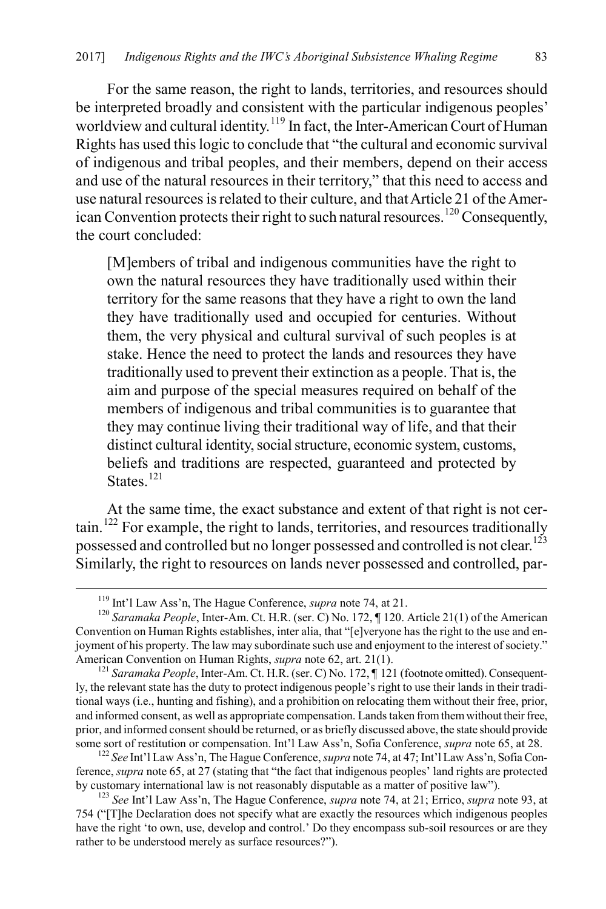For the same reason, the right to lands, territories, and resources should be interpreted broadly and consistent with the particular indigenous peoples' worldview and cultural identity.[119] In fact, the Inter-American Court of Human Rights has used this logic to conclude that "the cultural and economic survival of indigenous and tribal peoples, and their members, depend on their access and use of the natural resources in their territory," that this need to access and use natural resources is related to their culture, and that Article 21 of the American Convention protects their right to such natural resources.[120] Consequently, the court concluded:

> [M]embers of tribal and indigenous communities have the right to own the natural resources they have traditionally used within their territory for the same reasons that they have a right to own the land they have traditionally used and occupied for centuries. Without them, the very physical and cultural survival of such peoples is at stake. Hence the need to protect the lands and resources they have traditionally used to prevent their extinction as a people. That is, the aim and purpose of the special measures required on behalf of the members of indigenous and tribal communities is to guarantee that they may continue living their traditional way of life, and that their distinct cultural identity, social structure, economic system, customs, beliefs and traditions are respected, guaranteed and protected by States.[121]

At the same time, the exact substance and extent of that right is not certain.[122] For example, the right to lands, territories, and resources traditionally possessed and controlled but no longer possessed and controlled is not clear.[123] Similarly, the right to resources on lands never possessed and controlled, par-

---

[119] Int'l Law Ass'n, The Hague Conference, *supra* note 74, at 21.

[120] *Saramaka People*, Inter-Am. Ct. H.R. (ser. C) No. 172, ¶ 120. Article 21(1) of the American Convention on Human Rights establishes, inter alia, that "[e]veryone has the right to the use and enjoyment of his property. The law may subordinate such use and enjoyment to the interest of society." American Convention on Human Rights, *supra* note 62, art. 21(1).

[121] *Saramaka People*, Inter-Am. Ct. H.R. (ser. C) No. 172, ¶ 121 (footnote omitted). Consequently, the relevant state has the duty to protect indigenous people's right to use their lands in their traditional ways (i.e., hunting and fishing), and a prohibition on relocating them without their free, prior, and informed consent, as well as appropriate compensation. Lands taken from them without their free, prior, and informed consent should be returned, or as briefly discussed above, the state should provide some sort of restitution or compensation. Int'l Law Ass'n, Sofia Conference, *supra* note 65, at 28.

[122] *See* Int'l Law Ass'n, The Hague Conference, *supra* note 74, at 47; Int'l Law Ass'n, Sofia Conference, *supra* note 65, at 27 (stating that "the fact that indigenous peoples' land rights are protected by customary international law is not reasonably disputable as a matter of positive law").

[123] *See* Int'l Law Ass'n, The Hague Conference, *supra* note 74, at 21; Errico, *supra* note 93, at 754 ("[T]he Declaration does not specify what are exactly the resources which indigenous peoples have the right 'to own, use, develop and control.' Do they encompass sub-soil resources or are they rather to be understood merely as surface resources?").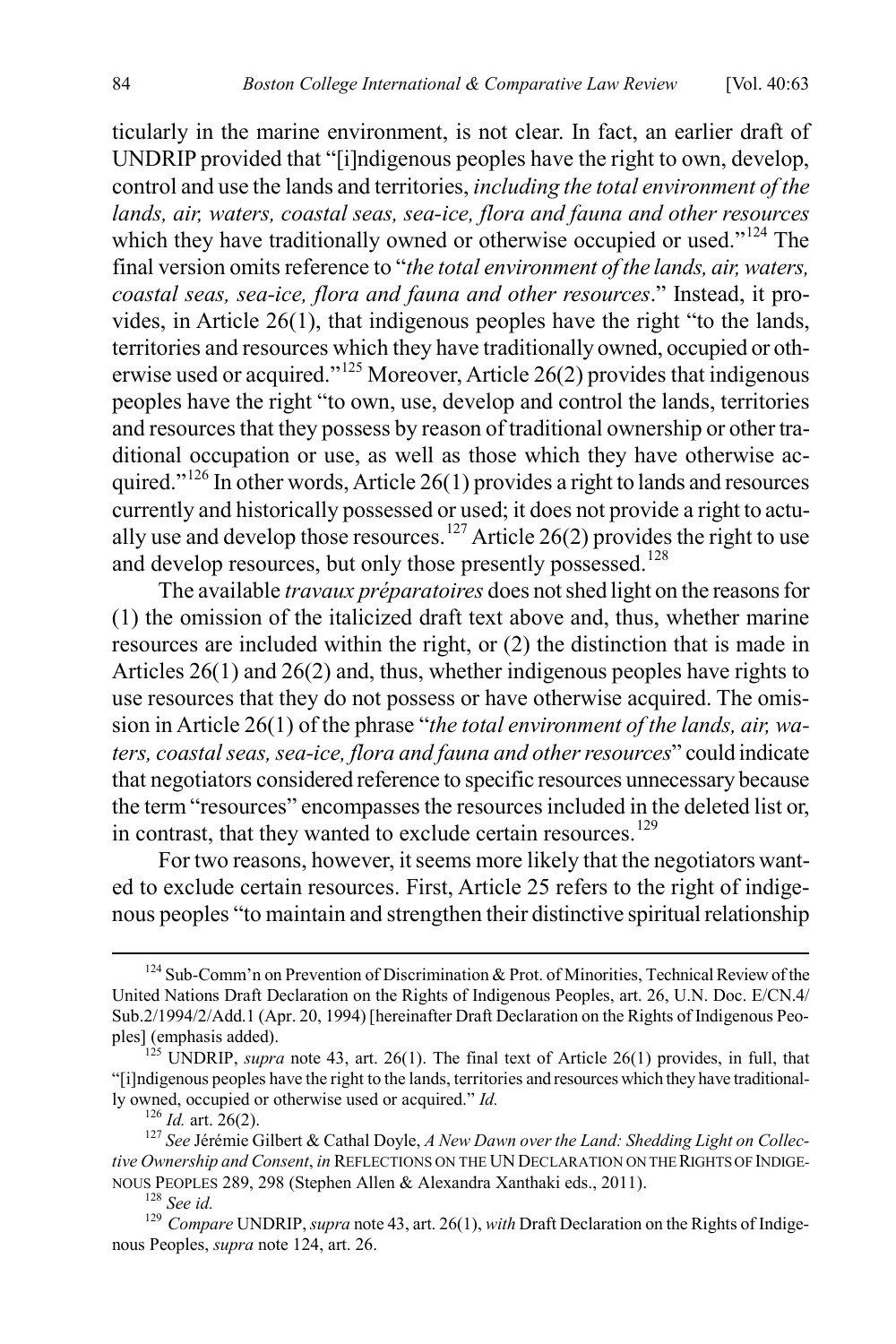ticularly in the marine environment, is not clear. In fact, an earlier draft of UNDRIP provided that "[i]ndigenous peoples have the right to own, develop, control and use the lands and territories, *including the total environment of the lands, air, waters, coastal seas, sea-ice, flora and fauna and other resources* which they have traditionally owned or otherwise occupied or used."[124] The final version omits reference to "*the total environment of the lands, air, waters, coastal seas, sea-ice, flora and fauna and other resources*." Instead, it provides, in Article 26(1), that indigenous peoples have the right "to the lands, territories and resources which they have traditionally owned, occupied or otherwise used or acquired."[125] Moreover, Article 26(2) provides that indigenous peoples have the right "to own, use, develop and control the lands, territories and resources that they possess by reason of traditional ownership or other traditional occupation or use, as well as those which they have otherwise acquired."[126] In other words, Article 26(1) provides a right to lands and resources currently and historically possessed or used; it does not provide a right to actually use and develop those resources.[127] Article 26(2) provides the right to use and develop resources, but only those presently possessed.[128]

The available *travaux préparatoires* does not shed light on the reasons for (1) the omission of the italicized draft text above and, thus, whether marine resources are included within the right, or (2) the distinction that is made in Articles 26(1) and 26(2) and, thus, whether indigenous peoples have rights to use resources that they do not possess or have otherwise acquired. The omission in Article 26(1) of the phrase "*the total environment of the lands, air, waters, coastal seas, sea-ice, flora and fauna and other resources*" could indicate that negotiators considered reference to specific resources unnecessary because the term "resources" encompasses the resources included in the deleted list or, in contrast, that they wanted to exclude certain resources.[129]

For two reasons, however, it seems more likely that the negotiators wanted to exclude certain resources. First, Article 25 refers to the right of indigenous peoples "to maintain and strengthen their distinctive spiritual relationship

---

[124] Sub-Comm'n on Prevention of Discrimination & Prot. of Minorities, Technical Review of the United Nations Draft Declaration on the Rights of Indigenous Peoples, art. 26, U.N. Doc. E/CN.4/Sub.2/1994/2/Add.1 (Apr. 20, 1994) [hereinafter Draft Declaration on the Rights of Indigenous Peoples] (emphasis added).

[125] UNDRIP, *supra* note 43, art. 26(1). The final text of Article 26(1) provides, in full, that "[i]ndigenous peoples have the right to the lands, territories and resources which they have traditionally owned, occupied or otherwise used or acquired." *Id.*

[126] *Id.* art. 26(2).

[127] *See* Jérémie Gilbert & Cathal Doyle, *A New Dawn over the Land: Shedding Light on Collective Ownership and Consent*, *in* REFLECTIONS ON THE UN DECLARATION ON THE RIGHTS OF INDIGENOUS PEOPLES 289, 298 (Stephen Allen & Alexandra Xanthaki eds., 2011).

[128] *See id.*

[129] *Compare* UNDRIP, *supra* note 43, art. 26(1), *with* Draft Declaration on the Rights of Indigenous Peoples, *supra* note 124, art. 26.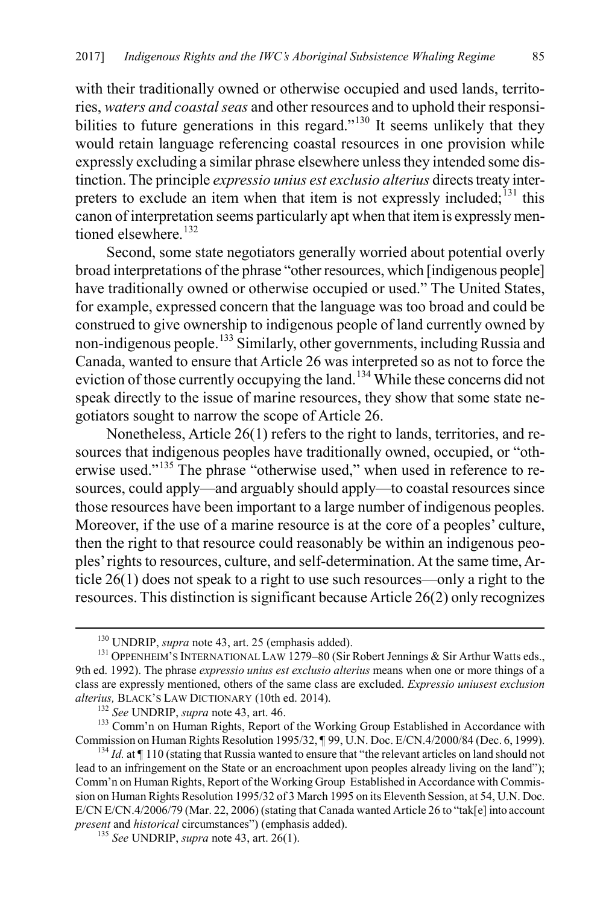with their traditionally owned or otherwise occupied and used lands, territories, *waters and coastal seas* and other resources and to uphold their responsibilities to future generations in this regard."[130] It seems unlikely that they would retain language referencing coastal resources in one provision while expressly excluding a similar phrase elsewhere unless they intended some distinction. The principle *expressio unius est exclusio alterius* directs treaty interpreters to exclude an item when that item is not expressly included;[131] this canon of interpretation seems particularly apt when that item is expressly mentioned elsewhere.[132]

Second, some state negotiators generally worried about potential overly broad interpretations of the phrase "other resources, which [indigenous people] have traditionally owned or otherwise occupied or used." The United States, for example, expressed concern that the language was too broad and could be construed to give ownership to indigenous people of land currently owned by non-indigenous people.[133] Similarly, other governments, including Russia and Canada, wanted to ensure that Article 26 was interpreted so as not to force the eviction of those currently occupying the land.[134] While these concerns did not speak directly to the issue of marine resources, they show that some state negotiators sought to narrow the scope of Article 26.

Nonetheless, Article 26(1) refers to the right to lands, territories, and resources that indigenous peoples have traditionally owned, occupied, or "otherwise used."[135] The phrase "otherwise used," when used in reference to resources, could apply—and arguably should apply—to coastal resources since those resources have been important to a large number of indigenous peoples. Moreover, if the use of a marine resource is at the core of a peoples' culture, then the right to that resource could reasonably be within an indigenous peoples' rights to resources, culture, and self-determination. At the same time, Article 26(1) does not speak to a right to use such resources—only a right to the resources. This distinction is significant because Article 26(2) only recognizes

---

[130] UNDRIP, *supra* note 43, art. 25 (emphasis added).

[131] OPPENHEIM'S INTERNATIONAL LAW 1279–80 (Sir Robert Jennings & Sir Arthur Watts eds., 9th ed. 1992). The phrase *expressio unius est exclusio alterius* means when one or more things of a class are expressly mentioned, others of the same class are excluded. *Expressio uniusest exclusion alterius,* BLACK'S LAW DICTIONARY (10th ed. 2014).

[132] *See* UNDRIP, *supra* note 43, art. 46.

[133] Comm'n on Human Rights, Report of the Working Group Established in Accordance with Commission on Human Rights Resolution 1995/32, ¶ 99, U.N. Doc. E/CN.4/2000/84 (Dec. 6, 1999).

[134] *Id.* at ¶ 110 (stating that Russia wanted to ensure that "the relevant articles on land should not lead to an infringement on the State or an encroachment upon peoples already living on the land"); Comm'n on Human Rights, Report of the Working Group Established in Accordance with Commission on Human Rights Resolution 1995/32 of 3 March 1995 on its Eleventh Session, at 54, U.N. Doc. E/CN E/CN.4/2006/79 (Mar. 22, 2006) (stating that Canada wanted Article 26 to "tak[e] into account *present* and *historical* circumstances") (emphasis added).

[135] *See* UNDRIP, *supra* note 43, art. 26(1).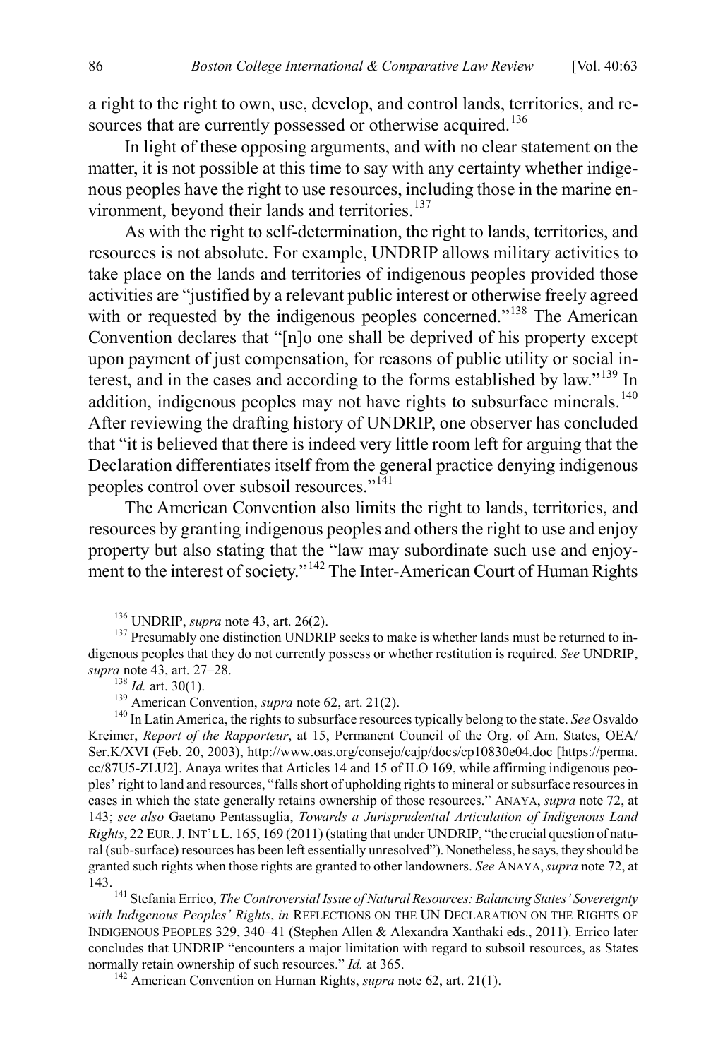a right to the right to own, use, develop, and control lands, territories, and resources that are currently possessed or otherwise acquired.[136]

In light of these opposing arguments, and with no clear statement on the matter, it is not possible at this time to say with any certainty whether indigenous peoples have the right to use resources, including those in the marine environment, beyond their lands and territories.[137]

As with the right to self-determination, the right to lands, territories, and resources is not absolute. For example, UNDRIP allows military activities to take place on the lands and territories of indigenous peoples provided those activities are "justified by a relevant public interest or otherwise freely agreed with or requested by the indigenous peoples concerned."[138] The American Convention declares that "[n]o one shall be deprived of his property except upon payment of just compensation, for reasons of public utility or social interest, and in the cases and according to the forms established by law."[139] In addition, indigenous peoples may not have rights to subsurface minerals.[140] After reviewing the drafting history of UNDRIP, one observer has concluded that "it is believed that there is indeed very little room left for arguing that the Declaration differentiates itself from the general practice denying indigenous peoples control over subsoil resources."[141]

The American Convention also limits the right to lands, territories, and resources by granting indigenous peoples and others the right to use and enjoy property but also stating that the "law may subordinate such use and enjoyment to the interest of society."[142] The Inter-American Court of Human Rights

---

[136] UNDRIP, *supra* note 43, art. 26(2).

[137] Presumably one distinction UNDRIP seeks to make is whether lands must be returned to indigenous peoples that they do not currently possess or whether restitution is required. *See* UNDRIP, *supra* note 43, art. 27–28.

[138] *Id.* art. 30(1).

[139] American Convention, *supra* note 62, art. 21(2).

[140] In Latin America, the rights to subsurface resources typically belong to the state. *See* Osvaldo Kreimer, *Report of the Rapporteur*, at 15, Permanent Council of the Org. of Am. States, OEA/Ser.K/XVI (Feb. 20, 2003), http://www.oas.org/consejo/cajp/docs/cp10830e04.doc [https://perma.cc/87U5-ZLU2]. Anaya writes that Articles 14 and 15 of ILO 169, while affirming indigenous peoples' right to land and resources, "falls short of upholding rights to mineral or subsurface resources in cases in which the state generally retains ownership of those resources." ANAYA, *supra* note 72, at 143; *see also* Gaetano Pentassuglia, *Towards a Jurisprudential Articulation of Indigenous Land Rights*, 22 EUR. J. INT'L L. 165, 169 (2011) (stating that under UNDRIP, "the crucial question of natural (sub-surface) resources has been left essentially unresolved"). Nonetheless, he says, they should be granted such rights when those rights are granted to other landowners. *See* ANAYA, *supra* note 72, at 143.

[141] Stefania Errico, *The Controversial Issue of Natural Resources: Balancing States' Sovereignty with Indigenous Peoples' Rights*, *in* REFLECTIONS ON THE UN DECLARATION ON THE RIGHTS OF INDIGENOUS PEOPLES 329, 340–41 (Stephen Allen & Alexandra Xanthaki eds., 2011). Errico later concludes that UNDRIP "encounters a major limitation with regard to subsoil resources, as States normally retain ownership of such resources." *Id.* at 365.

[142] American Convention on Human Rights, *supra* note 62, art. 21(1).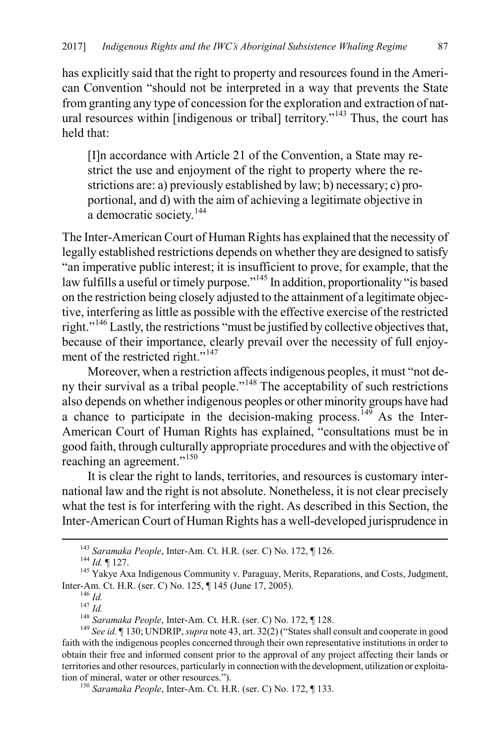has explicitly said that the right to property and resources found in the American Convention "should not be interpreted in a way that prevents the State from granting any type of concession for the exploration and extraction of natural resources within [indigenous or tribal] territory."[143] Thus, the court has held that:

> [I]n accordance with Article 21 of the Convention, a State may restrict the use and enjoyment of the right to property where the restrictions are: a) previously established by law; b) necessary; c) proportional, and d) with the aim of achieving a legitimate objective in a democratic society.[144]

The Inter-American Court of Human Rights has explained that the necessity of legally established restrictions depends on whether they are designed to satisfy "an imperative public interest; it is insufficient to prove, for example, that the law fulfills a useful or timely purpose."[145] In addition, proportionality "is based on the restriction being closely adjusted to the attainment of a legitimate objective, interfering as little as possible with the effective exercise of the restricted right."[146] Lastly, the restrictions "must be justified by collective objectives that, because of their importance, clearly prevail over the necessity of full enjoyment of the restricted right."[147]

Moreover, when a restriction affects indigenous peoples, it must "not deny their survival as a tribal people."[148] The acceptability of such restrictions also depends on whether indigenous peoples or other minority groups have had a chance to participate in the decision-making process.[149] As the Inter-American Court of Human Rights has explained, "consultations must be in good faith, through culturally appropriate procedures and with the objective of reaching an agreement."[150]

It is clear the right to lands, territories, and resources is customary international law and the right is not absolute. Nonetheless, it is not clear precisely what the test is for interfering with the right. As described in this Section, the Inter-American Court of Human Rights has a well-developed jurisprudence in

---

[143] *Saramaka People*, Inter-Am. Ct. H.R. (ser. C) No. 172, ¶ 126.

[144] *Id.* ¶ 127.

[145] Yakye Axa Indigenous Community v. Paraguay, Merits, Reparations, and Costs, Judgment, Inter-Am. Ct. H.R. (ser. C) No. 125, ¶ 145 (June 17, 2005).

[146] *Id.*

[147] *Id.*

[148] *Saramaka People*, Inter-Am. Ct. H.R. (ser. C) No. 172, ¶ 128.

[149] *See id.* ¶ 130; UNDRIP, *supra* note 43, art. 32(2) ("States shall consult and cooperate in good faith with the indigenous peoples concerned through their own representative institutions in order to obtain their free and informed consent prior to the approval of any project affecting their lands or territories and other resources, particularly in connection with the development, utilization or exploitation of mineral, water or other resources.").

[150] *Saramaka People*, Inter-Am. Ct. H.R. (ser. C) No. 172, ¶ 133.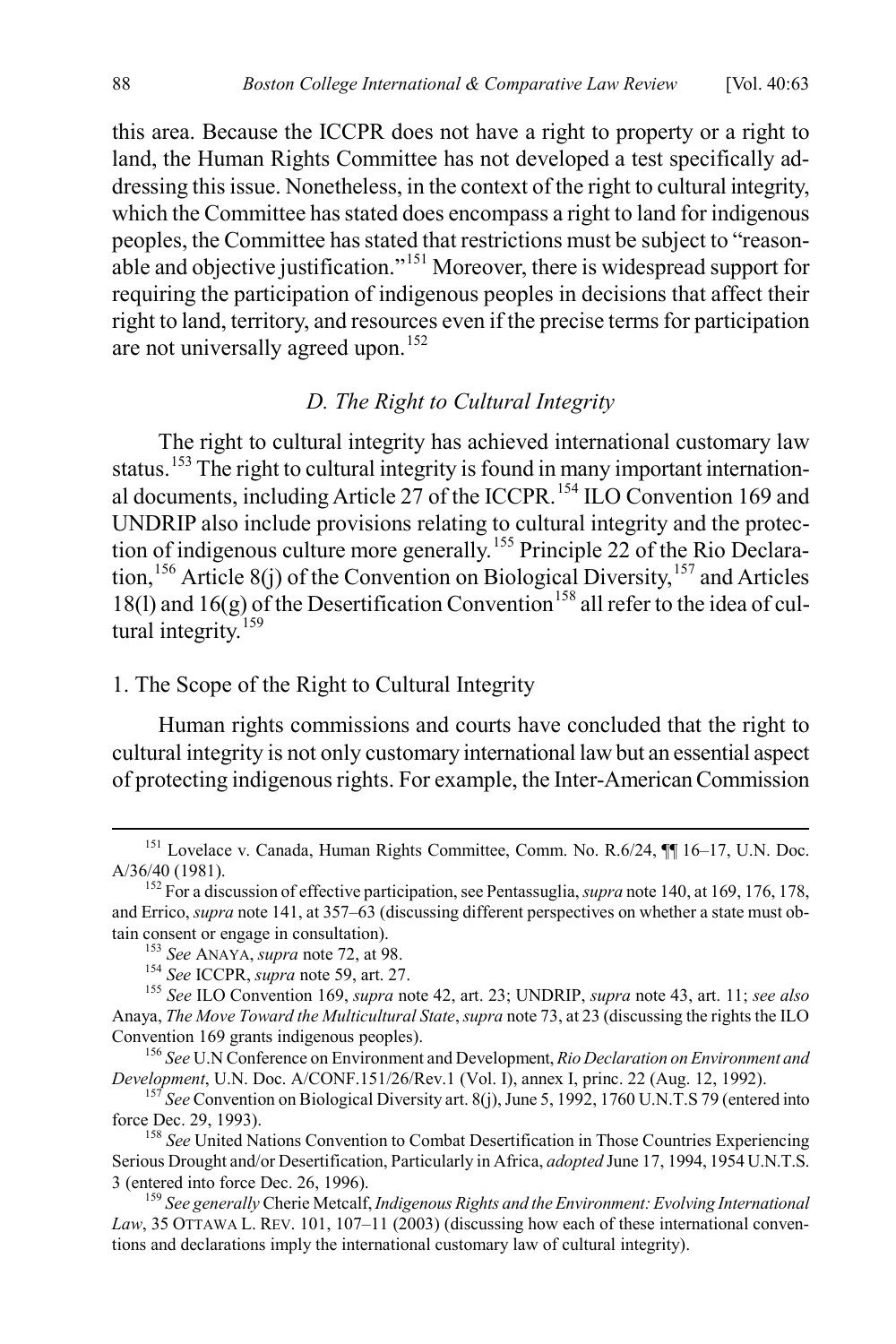this area. Because the ICCPR does not have a right to property or a right to land, the Human Rights Committee has not developed a test specifically addressing this issue. Nonetheless, in the context of the right to cultural integrity, which the Committee has stated does encompass a right to land for indigenous peoples, the Committee has stated that restrictions must be subject to "reasonable and objective justification."[151] Moreover, there is widespread support for requiring the participation of indigenous peoples in decisions that affect their right to land, territory, and resources even if the precise terms for participation are not universally agreed upon.[152]

### *D. The Right to Cultural Integrity*

The right to cultural integrity has achieved international customary law status.[153] The right to cultural integrity is found in many important international documents, including Article 27 of the ICCPR.[154] ILO Convention 169 and UNDRIP also include provisions relating to cultural integrity and the protection of indigenous culture more generally.[155] Principle 22 of the Rio Declaration,[156] Article 8(j) of the Convention on Biological Diversity,[157] and Articles 18(l) and 16(g) of the Desertification Convention[158] all refer to the idea of cultural integrity.[159]

#### 1. The Scope of the Right to Cultural Integrity

Human rights commissions and courts have concluded that the right to cultural integrity is not only customary international law but an essential aspect of protecting indigenous rights. For example, the Inter-American Commission

---

[151] Lovelace v. Canada, Human Rights Committee, Comm. No. R.6/24, ¶¶ 16–17, U.N. Doc. A/36/40 (1981).

[152] For a discussion of effective participation, see Pentassuglia, *supra* note 140, at 169, 176, 178, and Errico, *supra* note 141, at 357–63 (discussing different perspectives on whether a state must obtain consent or engage in consultation).

[153] *See* ANAYA, *supra* note 72, at 98.

[154] *See* ICCPR, *supra* note 59, art. 27.

[155] *See* ILO Convention 169, *supra* note 42, art. 23; UNDRIP, *supra* note 43, art. 11; *see also* Anaya, *The Move Toward the Multicultural State*, *supra* note 73, at 23 (discussing the rights the ILO Convention 169 grants indigenous peoples).

[156] *See* U.N Conference on Environment and Development, *Rio Declaration on Environment and Development*, U.N. Doc. A/CONF.151/26/Rev.1 (Vol. I), annex I, princ. 22 (Aug. 12, 1992).

[157] *See* Convention on Biological Diversity art. 8(j), June 5, 1992, 1760 U.N.T.S 79 (entered into force Dec. 29, 1993).

[158] *See* United Nations Convention to Combat Desertification in Those Countries Experiencing Serious Drought and/or Desertification, Particularly in Africa, *adopted* June 17, 1994, 1954 U.N.T.S. 3 (entered into force Dec. 26, 1996).

[159] *See generally* Cherie Metcalf, *Indigenous Rights and the Environment: Evolving International Law*, 35 OTTAWA L. REV. 101, 107–11 (2003) (discussing how each of these international conventions and declarations imply the international customary law of cultural integrity).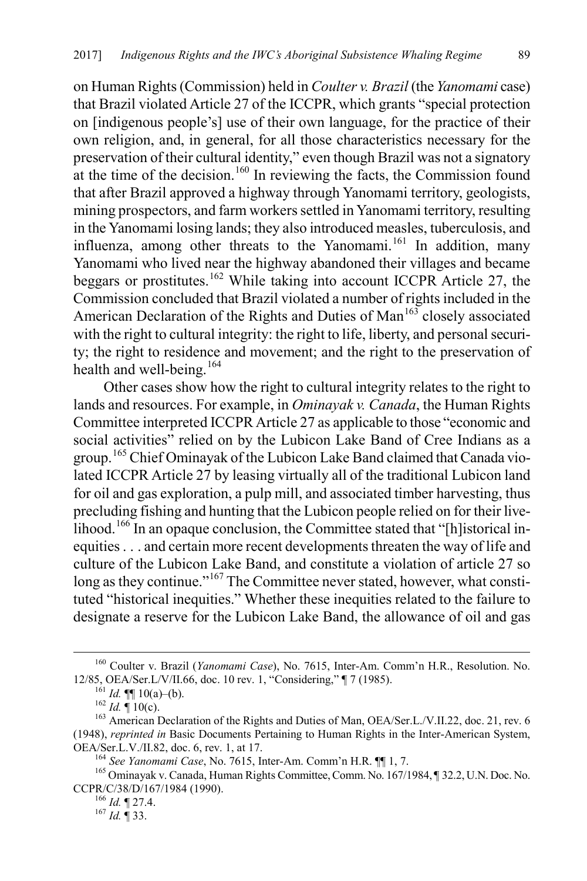on Human Rights (Commission) held in *Coulter v. Brazil* (the *Yanomami* case) that Brazil violated Article 27 of the ICCPR, which grants "special protection on [indigenous people's] use of their own language, for the practice of their own religion, and, in general, for all those characteristics necessary for the preservation of their cultural identity," even though Brazil was not a signatory at the time of the decision.[160] In reviewing the facts, the Commission found that after Brazil approved a highway through Yanomami territory, geologists, mining prospectors, and farm workers settled in Yanomami territory, resulting in the Yanomami losing lands; they also introduced measles, tuberculosis, and influenza, among other threats to the Yanomami.[161] In addition, many Yanomami who lived near the highway abandoned their villages and became beggars or prostitutes.[162] While taking into account ICCPR Article 27, the Commission concluded that Brazil violated a number of rights included in the American Declaration of the Rights and Duties of Man[163] closely associated with the right to cultural integrity: the right to life, liberty, and personal security; the right to residence and movement; and the right to the preservation of health and well-being.[164]

Other cases show how the right to cultural integrity relates to the right to lands and resources. For example, in *Ominayak v. Canada*, the Human Rights Committee interpreted ICCPR Article 27 as applicable to those "economic and social activities" relied on by the Lubicon Lake Band of Cree Indians as a group.[165] Chief Ominayak of the Lubicon Lake Band claimed that Canada violated ICCPR Article 27 by leasing virtually all of the traditional Lubicon land for oil and gas exploration, a pulp mill, and associated timber harvesting, thus precluding fishing and hunting that the Lubicon people relied on for their livelihood.[166] In an opaque conclusion, the Committee stated that "[h]istorical inequities . . . and certain more recent developments threaten the way of life and culture of the Lubicon Lake Band, and constitute a violation of article 27 so long as they continue."[167] The Committee never stated, however, what constituted "historical inequities." Whether these inequities related to the failure to designate a reserve for the Lubicon Lake Band, the allowance of oil and gas

---

[160] Coulter v. Brazil (*Yanomami Case*), No. 7615, Inter-Am. Comm'n H.R., Resolution. No. 12/85, OEA/Ser.L/V/II.66, doc. 10 rev. 1, "Considering," ¶ 7 (1985).

[161] *Id.* ¶¶ 10(a)–(b).

[162] *Id.* ¶ 10(c).

[163] American Declaration of the Rights and Duties of Man, OEA/Ser.L./V.II.22, doc. 21, rev. 6 (1948), *reprinted in* Basic Documents Pertaining to Human Rights in the Inter-American System, OEA/Ser.L.V./II.82, doc. 6, rev. 1, at 17.

[164] *See Yanomami Case*, No. 7615, Inter-Am. Comm'n H.R. ¶¶ 1, 7.

[165] Ominayak v. Canada, Human Rights Committee, Comm. No. 167/1984, ¶ 32.2, U.N. Doc. No. CCPR/C/38/D/167/1984 (1990).

[166] *Id.* ¶ 27.4.

[167] *Id.* ¶ 33.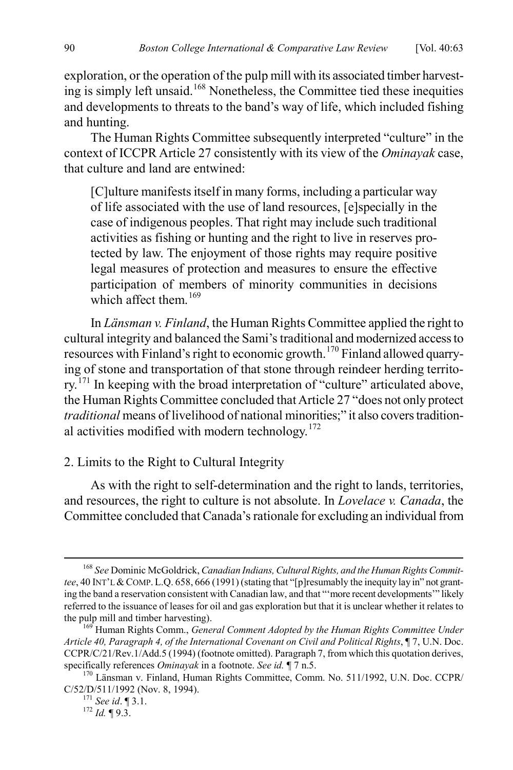exploration, or the operation of the pulp mill with its associated timber harvesting is simply left unsaid.[168] Nonetheless, the Committee tied these inequities and developments to threats to the band's way of life, which included fishing and hunting.

The Human Rights Committee subsequently interpreted "culture" in the context of ICCPR Article 27 consistently with its view of the *Ominayak* case, that culture and land are entwined:

> [C]ulture manifests itself in many forms, including a particular way of life associated with the use of land resources, [e]specially in the case of indigenous peoples. That right may include such traditional activities as fishing or hunting and the right to live in reserves protected by law. The enjoyment of those rights may require positive legal measures of protection and measures to ensure the effective participation of members of minority communities in decisions which affect them.[169]

In *Länsman v. Finland*, the Human Rights Committee applied the right to cultural integrity and balanced the Sami's traditional and modernized access to resources with Finland's right to economic growth.[170] Finland allowed quarrying of stone and transportation of that stone through reindeer herding territory.[171] In keeping with the broad interpretation of "culture" articulated above, the Human Rights Committee concluded that Article 27 "does not only protect *traditional* means of livelihood of national minorities;" it also covers traditional activities modified with modern technology.[172]

### 2. Limits to the Right to Cultural Integrity

As with the right to self-determination and the right to lands, territories, and resources, the right to culture is not absolute. In *Lovelace v. Canada*, the Committee concluded that Canada's rationale for excluding an individual from

---

[168] *See* Dominic McGoldrick, *Canadian Indians, Cultural Rights, and the Human Rights Committee*, 40 INT'L & COMP. L.Q. 658, 666 (1991) (stating that "[p]resumably the inequity lay in" not granting the band a reservation consistent with Canadian law, and that "'more recent developments'" likely referred to the issuance of leases for oil and gas exploration but that it is unclear whether it relates to the pulp mill and timber harvesting).

[169] Human Rights Comm., *General Comment Adopted by the Human Rights Committee Under Article 40, Paragraph 4, of the International Covenant on Civil and Political Rights*, ¶ 7, U.N. Doc. CCPR/C/21/Rev.1/Add.5 (1994) (footnote omitted). Paragraph 7, from which this quotation derives, specifically references *Ominayak* in a footnote. *See id.* ¶ 7 n.5.

[170] Länsman v. Finland, Human Rights Committee, Comm. No. 511/1992, U.N. Doc. CCPR/C/52/D/511/1992 (Nov. 8, 1994).

[171] *See id*. ¶ 3.1.

[172] *Id.* ¶ 9.3.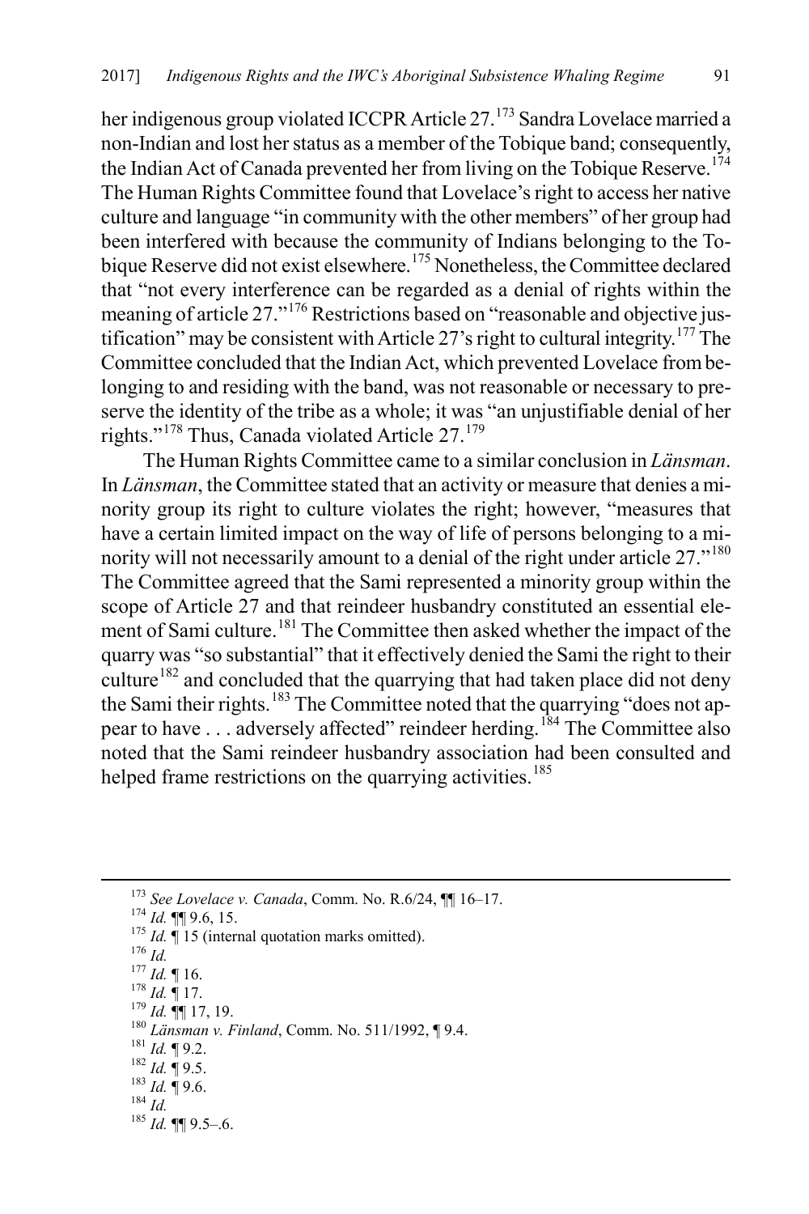her indigenous group violated ICCPR Article 27.[173] Sandra Lovelace married a non-Indian and lost her status as a member of the Tobique band; consequently, the Indian Act of Canada prevented her from living on the Tobique Reserve.[174] The Human Rights Committee found that Lovelace's right to access her native culture and language "in community with the other members" of her group had been interfered with because the community of Indians belonging to the Tobique Reserve did not exist elsewhere.[175] Nonetheless, the Committee declared that "not every interference can be regarded as a denial of rights within the meaning of article 27."[176] Restrictions based on "reasonable and objective justification" may be consistent with Article 27's right to cultural integrity.[177] The Committee concluded that the Indian Act, which prevented Lovelace from belonging to and residing with the band, was not reasonable or necessary to preserve the identity of the tribe as a whole; it was "an unjustifiable denial of her rights."[178] Thus, Canada violated Article 27.[179]

The Human Rights Committee came to a similar conclusion in *Länsman*. In *Länsman*, the Committee stated that an activity or measure that denies a minority group its right to culture violates the right; however, "measures that have a certain limited impact on the way of life of persons belonging to a minority will not necessarily amount to a denial of the right under article 27."[180] The Committee agreed that the Sami represented a minority group within the scope of Article 27 and that reindeer husbandry constituted an essential element of Sami culture.[181] The Committee then asked whether the impact of the quarry was "so substantial" that it effectively denied the Sami the right to their culture[182] and concluded that the quarrying that had taken place did not deny the Sami their rights.[183] The Committee noted that the quarrying "does not appear to have . . . adversely affected" reindeer herding.[184] The Committee also noted that the Sami reindeer husbandry association had been consulted and helped frame restrictions on the quarrying activities.[185]

---

[173] *See Lovelace v. Canada*, Comm. No. R.6/24, ¶¶ 16–17.
[174] *Id.* ¶¶ 9.6, 15.
[175] *Id.* ¶ 15 (internal quotation marks omitted).
[176] *Id.*
[177] *Id.* ¶ 16.
[178] *Id.* ¶ 17.
[179] *Id.* ¶¶ 17, 19.
[180] *Länsman v. Finland*, Comm. No. 511/1992, ¶ 9.4.
[181] *Id.* ¶ 9.2.
[182] *Id.* ¶ 9.5.
[183] *Id.* ¶ 9.6.
[184] *Id.*
[185] *Id.* ¶¶ 9.5–.6.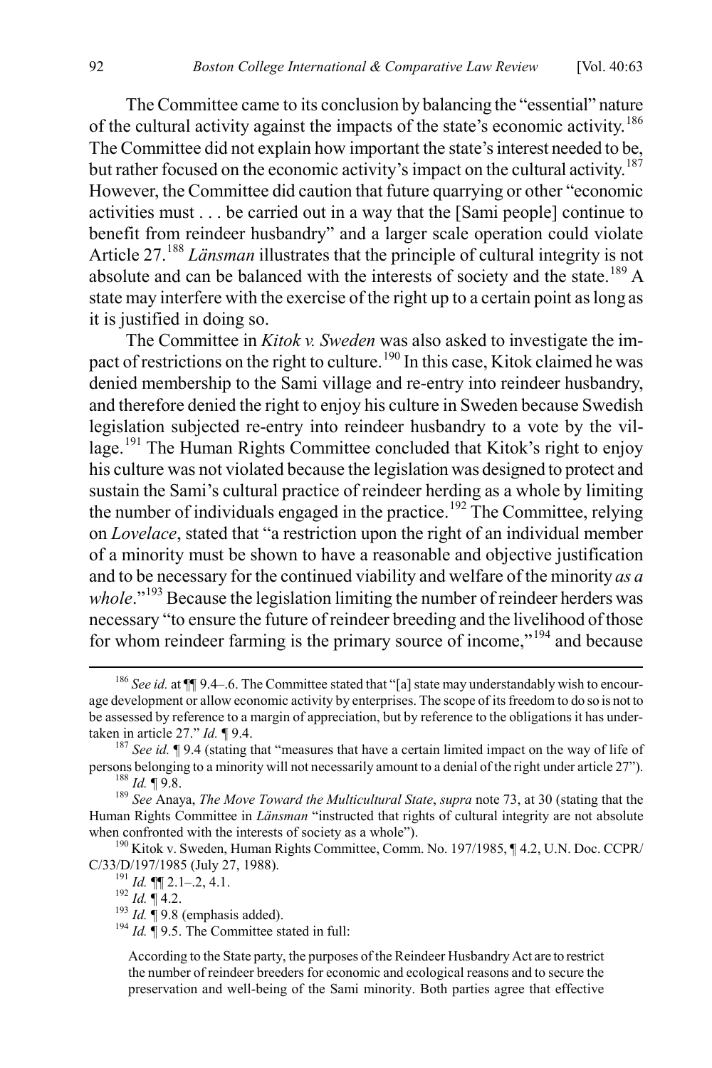The Committee came to its conclusion by balancing the "essential" nature of the cultural activity against the impacts of the state's economic activity.[186] The Committee did not explain how important the state's interest needed to be, but rather focused on the economic activity's impact on the cultural activity.[187] However, the Committee did caution that future quarrying or other "economic activities must . . . be carried out in a way that the [Sami people] continue to benefit from reindeer husbandry" and a larger scale operation could violate Article 27.[188] *Länsman* illustrates that the principle of cultural integrity is not absolute and can be balanced with the interests of society and the state.[189] A state may interfere with the exercise of the right up to a certain point as long as it is justified in doing so.

The Committee in *Kitok v. Sweden* was also asked to investigate the impact of restrictions on the right to culture.[190] In this case, Kitok claimed he was denied membership to the Sami village and re-entry into reindeer husbandry, and therefore denied the right to enjoy his culture in Sweden because Swedish legislation subjected re-entry into reindeer husbandry to a vote by the village.[191] The Human Rights Committee concluded that Kitok's right to enjoy his culture was not violated because the legislation was designed to protect and sustain the Sami's cultural practice of reindeer herding as a whole by limiting the number of individuals engaged in the practice.[192] The Committee, relying on *Lovelace*, stated that "a restriction upon the right of an individual member of a minority must be shown to have a reasonable and objective justification and to be necessary for the continued viability and welfare of the minority *as a whole*."[193] Because the legislation limiting the number of reindeer herders was necessary "to ensure the future of reindeer breeding and the livelihood of those for whom reindeer farming is the primary source of income,"[194] and because

---

[186] *See id.* at ¶¶ 9.4–.6. The Committee stated that "[a] state may understandably wish to encourage development or allow economic activity by enterprises. The scope of its freedom to do so is not to be assessed by reference to a margin of appreciation, but by reference to the obligations it has undertaken in article 27." *Id.* ¶ 9.4.

[187] *See id.* ¶ 9.4 (stating that "measures that have a certain limited impact on the way of life of persons belonging to a minority will not necessarily amount to a denial of the right under article 27").

[188] *Id.* ¶ 9.8.

[189] *See* Anaya, *The Move Toward the Multicultural State*, *supra* note 73, at 30 (stating that the Human Rights Committee in *Länsman* "instructed that rights of cultural integrity are not absolute when confronted with the interests of society as a whole").

[190] Kitok v. Sweden, Human Rights Committee, Comm. No. 197/1985, ¶ 4.2, U.N. Doc. CCPR/C/33/D/197/1985 (July 27, 1988).

[191] *Id.* ¶¶ 2.1–.2, 4.1.

[192] *Id.* ¶ 4.2.

[193] *Id.* ¶ 9.8 (emphasis added).

[194] *Id.* ¶ 9.5. The Committee stated in full:

> According to the State party, the purposes of the Reindeer Husbandry Act are to restrict the number of reindeer breeders for economic and ecological reasons and to secure the preservation and well-being of the Sami minority. Both parties agree that effective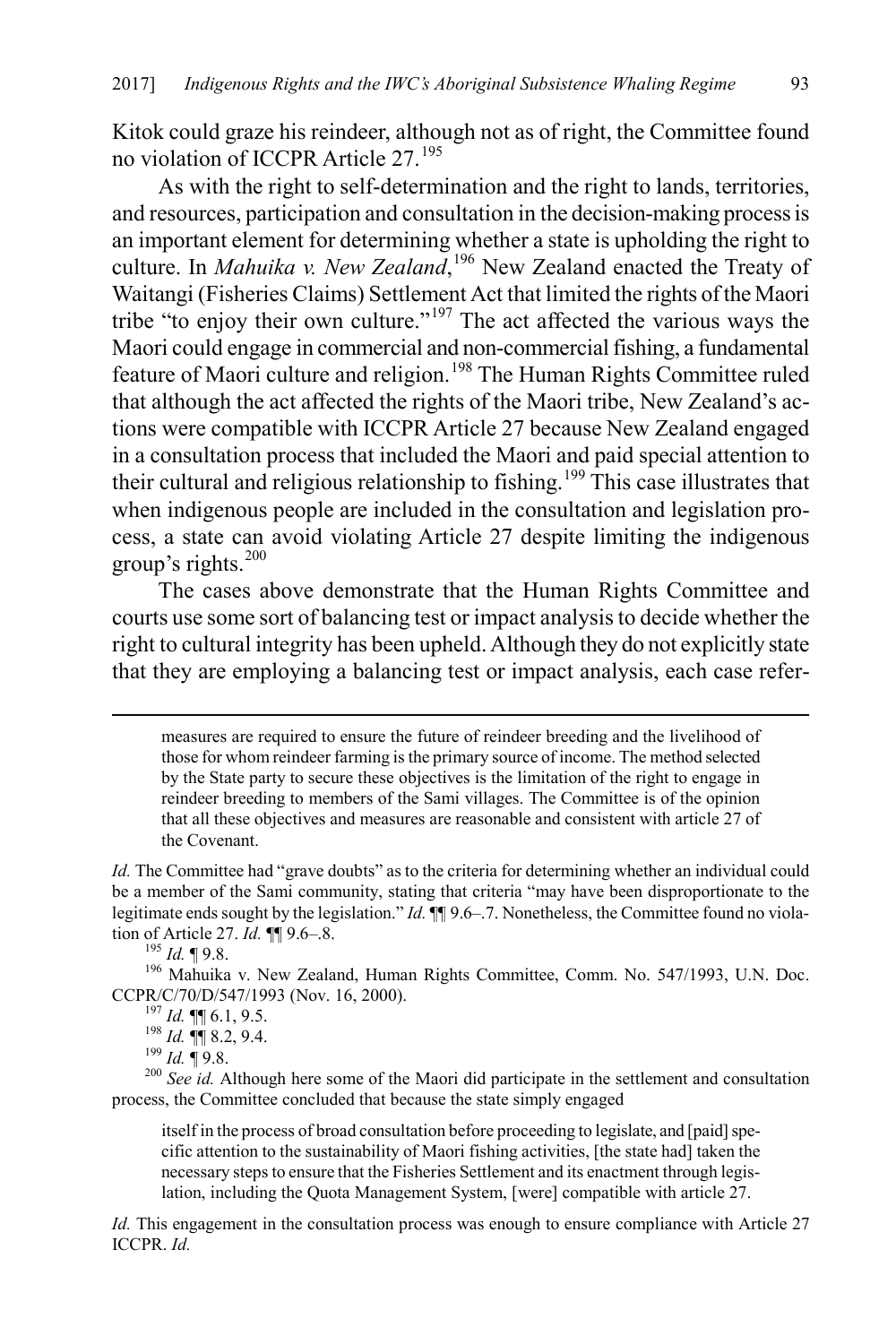Kitok could graze his reindeer, although not as of right, the Committee found no violation of ICCPR Article 27.[195]

As with the right to self-determination and the right to lands, territories, and resources, participation and consultation in the decision-making process is an important element for determining whether a state is upholding the right to culture. In *Mahuika v. New Zealand*,[196] New Zealand enacted the Treaty of Waitangi (Fisheries Claims) Settlement Act that limited the rights of the Maori tribe "to enjoy their own culture."[197] The act affected the various ways the Maori could engage in commercial and non-commercial fishing, a fundamental feature of Maori culture and religion.[198] The Human Rights Committee ruled that although the act affected the rights of the Maori tribe, New Zealand's actions were compatible with ICCPR Article 27 because New Zealand engaged in a consultation process that included the Maori and paid special attention to their cultural and religious relationship to fishing.[199] This case illustrates that when indigenous people are included in the consultation and legislation process, a state can avoid violating Article 27 despite limiting the indigenous group's rights.[200]

The cases above demonstrate that the Human Rights Committee and courts use some sort of balancing test or impact analysis to decide whether the right to cultural integrity has been upheld. Although they do not explicitly state that they are employing a balancing test or impact analysis, each case refer-

---

> measures are required to ensure the future of reindeer breeding and the livelihood of those for whom reindeer farming is the primary source of income. The method selected by the State party to secure these objectives is the limitation of the right to engage in reindeer breeding to members of the Sami villages. The Committee is of the opinion that all these objectives and measures are reasonable and consistent with article 27 of the Covenant.

*Id.* The Committee had "grave doubts" as to the criteria for determining whether an individual could be a member of the Sami community, stating that criteria "may have been disproportionate to the legitimate ends sought by the legislation." *Id.* ¶¶ 9.6–.7. Nonetheless, the Committee found no violation of Article 27. *Id.* ¶¶ 9.6–.8.

[195] *Id.* ¶ 9.8.

[196] Mahuika v. New Zealand, Human Rights Committee, Comm. No. 547/1993, U.N. Doc. CCPR/C/70/D/547/1993 (Nov. 16, 2000).

[197] *Id.* ¶¶ 6.1, 9.5.

[198] *Id.* ¶¶ 8.2, 9.4.

[199] *Id.* ¶ 9.8.

[200] *See id.* Although here some of the Maori did participate in the settlement and consultation process, the Committee concluded that because the state simply engaged

> itself in the process of broad consultation before proceeding to legislate, and [paid] specific attention to the sustainability of Maori fishing activities, [the state had] taken the necessary steps to ensure that the Fisheries Settlement and its enactment through legislation, including the Quota Management System, [were] compatible with article 27.

*Id.* This engagement in the consultation process was enough to ensure compliance with Article 27 ICCPR. *Id.*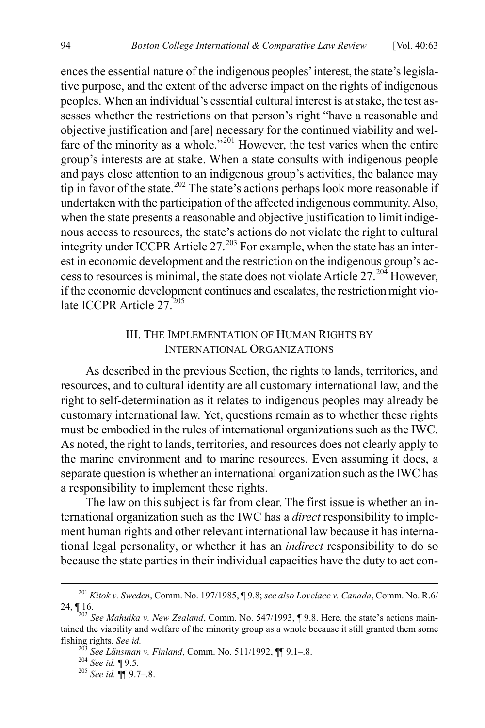ences the essential nature of the indigenous peoples' interest, the state's legislative purpose, and the extent of the adverse impact on the rights of indigenous peoples. When an individual's essential cultural interest is at stake, the test assesses whether the restrictions on that person's right "have a reasonable and objective justification and [are] necessary for the continued viability and welfare of the minority as a whole."[201] However, the test varies when the entire group's interests are at stake. When a state consults with indigenous people and pays close attention to an indigenous group's activities, the balance may tip in favor of the state.[202] The state's actions perhaps look more reasonable if undertaken with the participation of the affected indigenous community. Also, when the state presents a reasonable and objective justification to limit indigenous access to resources, the state's actions do not violate the right to cultural integrity under ICCPR Article 27.[203] For example, when the state has an interest in economic development and the restriction on the indigenous group's access to resources is minimal, the state does not violate Article 27.[204] However, if the economic development continues and escalates, the restriction might violate ICCPR Article 27.[205]

## III. The Implementation of Human Rights by International Organizations

As described in the previous Section, the rights to lands, territories, and resources, and to cultural identity are all customary international law, and the right to self-determination as it relates to indigenous peoples may already be customary international law. Yet, questions remain as to whether these rights must be embodied in the rules of international organizations such as the IWC. As noted, the right to lands, territories, and resources does not clearly apply to the marine environment and to marine resources. Even assuming it does, a separate question is whether an international organization such as the IWC has a responsibility to implement these rights.

The law on this subject is far from clear. The first issue is whether an international organization such as the IWC has a *direct* responsibility to implement human rights and other relevant international law because it has international legal personality, or whether it has an *indirect* responsibility to do so because the state parties in their individual capacities have the duty to act con-

---

[201] *Kitok v. Sweden*, Comm. No. 197/1985, ¶ 9.8; *see also Lovelace v. Canada*, Comm. No. R.6/24, ¶ 16.

[202] *See Mahuika v. New Zealand*, Comm. No. 547/1993, ¶ 9.8. Here, the state's actions maintained the viability and welfare of the minority group as a whole because it still granted them some fishing rights. *See id.*

[203] *See Länsman v. Finland*, Comm. No. 511/1992, ¶¶ 9.1–.8.

[204] *See id.* ¶ 9.5.

[205] *See id.* ¶¶ 9.7–.8.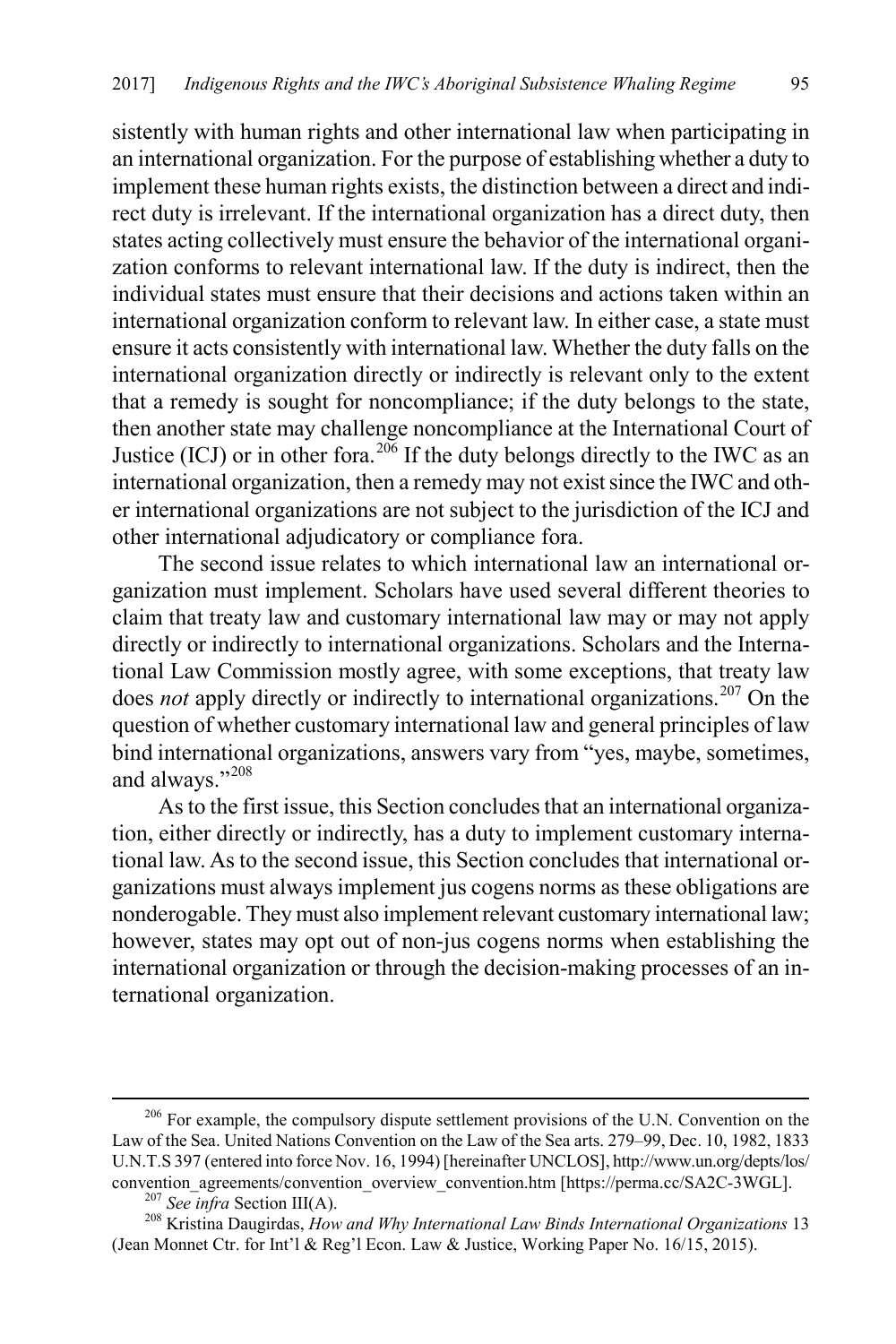sistently with human rights and other international law when participating in an international organization. For the purpose of establishing whether a duty to implement these human rights exists, the distinction between a direct and indirect duty is irrelevant. If the international organization has a direct duty, then states acting collectively must ensure the behavior of the international organization conforms to relevant international law. If the duty is indirect, then the individual states must ensure that their decisions and actions taken within an international organization conform to relevant law. In either case, a state must ensure it acts consistently with international law. Whether the duty falls on the international organization directly or indirectly is relevant only to the extent that a remedy is sought for noncompliance; if the duty belongs to the state, then another state may challenge noncompliance at the International Court of Justice (ICJ) or in other fora.[206] If the duty belongs directly to the IWC as an international organization, then a remedy may not exist since the IWC and other international organizations are not subject to the jurisdiction of the ICJ and other international adjudicatory or compliance fora.

The second issue relates to which international law an international organization must implement. Scholars have used several different theories to claim that treaty law and customary international law may or may not apply directly or indirectly to international organizations. Scholars and the International Law Commission mostly agree, with some exceptions, that treaty law does *not* apply directly or indirectly to international organizations.[207] On the question of whether customary international law and general principles of law bind international organizations, answers vary from "yes, maybe, sometimes, and always."[208]

As to the first issue, this Section concludes that an international organization, either directly or indirectly, has a duty to implement customary international law. As to the second issue, this Section concludes that international organizations must always implement jus cogens norms as these obligations are nonderogable. They must also implement relevant customary international law; however, states may opt out of non-jus cogens norms when establishing the international organization or through the decision-making processes of an international organization.

---

[206] For example, the compulsory dispute settlement provisions of the U.N. Convention on the Law of the Sea. United Nations Convention on the Law of the Sea arts. 279–99, Dec. 10, 1982, 1833 U.N.T.S 397 (entered into force Nov. 16, 1994) [hereinafter UNCLOS], http://www.un.org/depts/los/convention_agreements/convention_overview_convention.htm [https://perma.cc/SA2C-3WGL].

[207] *See infra* Section III(A).

[208] Kristina Daugirdas, *How and Why International Law Binds International Organizations* 13 (Jean Monnet Ctr. for Int'l & Reg'l Econ. Law & Justice, Working Paper No. 16/15, 2015).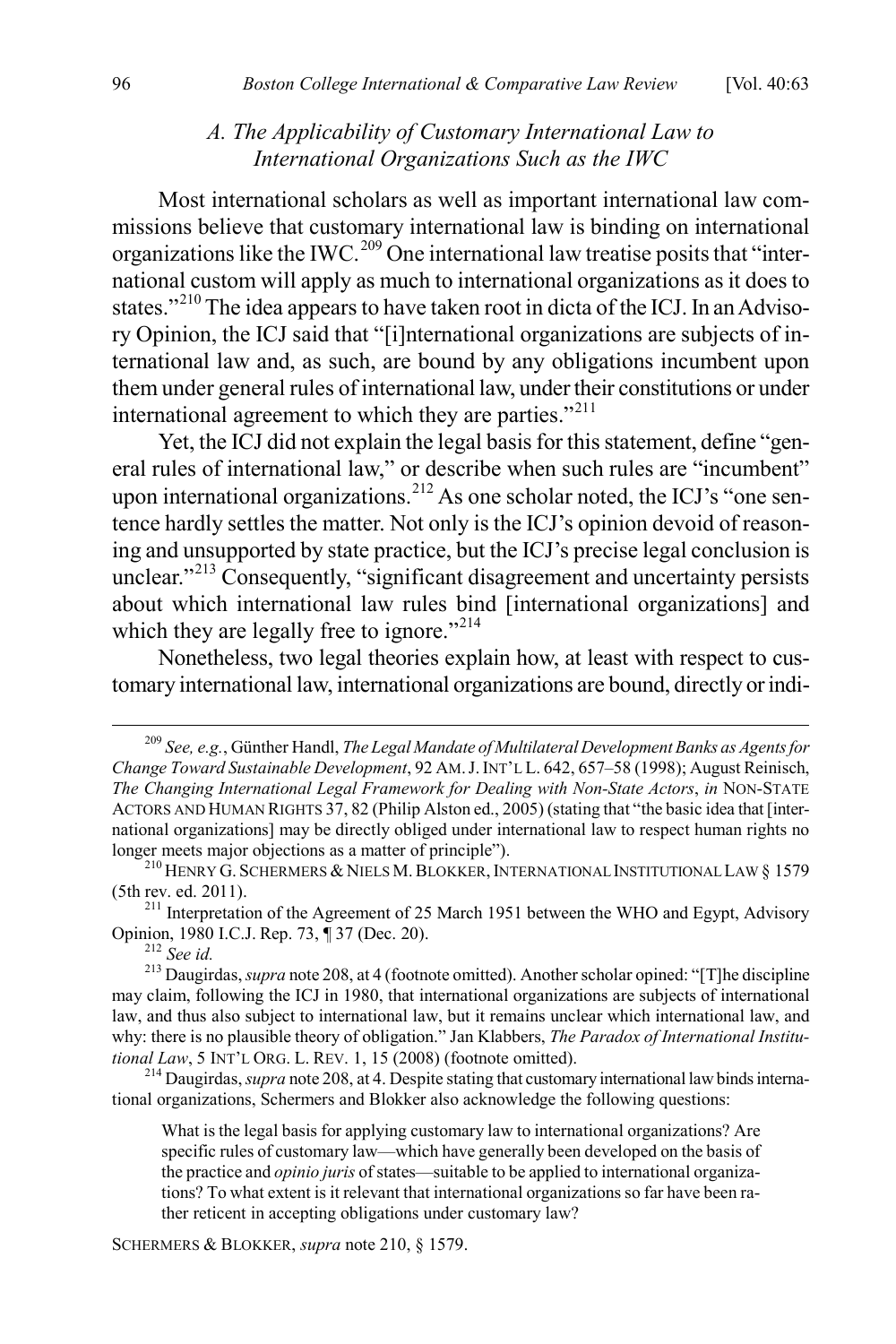### *A. The Applicability of Customary International Law to International Organizations Such as the IWC*

Most international scholars as well as important international law commissions believe that customary international law is binding on international organizations like the IWC.[209] One international law treatise posits that "international custom will apply as much to international organizations as it does to states."[210] The idea appears to have taken root in dicta of the ICJ. In an Advisory Opinion, the ICJ said that "[i]nternational organizations are subjects of international law and, as such, are bound by any obligations incumbent upon them under general rules of international law, under their constitutions or under international agreement to which they are parties."[211]

Yet, the ICJ did not explain the legal basis for this statement, define "general rules of international law," or describe when such rules are "incumbent" upon international organizations.[212] As one scholar noted, the ICJ's "one sentence hardly settles the matter. Not only is the ICJ's opinion devoid of reasoning and unsupported by state practice, but the ICJ's precise legal conclusion is unclear."[213] Consequently, "significant disagreement and uncertainty persists about which international law rules bind [international organizations] and which they are legally free to ignore."[214]

Nonetheless, two legal theories explain how, at least with respect to customary international law, international organizations are bound, directly or indi-

---

[209] *See, e.g.*, Günther Handl, *The Legal Mandate of Multilateral Development Banks as Agents for Change Toward Sustainable Development*, 92 AM. J. INT'L L. 642, 657–58 (1998); August Reinisch, *The Changing International Legal Framework for Dealing with Non-State Actors*, *in* NON-STATE ACTORS AND HUMAN RIGHTS 37, 82 (Philip Alston ed., 2005) (stating that "the basic idea that [international organizations] may be directly obliged under international law to respect human rights no longer meets major objections as a matter of principle").

[210] HENRY G. SCHERMERS & NIELS M. BLOKKER, INTERNATIONAL INSTITUTIONAL LAW § 1579 (5th rev. ed. 2011).

[211] Interpretation of the Agreement of 25 March 1951 between the WHO and Egypt, Advisory Opinion, 1980 I.C.J. Rep. 73, ¶ 37 (Dec. 20).

[212] *See id.*

[213] Daugirdas, *supra* note 208, at 4 (footnote omitted). Another scholar opined: "[T]he discipline may claim, following the ICJ in 1980, that international organizations are subjects of international law, and thus also subject to international law, but it remains unclear which international law, and why: there is no plausible theory of obligation." Jan Klabbers, *The Paradox of International Institutional Law*, 5 INT'L ORG. L. REV. 1, 15 (2008) (footnote omitted).

[214] Daugirdas, *supra* note 208, at 4. Despite stating that customary international law binds international organizations, Schermers and Blokker also acknowledge the following questions:

> What is the legal basis for applying customary law to international organizations? Are specific rules of customary law—which have generally been developed on the basis of the practice and *opinio juris* of states—suitable to be applied to international organizations? To what extent is it relevant that international organizations so far have been rather reticent in accepting obligations under customary law?

SCHERMERS & BLOKKER, *supra* note 210, § 1579.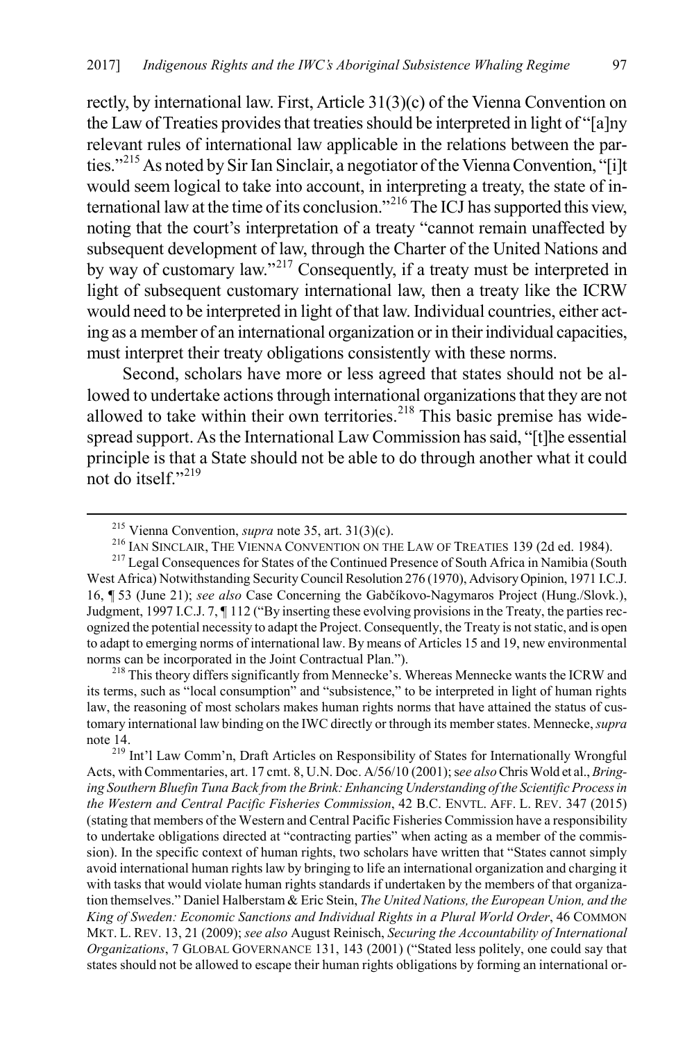rectly, by international law. First, Article 31(3)(c) of the Vienna Convention on the Law of Treaties provides that treaties should be interpreted in light of "[a]ny relevant rules of international law applicable in the relations between the parties."[215] As noted by Sir Ian Sinclair, a negotiator of the Vienna Convention, "[i]t would seem logical to take into account, in interpreting a treaty, the state of international law at the time of its conclusion."[216] The ICJ has supported this view, noting that the court's interpretation of a treaty "cannot remain unaffected by subsequent development of law, through the Charter of the United Nations and by way of customary law."[217] Consequently, if a treaty must be interpreted in light of subsequent customary international law, then a treaty like the ICRW would need to be interpreted in light of that law. Individual countries, either acting as a member of an international organization or in their individual capacities, must interpret their treaty obligations consistently with these norms.

Second, scholars have more or less agreed that states should not be allowed to undertake actions through international organizations that they are not allowed to take within their own territories.[218] This basic premise has widespread support. As the International Law Commission has said, "[t]he essential principle is that a State should not be able to do through another what it could not do itself."[219]

---

[215] Vienna Convention, *supra* note 35, art. 31(3)(c).

[216] IAN SINCLAIR, THE VIENNA CONVENTION ON THE LAW OF TREATIES 139 (2d ed. 1984).

[217] Legal Consequences for States of the Continued Presence of South Africa in Namibia (South West Africa) Notwithstanding Security Council Resolution 276 (1970), Advisory Opinion, 1971 I.C.J. 16, ¶ 53 (June 21); *see also* Case Concerning the Gabčíkovo-Nagymaros Project (Hung./Slovk.), Judgment, 1997 I.C.J. 7, ¶ 112 ("By inserting these evolving provisions in the Treaty, the parties recognized the potential necessity to adapt the Project. Consequently, the Treaty is not static, and is open to adapt to emerging norms of international law. By means of Articles 15 and 19, new environmental norms can be incorporated in the Joint Contractual Plan.").

[218] This theory differs significantly from Mennecke's. Whereas Mennecke wants the ICRW and its terms, such as "local consumption" and "subsistence," to be interpreted in light of human rights law, the reasoning of most scholars makes human rights norms that have attained the status of customary international law binding on the IWC directly or through its member states. Mennecke, *supra* note 14.

[219] Int'l Law Comm'n, Draft Articles on Responsibility of States for Internationally Wrongful Acts, with Commentaries, art. 17 cmt. 8, U.N. Doc. A/56/10 (2001); *see also* Chris Wold et al., *Bringing Southern Bluefin Tuna Back from the Brink: Enhancing Understanding of the Scientific Process in the Western and Central Pacific Fisheries Commission*, 42 B.C. ENVTL. AFF. L. REV. 347 (2015) (stating that members of the Western and Central Pacific Fisheries Commission have a responsibility to undertake obligations directed at "contracting parties" when acting as a member of the commission). In the specific context of human rights, two scholars have written that "States cannot simply avoid international human rights law by bringing to life an international organization and charging it with tasks that would violate human rights standards if undertaken by the members of that organization themselves." Daniel Halberstam & Eric Stein, *The United Nations, the European Union, and the King of Sweden: Economic Sanctions and Individual Rights in a Plural World Order*, 46 COMMON MKT. L. REV. 13, 21 (2009); *see also* August Reinisch, *Securing the Accountability of International Organizations*, 7 GLOBAL GOVERNANCE 131, 143 (2001) ("Stated less politely, one could say that states should not be allowed to escape their human rights obligations by forming an international or-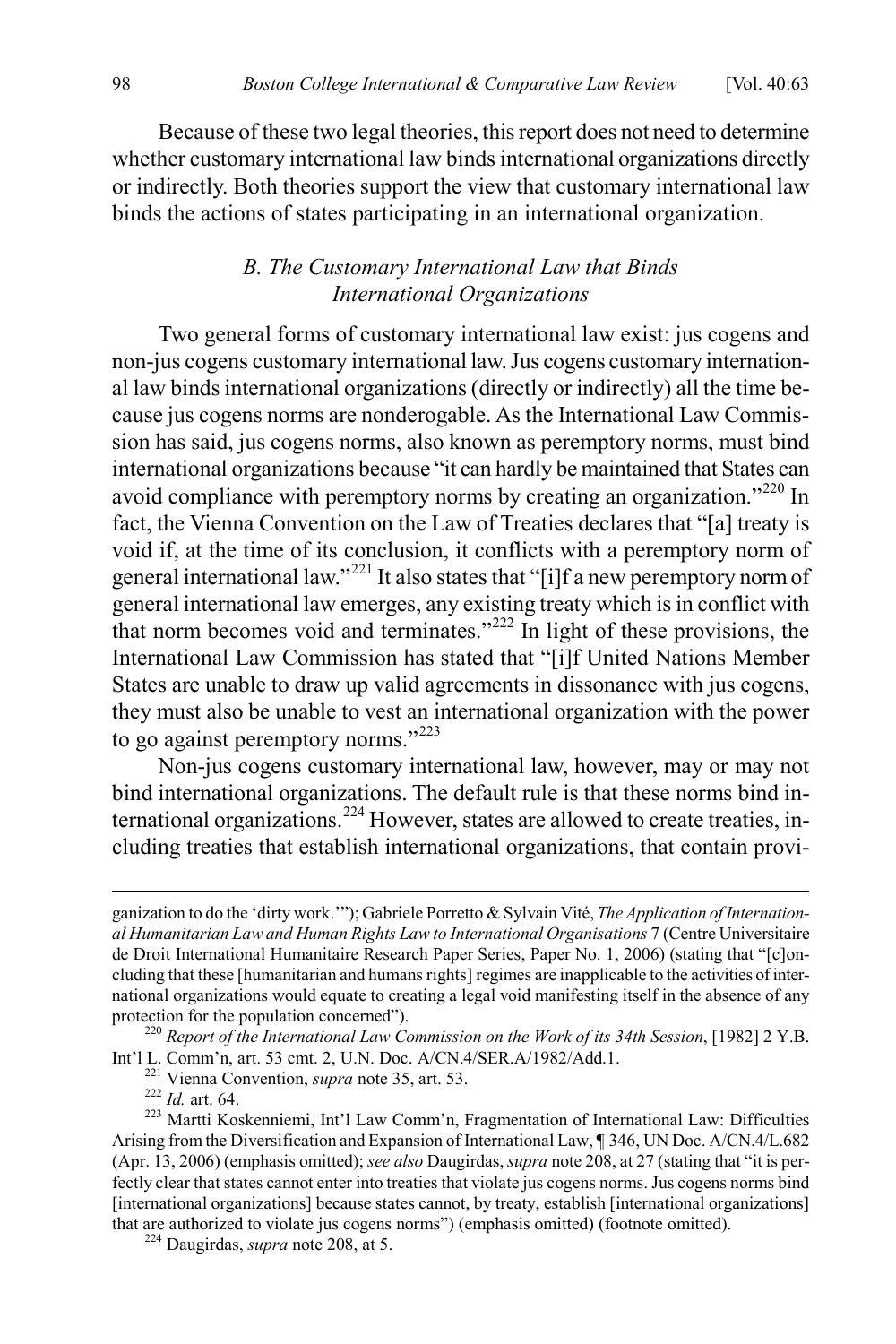Because of these two legal theories, this report does not need to determine whether customary international law binds international organizations directly or indirectly. Both theories support the view that customary international law binds the actions of states participating in an international organization.

### *B. The Customary International Law that Binds International Organizations*

Two general forms of customary international law exist: jus cogens and non-jus cogens customary international law. Jus cogens customary international law binds international organizations (directly or indirectly) all the time because jus cogens norms are nonderogable. As the International Law Commission has said, jus cogens norms, also known as peremptory norms, must bind international organizations because "it can hardly be maintained that States can avoid compliance with peremptory norms by creating an organization."[220] In fact, the Vienna Convention on the Law of Treaties declares that "[a] treaty is void if, at the time of its conclusion, it conflicts with a peremptory norm of general international law."[221] It also states that "[i]f a new peremptory norm of general international law emerges, any existing treaty which is in conflict with that norm becomes void and terminates."[222] In light of these provisions, the International Law Commission has stated that "[i]f United Nations Member States are unable to draw up valid agreements in dissonance with jus cogens, they must also be unable to vest an international organization with the power to go against peremptory norms."[223]

Non-jus cogens customary international law, however, may or may not bind international organizations. The default rule is that these norms bind international organizations.[224] However, states are allowed to create treaties, including treaties that establish international organizations, that contain provi-

---

ganization to do the 'dirty work.'"); Gabriele Porretto & Sylvain Vité, *The Application of International Humanitarian Law and Human Rights Law to International Organisations* 7 (Centre Universitaire de Droit International Humanitaire Research Paper Series, Paper No. 1, 2006) (stating that "[c]oncluding that these [humanitarian and humans rights] regimes are inapplicable to the activities of international organizations would equate to creating a legal void manifesting itself in the absence of any protection for the population concerned").

[220] *Report of the International Law Commission on the Work of its 34th Session*, [1982] 2 Y.B. Int'l L. Comm'n, art. 53 cmt. 2, U.N. Doc. A/CN.4/SER.A/1982/Add.1.

[221] Vienna Convention, *supra* note 35, art. 53.

[222] *Id.* art. 64.

[223] Martti Koskenniemi, Int'l Law Comm'n, Fragmentation of International Law: Difficulties Arising from the Diversification and Expansion of International Law, ¶ 346, UN Doc. A/CN.4/L.682 (Apr. 13, 2006) (emphasis omitted); *see also* Daugirdas, *supra* note 208, at 27 (stating that "it is perfectly clear that states cannot enter into treaties that violate jus cogens norms. Jus cogens norms bind [international organizations] because states cannot, by treaty, establish [international organizations] that are authorized to violate jus cogens norms") (emphasis omitted) (footnote omitted).

[224] Daugirdas, *supra* note 208, at 5.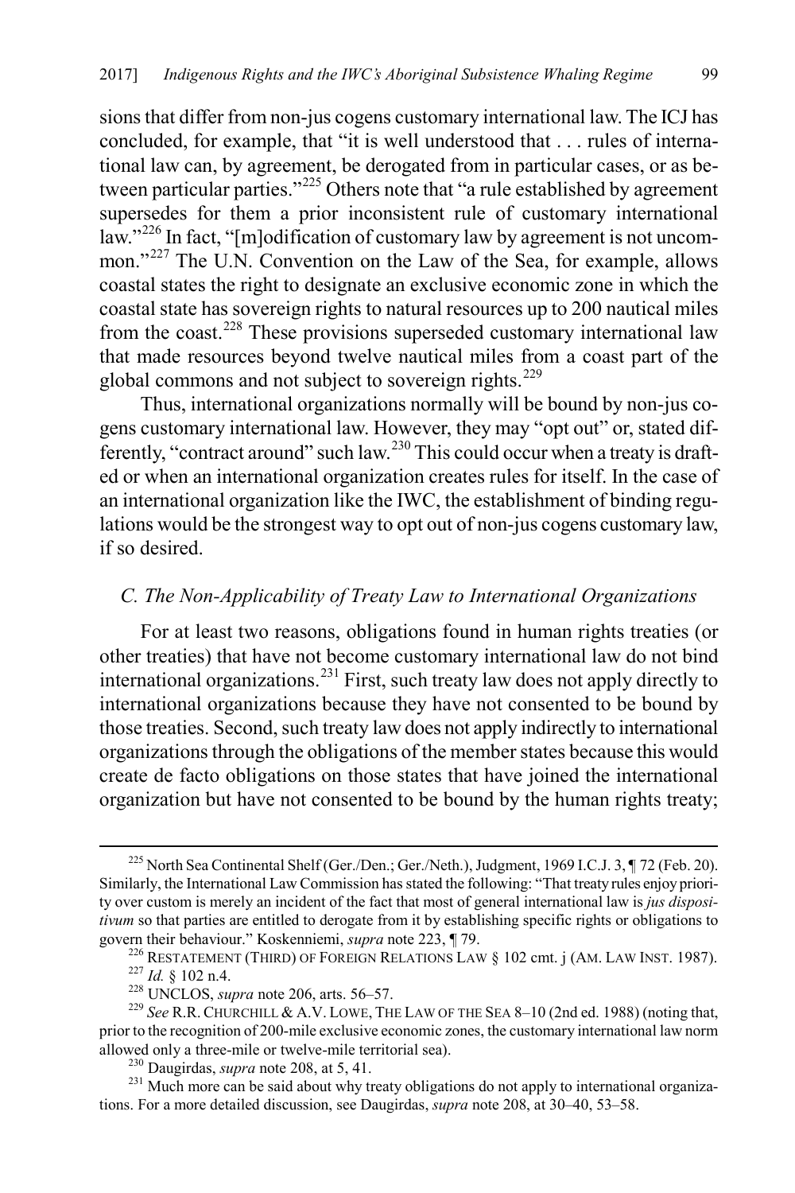sions that differ from non-jus cogens customary international law. The ICJ has concluded, for example, that "it is well understood that . . . rules of international law can, by agreement, be derogated from in particular cases, or as between particular parties."[225] Others note that "a rule established by agreement supersedes for them a prior inconsistent rule of customary international law."[226] In fact, "[m]odification of customary law by agreement is not uncommon."[227] The U.N. Convention on the Law of the Sea, for example, allows coastal states the right to designate an exclusive economic zone in which the coastal state has sovereign rights to natural resources up to 200 nautical miles from the coast.[228] These provisions superseded customary international law that made resources beyond twelve nautical miles from a coast part of the global commons and not subject to sovereign rights.[229]

Thus, international organizations normally will be bound by non-jus cogens customary international law. However, they may "opt out" or, stated differently, "contract around" such law.[230] This could occur when a treaty is drafted or when an international organization creates rules for itself. In the case of an international organization like the IWC, the establishment of binding regulations would be the strongest way to opt out of non-jus cogens customary law, if so desired.

### *C. The Non-Applicability of Treaty Law to International Organizations*

For at least two reasons, obligations found in human rights treaties (or other treaties) that have not become customary international law do not bind international organizations.[231] First, such treaty law does not apply directly to international organizations because they have not consented to be bound by those treaties. Second, such treaty law does not apply indirectly to international organizations through the obligations of the member states because this would create de facto obligations on those states that have joined the international organization but have not consented to be bound by the human rights treaty;

---

[225] North Sea Continental Shelf (Ger./Den.; Ger./Neth.), Judgment, 1969 I.C.J. 3, ¶ 72 (Feb. 20). Similarly, the International Law Commission has stated the following: "That treaty rules enjoy priority over custom is merely an incident of the fact that most of general international law is *jus dispositivum* so that parties are entitled to derogate from it by establishing specific rights or obligations to govern their behaviour." Koskenniemi, *supra* note 223, ¶ 79.

[226] RESTATEMENT (THIRD) OF FOREIGN RELATIONS LAW § 102 cmt. j (AM. LAW INST. 1987).

[227] *Id.* § 102 n.4.

[228] UNCLOS, *supra* note 206, arts. 56–57.

[229] *See* R.R. CHURCHILL & A.V. LOWE, THE LAW OF THE SEA 8–10 (2nd ed. 1988) (noting that, prior to the recognition of 200-mile exclusive economic zones, the customary international law norm allowed only a three-mile or twelve-mile territorial sea).

[230] Daugirdas, *supra* note 208, at 5, 41.

[231] Much more can be said about why treaty obligations do not apply to international organizations. For a more detailed discussion, see Daugirdas, *supra* note 208, at 30–40, 53–58.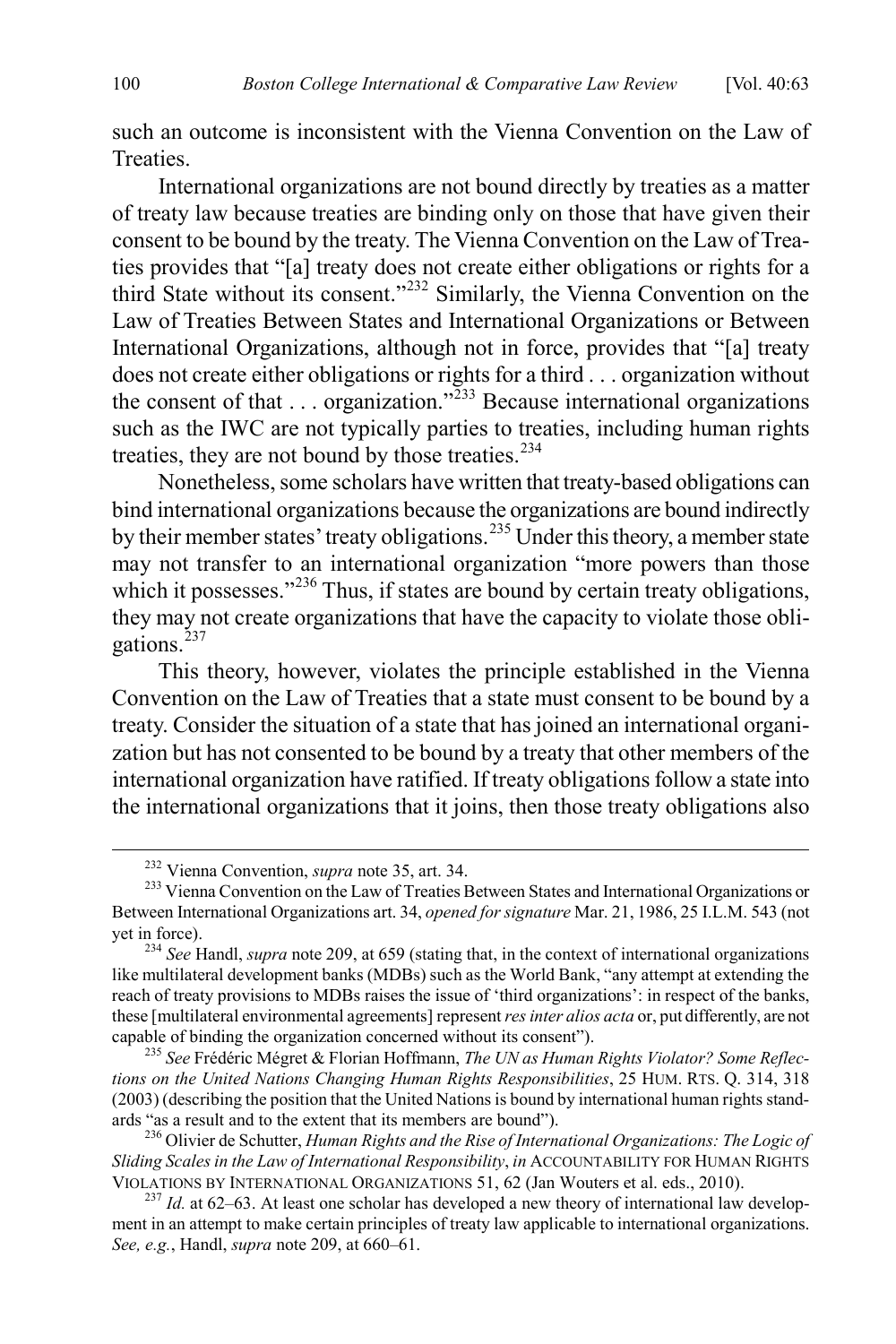such an outcome is inconsistent with the Vienna Convention on the Law of Treaties.

International organizations are not bound directly by treaties as a matter of treaty law because treaties are binding only on those that have given their consent to be bound by the treaty. The Vienna Convention on the Law of Treaties provides that "[a] treaty does not create either obligations or rights for a third State without its consent."[232] Similarly, the Vienna Convention on the Law of Treaties Between States and International Organizations or Between International Organizations, although not in force, provides that "[a] treaty does not create either obligations or rights for a third . . . organization without the consent of that . . . organization."[233] Because international organizations such as the IWC are not typically parties to treaties, including human rights treaties, they are not bound by those treaties.[234]

Nonetheless, some scholars have written that treaty-based obligations can bind international organizations because the organizations are bound indirectly by their member states' treaty obligations.[235] Under this theory, a member state may not transfer to an international organization "more powers than those which it possesses."[236] Thus, if states are bound by certain treaty obligations, they may not create organizations that have the capacity to violate those obligations.[237]

This theory, however, violates the principle established in the Vienna Convention on the Law of Treaties that a state must consent to be bound by a treaty. Consider the situation of a state that has joined an international organization but has not consented to be bound by a treaty that other members of the international organization have ratified. If treaty obligations follow a state into the international organizations that it joins, then those treaty obligations also

---

[232] Vienna Convention, *supra* note 35, art. 34.

[233] Vienna Convention on the Law of Treaties Between States and International Organizations or Between International Organizations art. 34, *opened for signature* Mar. 21, 1986, 25 I.L.M. 543 (not yet in force).

[234] *See* Handl, *supra* note 209, at 659 (stating that, in the context of international organizations like multilateral development banks (MDBs) such as the World Bank, "any attempt at extending the reach of treaty provisions to MDBs raises the issue of 'third organizations': in respect of the banks, these [multilateral environmental agreements] represent *res inter alios acta* or, put differently, are not capable of binding the organization concerned without its consent").

[235] *See* Frédéric Mégret & Florian Hoffmann, *The UN as Human Rights Violator? Some Reflections on the United Nations Changing Human Rights Responsibilities*, 25 HUM. RTS. Q. 314, 318 (2003) (describing the position that the United Nations is bound by international human rights standards "as a result and to the extent that its members are bound").

[236] Olivier de Schutter, *Human Rights and the Rise of International Organizations: The Logic of Sliding Scales in the Law of International Responsibility*, *in* ACCOUNTABILITY FOR HUMAN RIGHTS VIOLATIONS BY INTERNATIONAL ORGANIZATIONS 51, 62 (Jan Wouters et al. eds., 2010).

[237] *Id.* at 62–63. At least one scholar has developed a new theory of international law development in an attempt to make certain principles of treaty law applicable to international organizations. *See, e.g.*, Handl, *supra* note 209, at 660–61.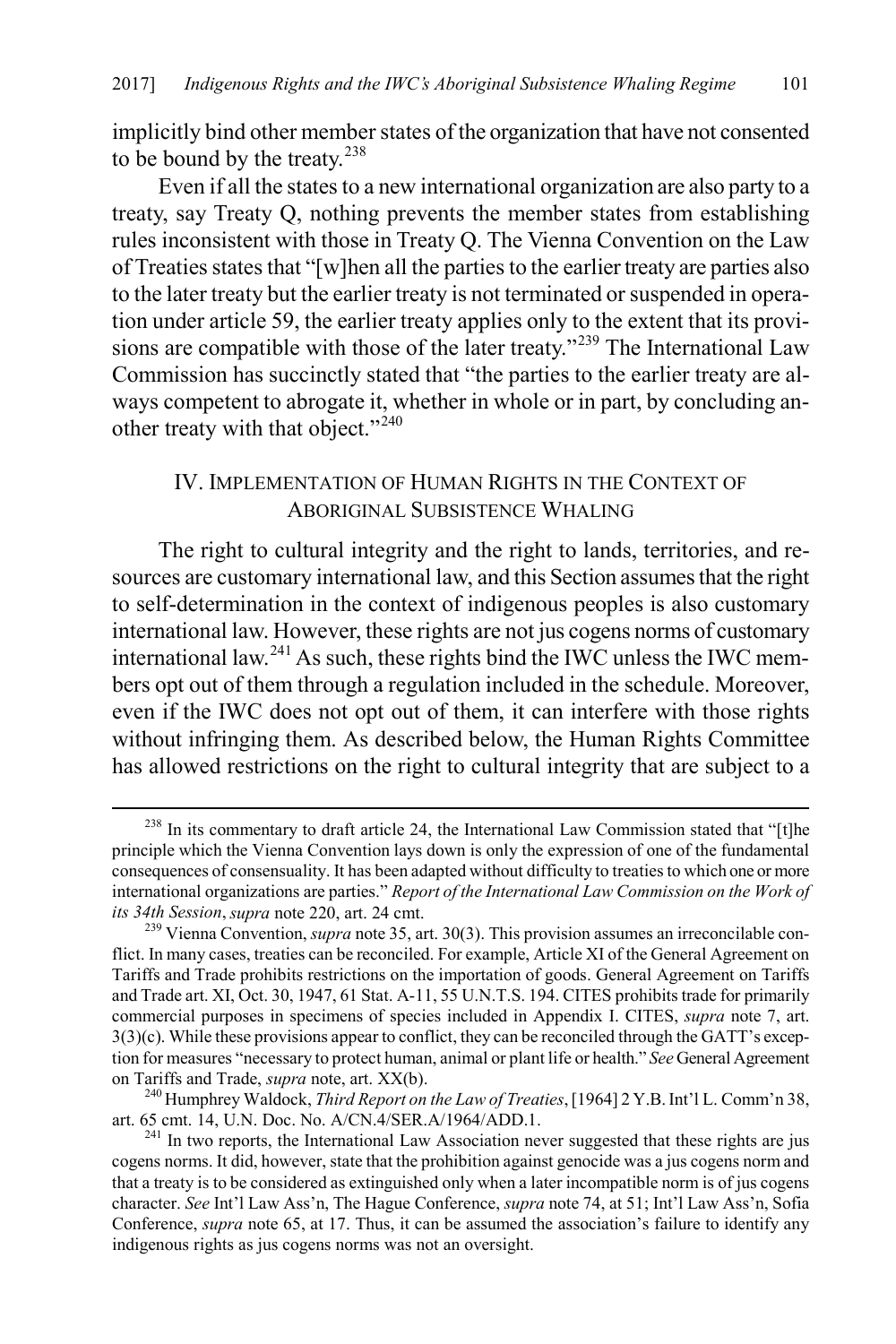implicitly bind other member states of the organization that have not consented to be bound by the treaty.[238]

Even if all the states to a new international organization are also party to a treaty, say Treaty Q, nothing prevents the member states from establishing rules inconsistent with those in Treaty Q. The Vienna Convention on the Law of Treaties states that "[w]hen all the parties to the earlier treaty are parties also to the later treaty but the earlier treaty is not terminated or suspended in operation under article 59, the earlier treaty applies only to the extent that its provisions are compatible with those of the later treaty."[239] The International Law Commission has succinctly stated that "the parties to the earlier treaty are always competent to abrogate it, whether in whole or in part, by concluding another treaty with that object."[240]

## IV. Implementation of Human Rights in the Context of Aboriginal Subsistence Whaling

The right to cultural integrity and the right to lands, territories, and resources are customary international law, and this Section assumes that the right to self-determination in the context of indigenous peoples is also customary international law. However, these rights are not jus cogens norms of customary international law.[241] As such, these rights bind the IWC unless the IWC members opt out of them through a regulation included in the schedule. Moreover, even if the IWC does not opt out of them, it can interfere with those rights without infringing them. As described below, the Human Rights Committee has allowed restrictions on the right to cultural integrity that are subject to a

---

[238] In its commentary to draft article 24, the International Law Commission stated that "[t]he principle which the Vienna Convention lays down is only the expression of one of the fundamental consequences of consensuality. It has been adapted without difficulty to treaties to which one or more international organizations are parties." *Report of the International Law Commission on the Work of its 34th Session*, *supra* note 220, art. 24 cmt.

[239] Vienna Convention, *supra* note 35, art. 30(3). This provision assumes an irreconcilable conflict. In many cases, treaties can be reconciled. For example, Article XI of the General Agreement on Tariffs and Trade prohibits restrictions on the importation of goods. General Agreement on Tariffs and Trade art. XI, Oct. 30, 1947, 61 Stat. A-11, 55 U.N.T.S. 194. CITES prohibits trade for primarily commercial purposes in specimens of species included in Appendix I. CITES, *supra* note 7, art. 3(3)(c). While these provisions appear to conflict, they can be reconciled through the GATT's exception for measures "necessary to protect human, animal or plant life or health." *See* General Agreement on Tariffs and Trade, *supra* note, art. XX(b).

[240] Humphrey Waldock, *Third Report on the Law of Treaties*, [1964] 2 Y.B. Int'l L. Comm'n 38, art. 65 cmt. 14, U.N. Doc. No. A/CN.4/SER.A/1964/ADD.1.

[241] In two reports, the International Law Association never suggested that these rights are jus cogens norms. It did, however, state that the prohibition against genocide was a jus cogens norm and that a treaty is to be considered as extinguished only when a later incompatible norm is of jus cogens character. *See* Int'l Law Ass'n, The Hague Conference, *supra* note 74, at 51; Int'l Law Ass'n, Sofia Conference, *supra* note 65, at 17. Thus, it can be assumed the association's failure to identify any indigenous rights as jus cogens norms was not an oversight.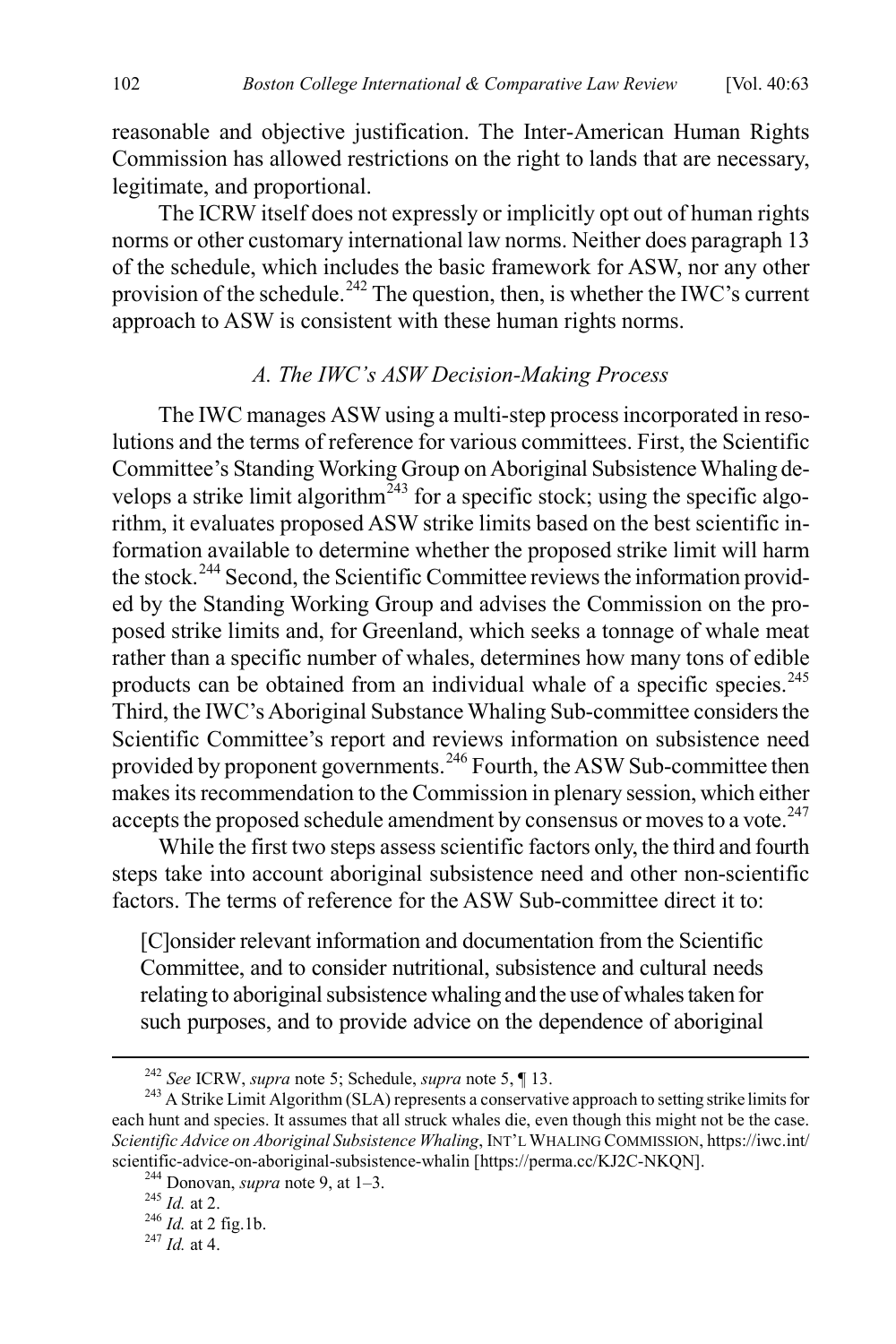reasonable and objective justification. The Inter-American Human Rights Commission has allowed restrictions on the right to lands that are necessary, legitimate, and proportional.

The ICRW itself does not expressly or implicitly opt out of human rights norms or other customary international law norms. Neither does paragraph 13 of the schedule, which includes the basic framework for ASW, nor any other provision of the schedule.[242] The question, then, is whether the IWC's current approach to ASW is consistent with these human rights norms.

### *A. The IWC's ASW Decision-Making Process*

The IWC manages ASW using a multi-step process incorporated in resolutions and the terms of reference for various committees. First, the Scientific Committee's Standing Working Group on Aboriginal Subsistence Whaling develops a strike limit algorithm[243] for a specific stock; using the specific algorithm, it evaluates proposed ASW strike limits based on the best scientific information available to determine whether the proposed strike limit will harm the stock.[244] Second, the Scientific Committee reviews the information provided by the Standing Working Group and advises the Commission on the proposed strike limits and, for Greenland, which seeks a tonnage of whale meat rather than a specific number of whales, determines how many tons of edible products can be obtained from an individual whale of a specific species.[245] Third, the IWC's Aboriginal Substance Whaling Sub-committee considers the Scientific Committee's report and reviews information on subsistence need provided by proponent governments.[246] Fourth, the ASW Sub-committee then makes its recommendation to the Commission in plenary session, which either accepts the proposed schedule amendment by consensus or moves to a vote.[247]

While the first two steps assess scientific factors only, the third and fourth steps take into account aboriginal subsistence need and other non-scientific factors. The terms of reference for the ASW Sub-committee direct it to:

> [C]onsider relevant information and documentation from the Scientific Committee, and to consider nutritional, subsistence and cultural needs relating to aboriginal subsistence whaling and the use of whales taken for such purposes, and to provide advice on the dependence of aboriginal

---

[242] *See* ICRW, *supra* note 5; Schedule, *supra* note 5, ¶ 13.

[243] A Strike Limit Algorithm (SLA) represents a conservative approach to setting strike limits for each hunt and species. It assumes that all struck whales die, even though this might not be the case. *Scientific Advice on Aboriginal Subsistence Whaling*, INT'L WHALING COMMISSION, https://iwc.int/scientific-advice-on-aboriginal-subsistence-whalin [https://perma.cc/KJ2C-NKQN].

[244] Donovan, *supra* note 9, at 1–3.

[245] *Id.* at 2.

[246] *Id.* at 2 fig.1b.

[247] *Id.* at 4.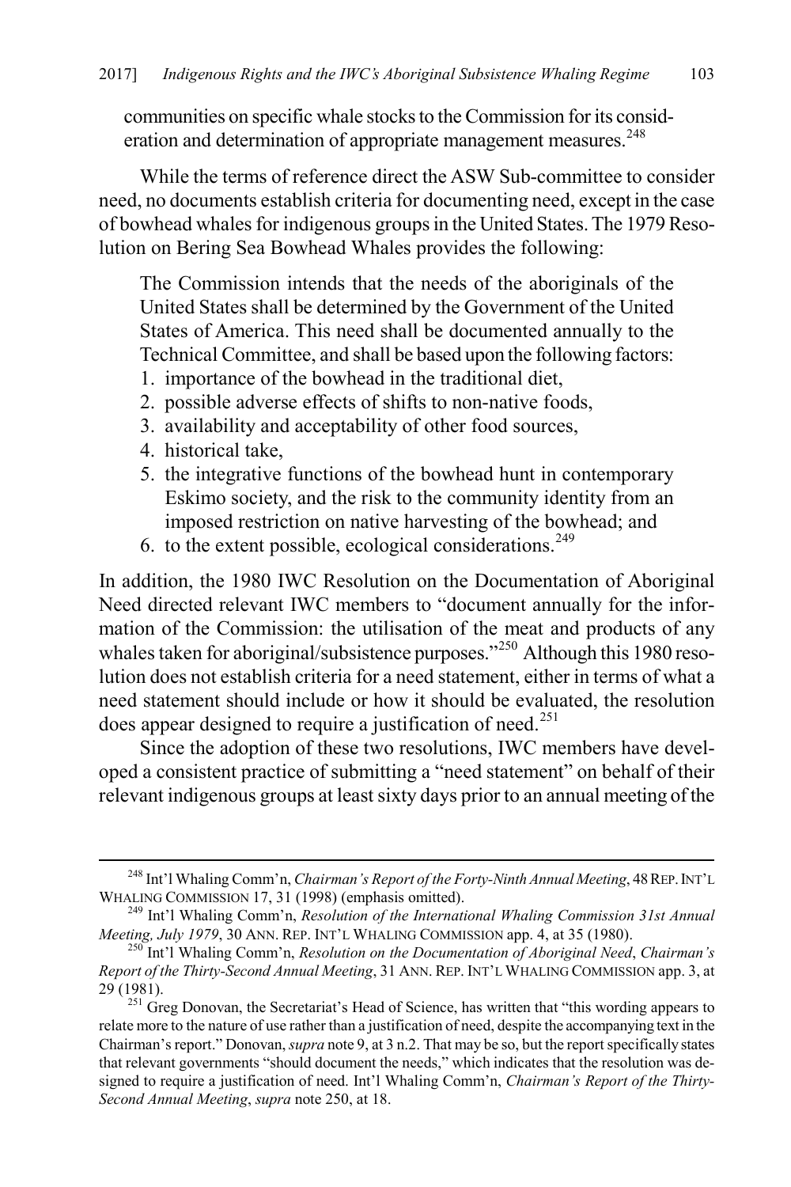communities on specific whale stocks to the Commission for its consideration and determination of appropriate management measures.[248]

While the terms of reference direct the ASW Sub-committee to consider need, no documents establish criteria for documenting need, except in the case of bowhead whales for indigenous groups in the United States. The 1979 Resolution on Bering Sea Bowhead Whales provides the following:

> The Commission intends that the needs of the aboriginals of the United States shall be determined by the Government of the United States of America. This need shall be documented annually to the Technical Committee, and shall be based upon the following factors:
> 1. importance of the bowhead in the traditional diet,
> 2. possible adverse effects of shifts to non-native foods,
> 3. availability and acceptability of other food sources,
> 4. historical take,
> 5. the integrative functions of the bowhead hunt in contemporary Eskimo society, and the risk to the community identity from an imposed restriction on native harvesting of the bowhead; and
> 6. to the extent possible, ecological considerations.[249]

In addition, the 1980 IWC Resolution on the Documentation of Aboriginal Need directed relevant IWC members to "document annually for the information of the Commission: the utilisation of the meat and products of any whales taken for aboriginal/subsistence purposes."[250] Although this 1980 resolution does not establish criteria for a need statement, either in terms of what a need statement should include or how it should be evaluated, the resolution does appear designed to require a justification of need.[251]

Since the adoption of these two resolutions, IWC members have developed a consistent practice of submitting a "need statement" on behalf of their relevant indigenous groups at least sixty days prior to an annual meeting of the

---

[248] Int'l Whaling Comm'n, *Chairman's Report of the Forty-Ninth Annual Meeting*, 48 REP. INT'L WHALING COMMISSION 17, 31 (1998) (emphasis omitted).

[249] Int'l Whaling Comm'n, *Resolution of the International Whaling Commission 31st Annual Meeting, July 1979*, 30 ANN. REP. INT'L WHALING COMMISSION app. 4, at 35 (1980).

[250] Int'l Whaling Comm'n, *Resolution on the Documentation of Aboriginal Need*, *Chairman's Report of the Thirty-Second Annual Meeting*, 31 ANN. REP. INT'L WHALING COMMISSION app. 3, at 29 (1981).

[251] Greg Donovan, the Secretariat's Head of Science, has written that "this wording appears to relate more to the nature of use rather than a justification of need, despite the accompanying text in the Chairman's report." Donovan, *supra* note 9, at 3 n.2. That may be so, but the report specifically states that relevant governments "should document the needs," which indicates that the resolution was designed to require a justification of need. Int'l Whaling Comm'n, *Chairman's Report of the Thirty-Second Annual Meeting*, *supra* note 250, at 18.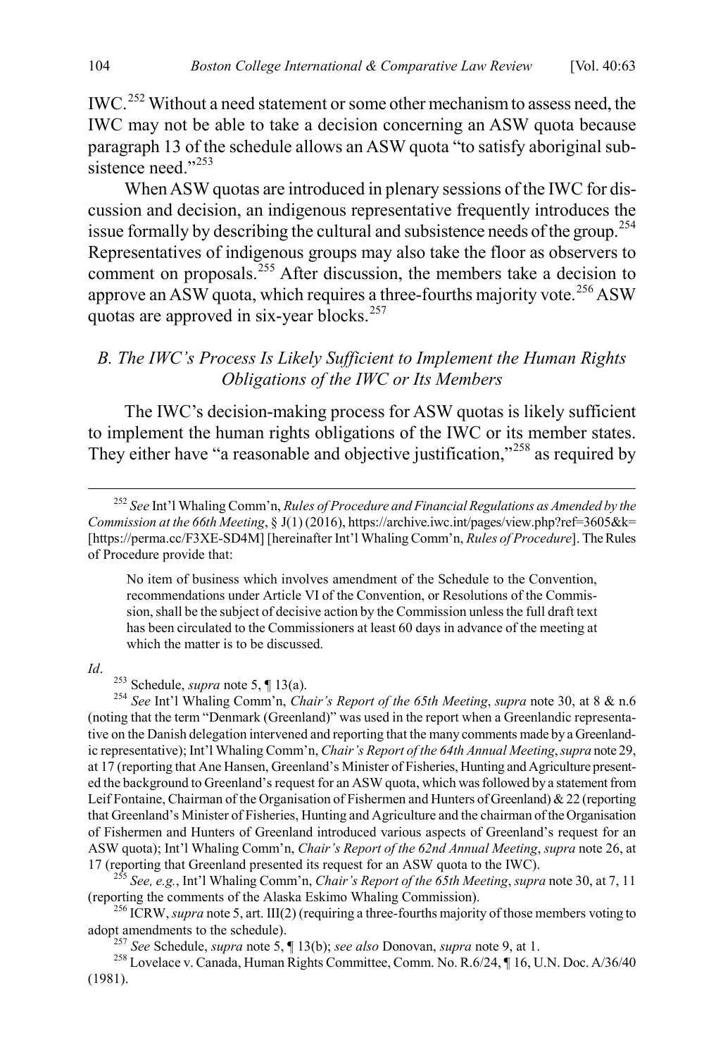IWC.[252] Without a need statement or some other mechanism to assess need, the IWC may not be able to take a decision concerning an ASW quota because paragraph 13 of the schedule allows an ASW quota "to satisfy aboriginal subsistence need."[253]

When ASW quotas are introduced in plenary sessions of the IWC for discussion and decision, an indigenous representative frequently introduces the issue formally by describing the cultural and subsistence needs of the group.[254] Representatives of indigenous groups may also take the floor as observers to comment on proposals.[255] After discussion, the members take a decision to approve an ASW quota, which requires a three-fourths majority vote.[256] ASW quotas are approved in six-year blocks.[257]

### *B. The IWC's Process Is Likely Sufficient to Implement the Human Rights Obligations of the IWC or Its Members*

The IWC's decision-making process for ASW quotas is likely sufficient to implement the human rights obligations of the IWC or its member states. They either have "a reasonable and objective justification,"[258] as required by

---

[252] *See* Int'l Whaling Comm'n, *Rules of Procedure and Financial Regulations as Amended by the Commission at the 66th Meeting*, § J(1) (2016), https://archive.iwc.int/pages/view.php?ref=3605&k= [https://perma.cc/F3XE-SD4M] [hereinafter Int'l Whaling Comm'n, *Rules of Procedure*]. The Rules of Procedure provide that:

> No item of business which involves amendment of the Schedule to the Convention, recommendations under Article VI of the Convention, or Resolutions of the Commission, shall be the subject of decisive action by the Commission unless the full draft text has been circulated to the Commissioners at least 60 days in advance of the meeting at which the matter is to be discussed.

*Id*.

[253] Schedule, *supra* note 5, ¶ 13(a).

[254] *See* Int'l Whaling Comm'n, *Chair's Report of the 65th Meeting*, *supra* note 30, at 8 & n.6 (noting that the term "Denmark (Greenland)" was used in the report when a Greenlandic representative on the Danish delegation intervened and reporting that the many comments made by a Greenlandic representative); Int'l Whaling Comm'n, *Chair's Report of the 64th Annual Meeting*, *supra* note 29, at 17 (reporting that Ane Hansen, Greenland's Minister of Fisheries, Hunting and Agriculture presented the background to Greenland's request for an ASW quota, which was followed by a statement from Leif Fontaine, Chairman of the Organisation of Fishermen and Hunters of Greenland) & 22 (reporting that Greenland's Minister of Fisheries, Hunting and Agriculture and the chairman of the Organisation of Fishermen and Hunters of Greenland introduced various aspects of Greenland's request for an ASW quota); Int'l Whaling Comm'n, *Chair's Report of the 62nd Annual Meeting*, *supra* note 26, at 17 (reporting that Greenland presented its request for an ASW quota to the IWC).

[255] *See, e.g.*, Int'l Whaling Comm'n, *Chair's Report of the 65th Meeting*, *supra* note 30, at 7, 11 (reporting the comments of the Alaska Eskimo Whaling Commission).

[256] ICRW, *supra* note 5, art. III(2) (requiring a three-fourths majority of those members voting to adopt amendments to the schedule).

[257] *See* Schedule, *supra* note 5, ¶ 13(b); *see also* Donovan, *supra* note 9, at 1.

[258] Lovelace v. Canada, Human Rights Committee, Comm. No. R.6/24, ¶ 16, U.N. Doc. A/36/40 (1981).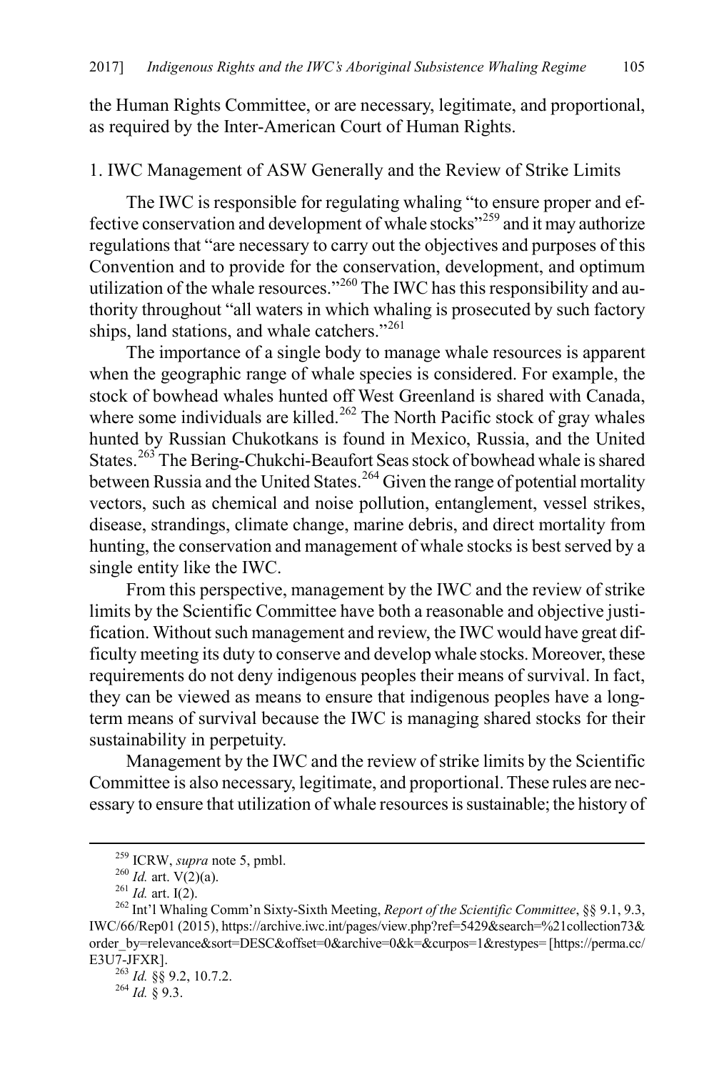the Human Rights Committee, or are necessary, legitimate, and proportional, as required by the Inter-American Court of Human Rights.

### 1. IWC Management of ASW Generally and the Review of Strike Limits

The IWC is responsible for regulating whaling "to ensure proper and effective conservation and development of whale stocks"[259] and it may authorize regulations that "are necessary to carry out the objectives and purposes of this Convention and to provide for the conservation, development, and optimum utilization of the whale resources."[260] The IWC has this responsibility and authority throughout "all waters in which whaling is prosecuted by such factory ships, land stations, and whale catchers."[261]

The importance of a single body to manage whale resources is apparent when the geographic range of whale species is considered. For example, the stock of bowhead whales hunted off West Greenland is shared with Canada, where some individuals are killed.[262] The North Pacific stock of gray whales hunted by Russian Chukotkans is found in Mexico, Russia, and the United States.[263] The Bering-Chukchi-Beaufort Seas stock of bowhead whale is shared between Russia and the United States.[264] Given the range of potential mortality vectors, such as chemical and noise pollution, entanglement, vessel strikes, disease, strandings, climate change, marine debris, and direct mortality from hunting, the conservation and management of whale stocks is best served by a single entity like the IWC.

From this perspective, management by the IWC and the review of strike limits by the Scientific Committee have both a reasonable and objective justification. Without such management and review, the IWC would have great difficulty meeting its duty to conserve and develop whale stocks. Moreover, these requirements do not deny indigenous peoples their means of survival. In fact, they can be viewed as means to ensure that indigenous peoples have a long-term means of survival because the IWC is managing shared stocks for their sustainability in perpetuity.

Management by the IWC and the review of strike limits by the Scientific Committee is also necessary, legitimate, and proportional. These rules are necessary to ensure that utilization of whale resources is sustainable; the history of

---

[259] ICRW, *supra* note 5, pmbl.

[260] *Id.* art. V(2)(a).

[261] *Id.* art. I(2).

[262] Int'l Whaling Comm'n Sixty-Sixth Meeting, *Report of the Scientific Committee*, §§ 9.1, 9.3, IWC/66/Rep01 (2015), https://archive.iwc.int/pages/view.php?ref=5429&search=%21collection73&order_by=relevance&sort=DESC&offset=0&archive=0&k=&curpos=1&restypes= [https://perma.cc/E3U7-JFXR].

[263] *Id.* §§ 9.2, 10.7.2.

[264] *Id.* § 9.3.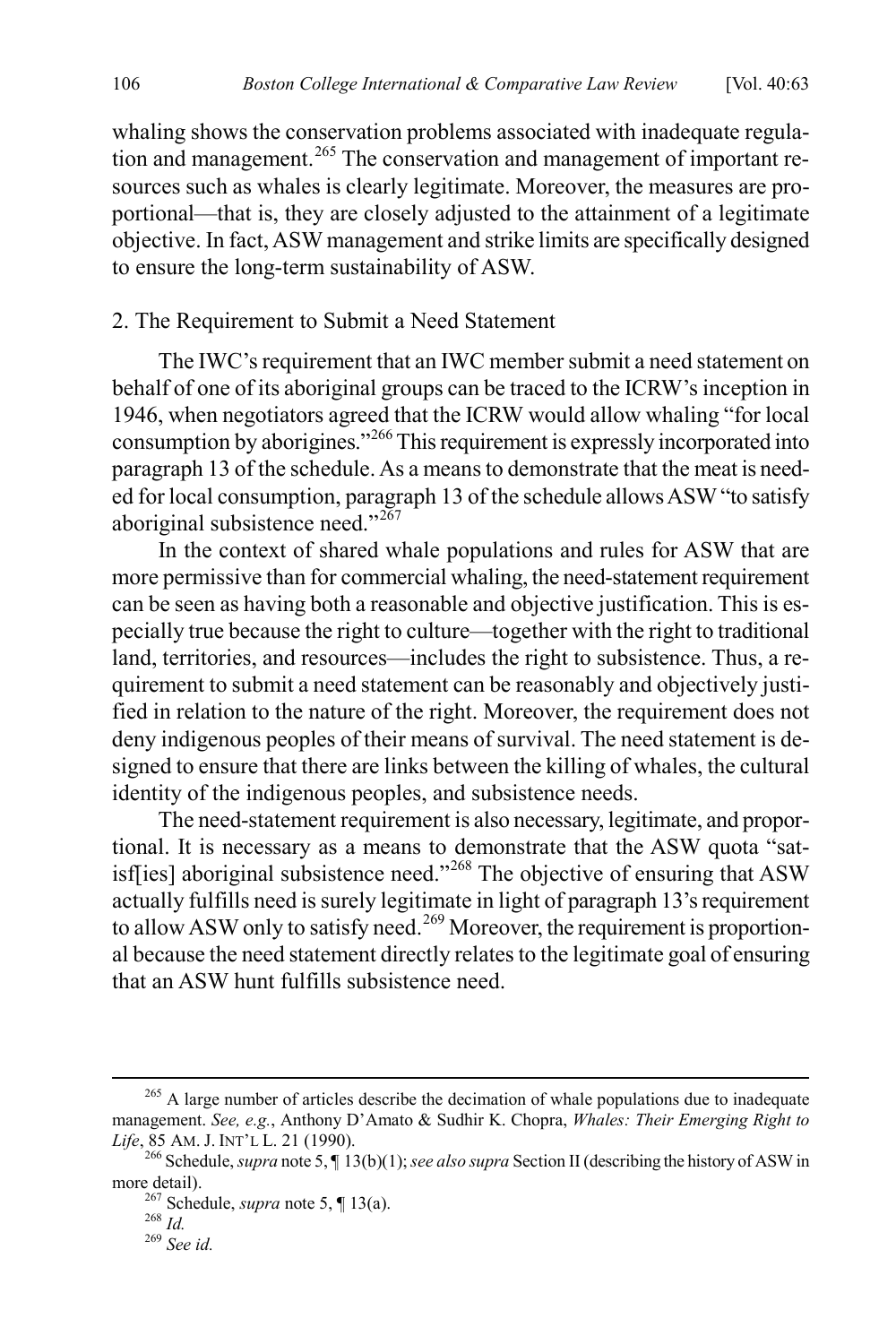whaling shows the conservation problems associated with inadequate regulation and management.[265] The conservation and management of important resources such as whales is clearly legitimate. Moreover, the measures are proportional—that is, they are closely adjusted to the attainment of a legitimate objective. In fact, ASW management and strike limits are specifically designed to ensure the long-term sustainability of ASW.

### 2. The Requirement to Submit a Need Statement

The IWC's requirement that an IWC member submit a need statement on behalf of one of its aboriginal groups can be traced to the ICRW's inception in 1946, when negotiators agreed that the ICRW would allow whaling "for local consumption by aborigines."[266] This requirement is expressly incorporated into paragraph 13 of the schedule. As a means to demonstrate that the meat is needed for local consumption, paragraph 13 of the schedule allows ASW "to satisfy aboriginal subsistence need."[267]

In the context of shared whale populations and rules for ASW that are more permissive than for commercial whaling, the need-statement requirement can be seen as having both a reasonable and objective justification. This is especially true because the right to culture—together with the right to traditional land, territories, and resources—includes the right to subsistence. Thus, a requirement to submit a need statement can be reasonably and objectively justified in relation to the nature of the right. Moreover, the requirement does not deny indigenous peoples of their means of survival. The need statement is designed to ensure that there are links between the killing of whales, the cultural identity of the indigenous peoples, and subsistence needs.

The need-statement requirement is also necessary, legitimate, and proportional. It is necessary as a means to demonstrate that the ASW quota "satisf[ies] aboriginal subsistence need."[268] The objective of ensuring that ASW actually fulfills need is surely legitimate in light of paragraph 13's requirement to allow ASW only to satisfy need.[269] Moreover, the requirement is proportional because the need statement directly relates to the legitimate goal of ensuring that an ASW hunt fulfills subsistence need.

---

[265] A large number of articles describe the decimation of whale populations due to inadequate management. *See, e.g.*, Anthony D'Amato & Sudhir K. Chopra, *Whales: Their Emerging Right to Life*, 85 AM. J. INT'L L. 21 (1990).

[266] Schedule, *supra* note 5, ¶ 13(b)(1); *see also supra* Section II (describing the history of ASW in more detail).

[267] Schedule, *supra* note 5, ¶ 13(a).

[268] *Id.*

[269] *See id.*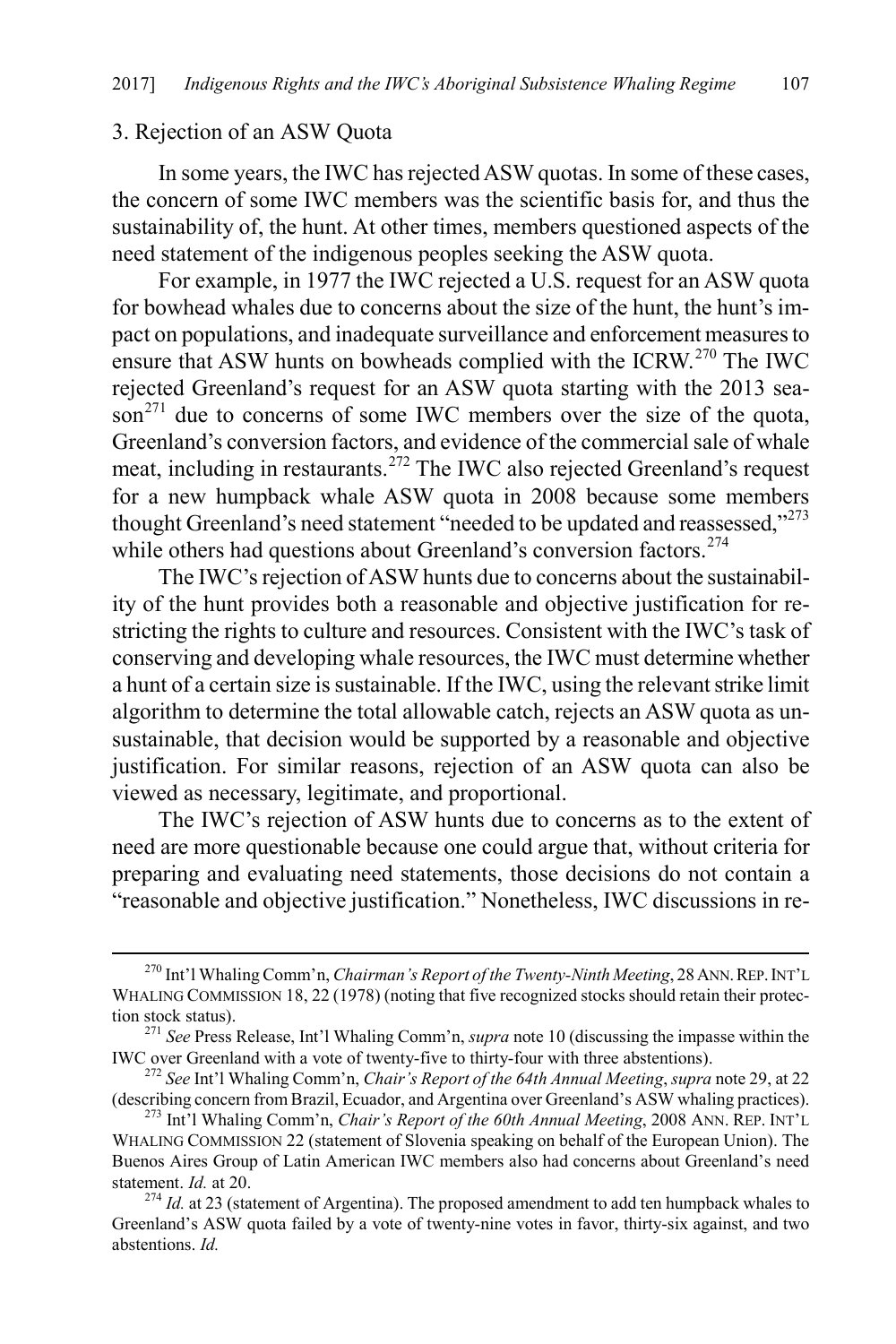### 3. Rejection of an ASW Quota

In some years, the IWC has rejected ASW quotas. In some of these cases, the concern of some IWC members was the scientific basis for, and thus the sustainability of, the hunt. At other times, members questioned aspects of the need statement of the indigenous peoples seeking the ASW quota.

For example, in 1977 the IWC rejected a U.S. request for an ASW quota for bowhead whales due to concerns about the size of the hunt, the hunt's impact on populations, and inadequate surveillance and enforcement measures to ensure that ASW hunts on bowheads complied with the ICRW.[270] The IWC rejected Greenland's request for an ASW quota starting with the 2013 season[271] due to concerns of some IWC members over the size of the quota, Greenland's conversion factors, and evidence of the commercial sale of whale meat, including in restaurants.[272] The IWC also rejected Greenland's request for a new humpback whale ASW quota in 2008 because some members thought Greenland's need statement "needed to be updated and reassessed,"[273] while others had questions about Greenland's conversion factors.[274]

The IWC's rejection of ASW hunts due to concerns about the sustainability of the hunt provides both a reasonable and objective justification for restricting the rights to culture and resources. Consistent with the IWC's task of conserving and developing whale resources, the IWC must determine whether a hunt of a certain size is sustainable. If the IWC, using the relevant strike limit algorithm to determine the total allowable catch, rejects an ASW quota as unsustainable, that decision would be supported by a reasonable and objective justification. For similar reasons, rejection of an ASW quota can also be viewed as necessary, legitimate, and proportional.

The IWC's rejection of ASW hunts due to concerns as to the extent of need are more questionable because one could argue that, without criteria for preparing and evaluating need statements, those decisions do not contain a "reasonable and objective justification." Nonetheless, IWC discussions in re-

---

[270] Int'l Whaling Comm'n, *Chairman's Report of the Twenty-Ninth Meeting*, 28 ANN. REP. INT'L WHALING COMMISSION 18, 22 (1978) (noting that five recognized stocks should retain their protection stock status).

[271] *See* Press Release, Int'l Whaling Comm'n, *supra* note 10 (discussing the impasse within the IWC over Greenland with a vote of twenty-five to thirty-four with three abstentions).

[272] *See* Int'l Whaling Comm'n, *Chair's Report of the 64th Annual Meeting*, *supra* note 29, at 22 (describing concern from Brazil, Ecuador, and Argentina over Greenland's ASW whaling practices).

[273] Int'l Whaling Comm'n, *Chair's Report of the 60th Annual Meeting*, 2008 ANN. REP. INT'L WHALING COMMISSION 22 (statement of Slovenia speaking on behalf of the European Union). The Buenos Aires Group of Latin American IWC members also had concerns about Greenland's need statement. *Id.* at 20.

[274] *Id.* at 23 (statement of Argentina). The proposed amendment to add ten humpback whales to Greenland's ASW quota failed by a vote of twenty-nine votes in favor, thirty-six against, and two abstentions. *Id.*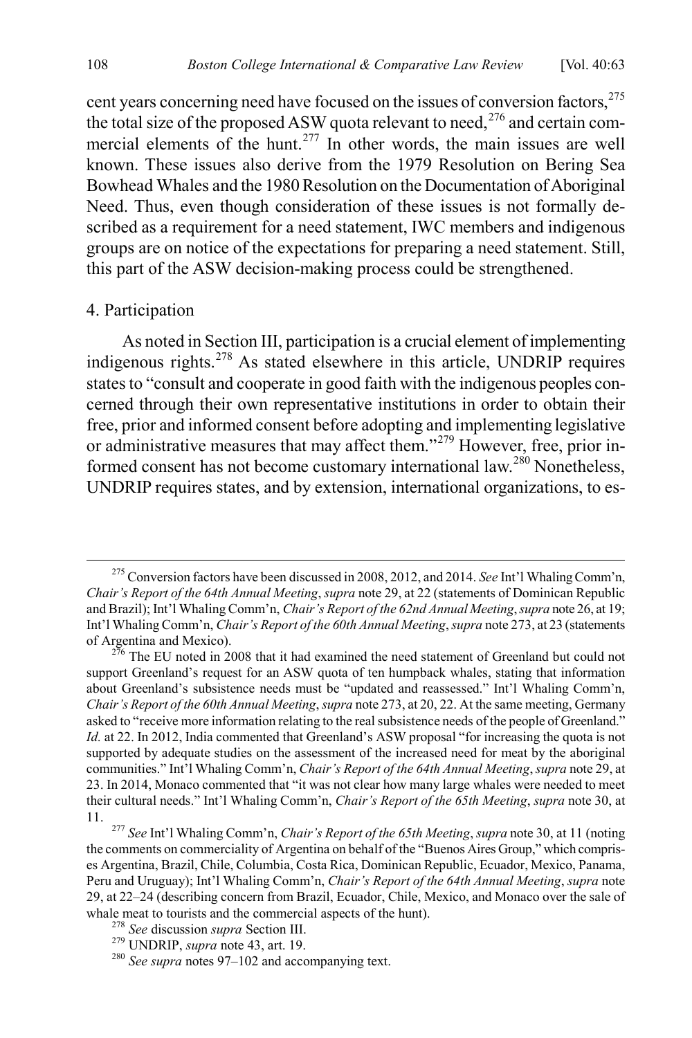cent years concerning need have focused on the issues of conversion factors,[275] the total size of the proposed ASW quota relevant to need,[276] and certain commercial elements of the hunt.[277] In other words, the main issues are well known. These issues also derive from the 1979 Resolution on Bering Sea Bowhead Whales and the 1980 Resolution on the Documentation of Aboriginal Need. Thus, even though consideration of these issues is not formally described as a requirement for a need statement, IWC members and indigenous groups are on notice of the expectations for preparing a need statement. Still, this part of the ASW decision-making process could be strengthened.

#### 4. Participation

As noted in Section III, participation is a crucial element of implementing indigenous rights.[278] As stated elsewhere in this article, UNDRIP requires states to "consult and cooperate in good faith with the indigenous peoples concerned through their own representative institutions in order to obtain their free, prior and informed consent before adopting and implementing legislative or administrative measures that may affect them."[279] However, free, prior informed consent has not become customary international law.[280] Nonetheless, UNDRIP requires states, and by extension, international organizations, to es-

---

[275] Conversion factors have been discussed in 2008, 2012, and 2014. *See* Int'l Whaling Comm'n, *Chair's Report of the 64th Annual Meeting*, *supra* note 29, at 22 (statements of Dominican Republic and Brazil); Int'l Whaling Comm'n, *Chair's Report of the 62nd Annual Meeting*, *supra* note 26, at 19; Int'l Whaling Comm'n, *Chair's Report of the 60th Annual Meeting*, *supra* note 273, at 23 (statements of Argentina and Mexico).

[276] The EU noted in 2008 that it had examined the need statement of Greenland but could not support Greenland's request for an ASW quota of ten humpback whales, stating that information about Greenland's subsistence needs must be "updated and reassessed." Int'l Whaling Comm'n, *Chair's Report of the 60th Annual Meeting*, *supra* note 273, at 20, 22. At the same meeting, Germany asked to "receive more information relating to the real subsistence needs of the people of Greenland." *Id.* at 22. In 2012, India commented that Greenland's ASW proposal "for increasing the quota is not supported by adequate studies on the assessment of the increased need for meat by the aboriginal communities." Int'l Whaling Comm'n, *Chair's Report of the 64th Annual Meeting*, *supra* note 29, at 23. In 2014, Monaco commented that "it was not clear how many large whales were needed to meet their cultural needs." Int'l Whaling Comm'n, *Chair's Report of the 65th Meeting*, *supra* note 30, at 11.

[277] *See* Int'l Whaling Comm'n, *Chair's Report of the 65th Meeting*, *supra* note 30, at 11 (noting the comments on commerciality of Argentina on behalf of the "Buenos Aires Group," which comprises Argentina, Brazil, Chile, Columbia, Costa Rica, Dominican Republic, Ecuador, Mexico, Panama, Peru and Uruguay); Int'l Whaling Comm'n, *Chair's Report of the 64th Annual Meeting*, *supra* note 29, at 22–24 (describing concern from Brazil, Ecuador, Chile, Mexico, and Monaco over the sale of whale meat to tourists and the commercial aspects of the hunt).

[278] *See* discussion *supra* Section III.

[279] UNDRIP, *supra* note 43, art. 19.

[280] *See supra* notes 97–102 and accompanying text.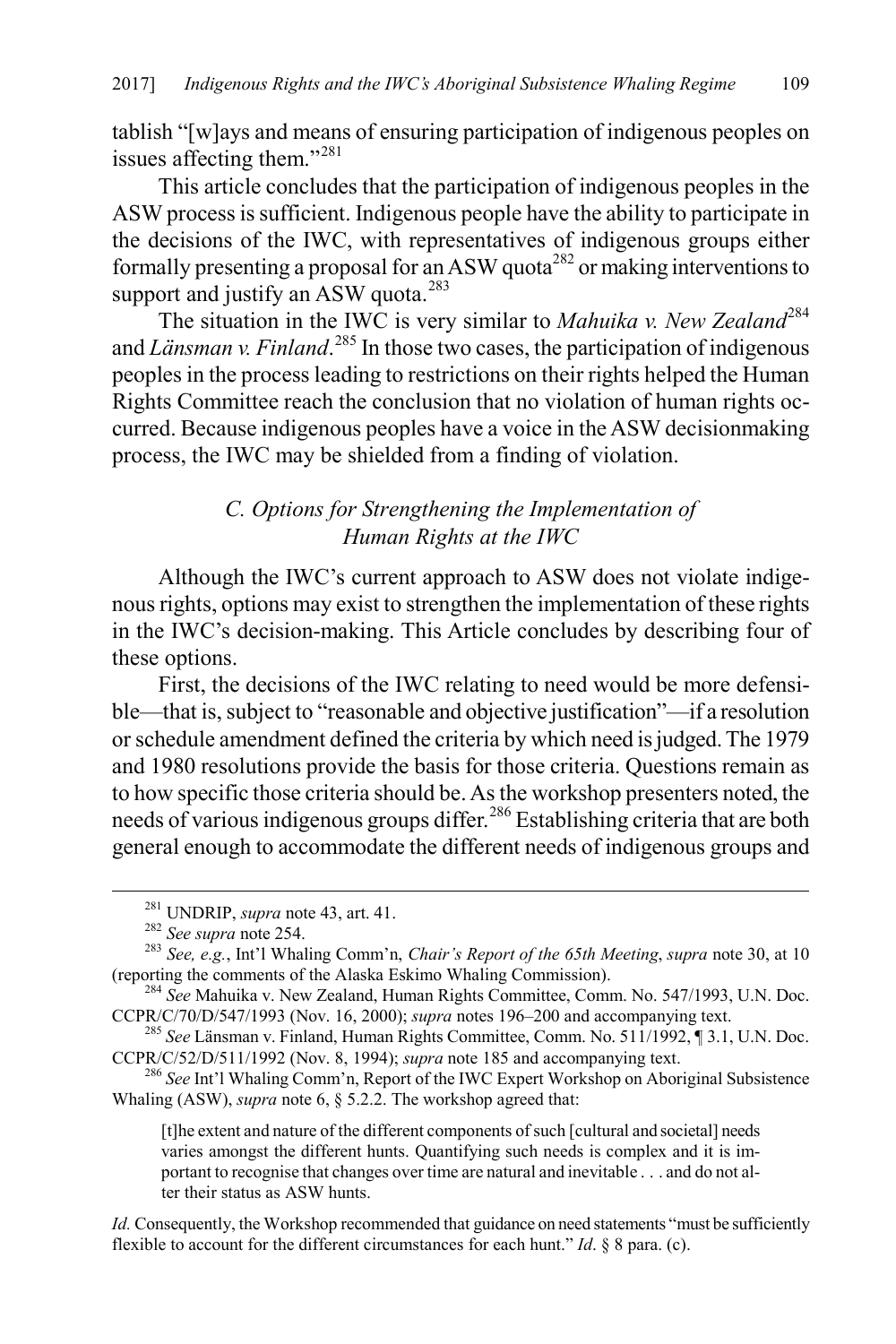tablish "[w]ays and means of ensuring participation of indigenous peoples on issues affecting them."[281]

This article concludes that the participation of indigenous peoples in the ASW process is sufficient. Indigenous people have the ability to participate in the decisions of the IWC, with representatives of indigenous groups either formally presenting a proposal for an ASW quota[282] or making interventions to support and justify an ASW quota.[283]

The situation in the IWC is very similar to *Mahuika v. New Zealand*[284] and *Länsman v. Finland*.[285] In those two cases, the participation of indigenous peoples in the process leading to restrictions on their rights helped the Human Rights Committee reach the conclusion that no violation of human rights occurred. Because indigenous peoples have a voice in the ASW decisionmaking process, the IWC may be shielded from a finding of violation.

### *C. Options for Strengthening the Implementation of Human Rights at the IWC*

Although the IWC's current approach to ASW does not violate indigenous rights, options may exist to strengthen the implementation of these rights in the IWC's decision-making. This Article concludes by describing four of these options.

First, the decisions of the IWC relating to need would be more defensible—that is, subject to "reasonable and objective justification"—if a resolution or schedule amendment defined the criteria by which need is judged. The 1979 and 1980 resolutions provide the basis for those criteria. Questions remain as to how specific those criteria should be. As the workshop presenters noted, the needs of various indigenous groups differ.[286] Establishing criteria that are both general enough to accommodate the different needs of indigenous groups and

---

[281] UNDRIP, *supra* note 43, art. 41.

[282] *See supra* note 254.

[283] *See, e.g.*, Int'l Whaling Comm'n, *Chair's Report of the 65th Meeting*, *supra* note 30, at 10 (reporting the comments of the Alaska Eskimo Whaling Commission).

[284] *See* Mahuika v. New Zealand, Human Rights Committee, Comm. No. 547/1993, U.N. Doc. CCPR/C/70/D/547/1993 (Nov. 16, 2000); *supra* notes 196–200 and accompanying text.

[285] *See* Länsman v. Finland, Human Rights Committee, Comm. No. 511/1992, ¶ 3.1, U.N. Doc. CCPR/C/52/D/511/1992 (Nov. 8, 1994); *supra* note 185 and accompanying text.

[286] *See* Int'l Whaling Comm'n, Report of the IWC Expert Workshop on Aboriginal Subsistence Whaling (ASW), *supra* note 6, § 5.2.2. The workshop agreed that:

> [t]he extent and nature of the different components of such [cultural and societal] needs varies amongst the different hunts. Quantifying such needs is complex and it is important to recognise that changes over time are natural and inevitable . . . and do not alter their status as ASW hunts.

*Id.* Consequently, the Workshop recommended that guidance on need statements "must be sufficiently flexible to account for the different circumstances for each hunt." *Id*. § 8 para. (c).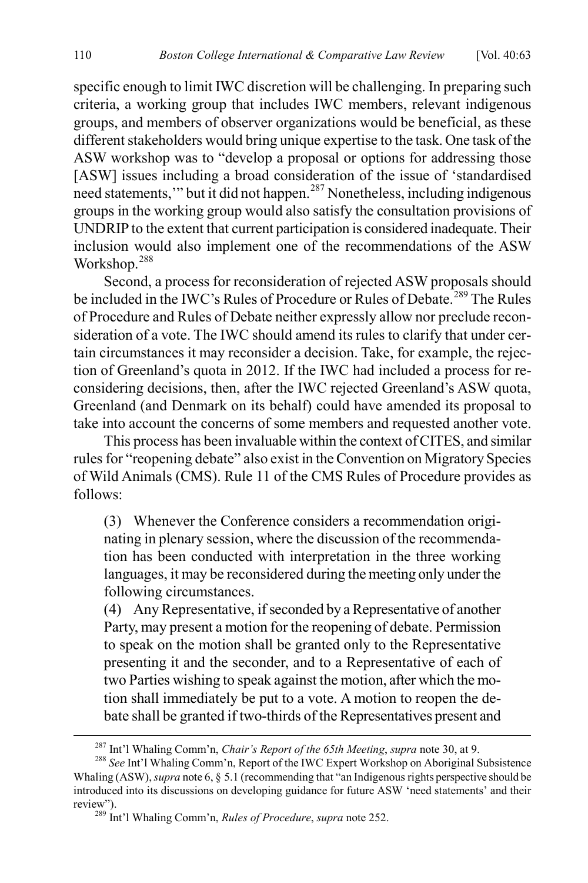specific enough to limit IWC discretion will be challenging. In preparing such criteria, a working group that includes IWC members, relevant indigenous groups, and members of observer organizations would be beneficial, as these different stakeholders would bring unique expertise to the task. One task of the ASW workshop was to "develop a proposal or options for addressing those [ASW] issues including a broad consideration of the issue of 'standardised need statements,'" but it did not happen.[287] Nonetheless, including indigenous groups in the working group would also satisfy the consultation provisions of UNDRIP to the extent that current participation is considered inadequate. Their inclusion would also implement one of the recommendations of the ASW Workshop.[288]

Second, a process for reconsideration of rejected ASW proposals should be included in the IWC's Rules of Procedure or Rules of Debate.[289] The Rules of Procedure and Rules of Debate neither expressly allow nor preclude reconsideration of a vote. The IWC should amend its rules to clarify that under certain circumstances it may reconsider a decision. Take, for example, the rejection of Greenland's quota in 2012. If the IWC had included a process for reconsidering decisions, then, after the IWC rejected Greenland's ASW quota, Greenland (and Denmark on its behalf) could have amended its proposal to take into account the concerns of some members and requested another vote.

This process has been invaluable within the context of CITES, and similar rules for "reopening debate" also exist in the Convention on Migratory Species of Wild Animals (CMS). Rule 11 of the CMS Rules of Procedure provides as follows:

> (3) Whenever the Conference considers a recommendation originating in plenary session, where the discussion of the recommendation has been conducted with interpretation in the three working languages, it may be reconsidered during the meeting only under the following circumstances.
>
> (4) Any Representative, if seconded by a Representative of another Party, may present a motion for the reopening of debate. Permission to speak on the motion shall be granted only to the Representative presenting it and the seconder, and to a Representative of each of two Parties wishing to speak against the motion, after which the motion shall immediately be put to a vote. A motion to reopen the debate shall be granted if two-thirds of the Representatives present and

---

[287] Int'l Whaling Comm'n, *Chair's Report of the 65th Meeting*, *supra* note 30, at 9.

[288] *See* Int'l Whaling Comm'n, Report of the IWC Expert Workshop on Aboriginal Subsistence Whaling (ASW), *supra* note 6, § 5.1 (recommending that "an Indigenous rights perspective should be introduced into its discussions on developing guidance for future ASW 'need statements' and their review").

[289] Int'l Whaling Comm'n, *Rules of Procedure*, *supra* note 252.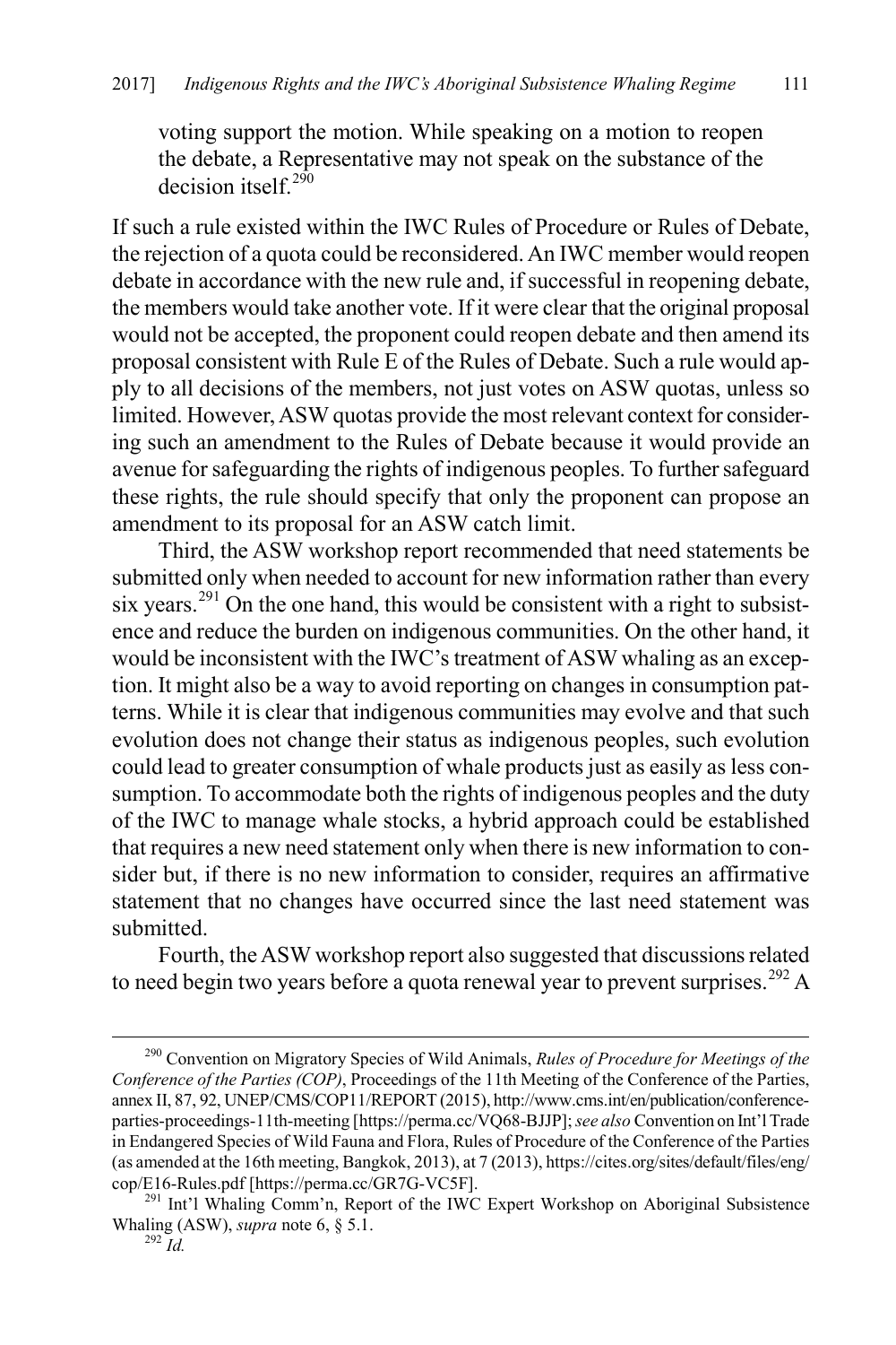voting support the motion. While speaking on a motion to reopen the debate, a Representative may not speak on the substance of the decision itself.[290]

If such a rule existed within the IWC Rules of Procedure or Rules of Debate, the rejection of a quota could be reconsidered. An IWC member would reopen debate in accordance with the new rule and, if successful in reopening debate, the members would take another vote. If it were clear that the original proposal would not be accepted, the proponent could reopen debate and then amend its proposal consistent with Rule E of the Rules of Debate. Such a rule would apply to all decisions of the members, not just votes on ASW quotas, unless so limited. However, ASW quotas provide the most relevant context for considering such an amendment to the Rules of Debate because it would provide an avenue for safeguarding the rights of indigenous peoples. To further safeguard these rights, the rule should specify that only the proponent can propose an amendment to its proposal for an ASW catch limit.

Third, the ASW workshop report recommended that need statements be submitted only when needed to account for new information rather than every six years.[291] On the one hand, this would be consistent with a right to subsistence and reduce the burden on indigenous communities. On the other hand, it would be inconsistent with the IWC's treatment of ASW whaling as an exception. It might also be a way to avoid reporting on changes in consumption patterns. While it is clear that indigenous communities may evolve and that such evolution does not change their status as indigenous peoples, such evolution could lead to greater consumption of whale products just as easily as less consumption. To accommodate both the rights of indigenous peoples and the duty of the IWC to manage whale stocks, a hybrid approach could be established that requires a new need statement only when there is new information to consider but, if there is no new information to consider, requires an affirmative statement that no changes have occurred since the last need statement was submitted.

Fourth, the ASW workshop report also suggested that discussions related to need begin two years before a quota renewal year to prevent surprises.[292] A

---

[290] Convention on Migratory Species of Wild Animals, *Rules of Procedure for Meetings of the Conference of the Parties (COP)*, Proceedings of the 11th Meeting of the Conference of the Parties, annex II, 87, 92, UNEP/CMS/COP11/REPORT (2015), http://www.cms.int/en/publication/conference-parties-proceedings-11th-meeting [https://perma.cc/VQ68-BJJP]; *see also* Convention on Int'l Trade in Endangered Species of Wild Fauna and Flora, Rules of Procedure of the Conference of the Parties (as amended at the 16th meeting, Bangkok, 2013), at 7 (2013), https://cites.org/sites/default/files/eng/cop/E16-Rules.pdf [https://perma.cc/GR7G-VC5F].

[291] Int'l Whaling Comm'n, Report of the IWC Expert Workshop on Aboriginal Subsistence Whaling (ASW), *supra* note 6, § 5.1.

[292] *Id.*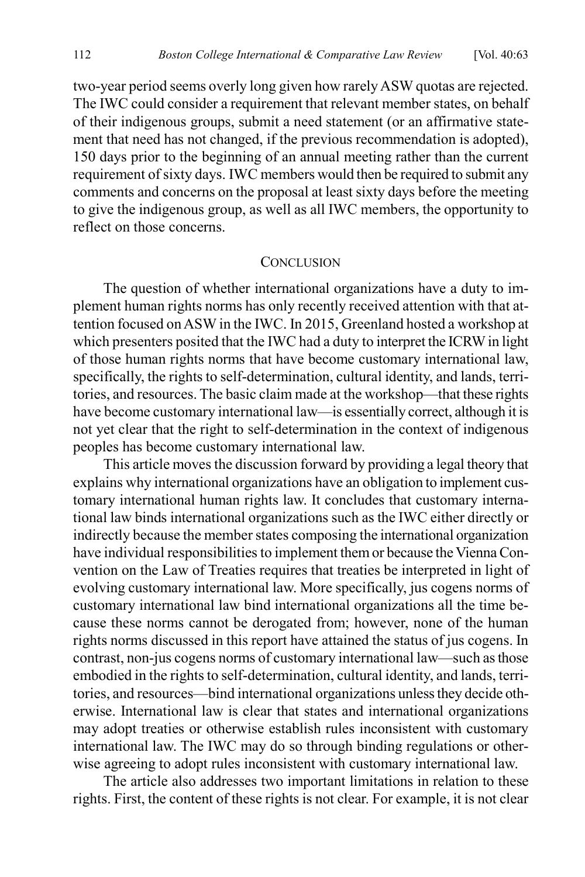two-year period seems overly long given how rarely ASW quotas are rejected. The IWC could consider a requirement that relevant member states, on behalf of their indigenous groups, submit a need statement (or an affirmative statement that need has not changed, if the previous recommendation is adopted), 150 days prior to the beginning of an annual meeting rather than the current requirement of sixty days. IWC members would then be required to submit any comments and concerns on the proposal at least sixty days before the meeting to give the indigenous group, as well as all IWC members, the opportunity to reflect on those concerns.

## CONCLUSION

The question of whether international organizations have a duty to implement human rights norms has only recently received attention with that attention focused on ASW in the IWC. In 2015, Greenland hosted a workshop at which presenters posited that the IWC had a duty to interpret the ICRW in light of those human rights norms that have become customary international law, specifically, the rights to self-determination, cultural identity, and lands, territories, and resources. The basic claim made at the workshop—that these rights have become customary international law—is essentially correct, although it is not yet clear that the right to self-determination in the context of indigenous peoples has become customary international law.

This article moves the discussion forward by providing a legal theory that explains why international organizations have an obligation to implement customary international human rights law. It concludes that customary international law binds international organizations such as the IWC either directly or indirectly because the member states composing the international organization have individual responsibilities to implement them or because the Vienna Convention on the Law of Treaties requires that treaties be interpreted in light of evolving customary international law. More specifically, jus cogens norms of customary international law bind international organizations all the time because these norms cannot be derogated from; however, none of the human rights norms discussed in this report have attained the status of jus cogens. In contrast, non-jus cogens norms of customary international law—such as those embodied in the rights to self-determination, cultural identity, and lands, territories, and resources—bind international organizations unless they decide otherwise. International law is clear that states and international organizations may adopt treaties or otherwise establish rules inconsistent with customary international law. The IWC may do so through binding regulations or otherwise agreeing to adopt rules inconsistent with customary international law.

The article also addresses two important limitations in relation to these rights. First, the content of these rights is not clear. For example, it is not clear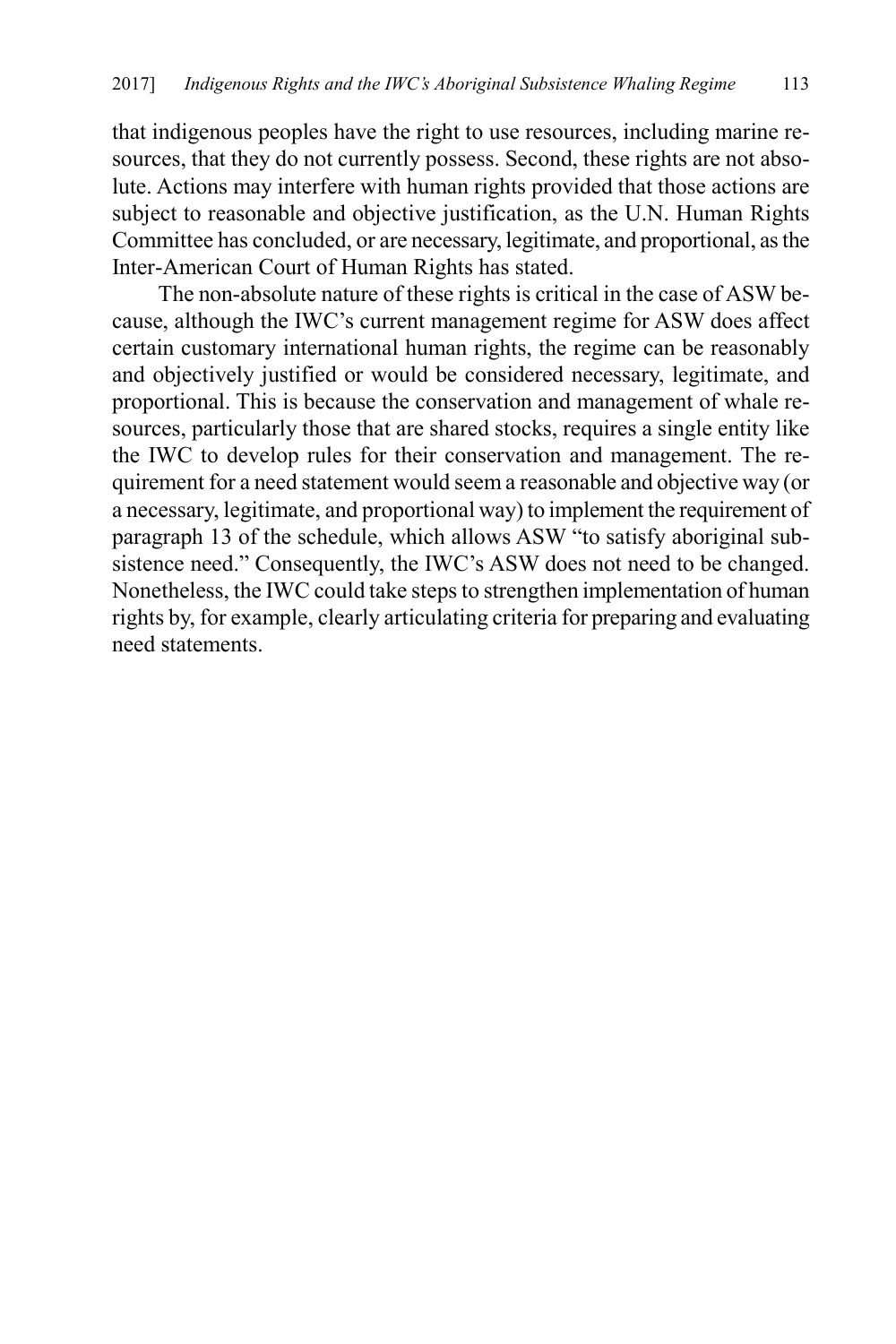that indigenous peoples have the right to use resources, including marine resources, that they do not currently possess. Second, these rights are not absolute. Actions may interfere with human rights provided that those actions are subject to reasonable and objective justification, as the U.N. Human Rights Committee has concluded, or are necessary, legitimate, and proportional, as the Inter-American Court of Human Rights has stated.

The non-absolute nature of these rights is critical in the case of ASW because, although the IWC's current management regime for ASW does affect certain customary international human rights, the regime can be reasonably and objectively justified or would be considered necessary, legitimate, and proportional. This is because the conservation and management of whale resources, particularly those that are shared stocks, requires a single entity like the IWC to develop rules for their conservation and management. The requirement for a need statement would seem a reasonable and objective way (or a necessary, legitimate, and proportional way) to implement the requirement of paragraph 13 of the schedule, which allows ASW "to satisfy aboriginal subsistence need." Consequently, the IWC's ASW does not need to be changed. Nonetheless, the IWC could take steps to strengthen implementation of human rights by, for example, clearly articulating criteria for preparing and evaluating need statements.